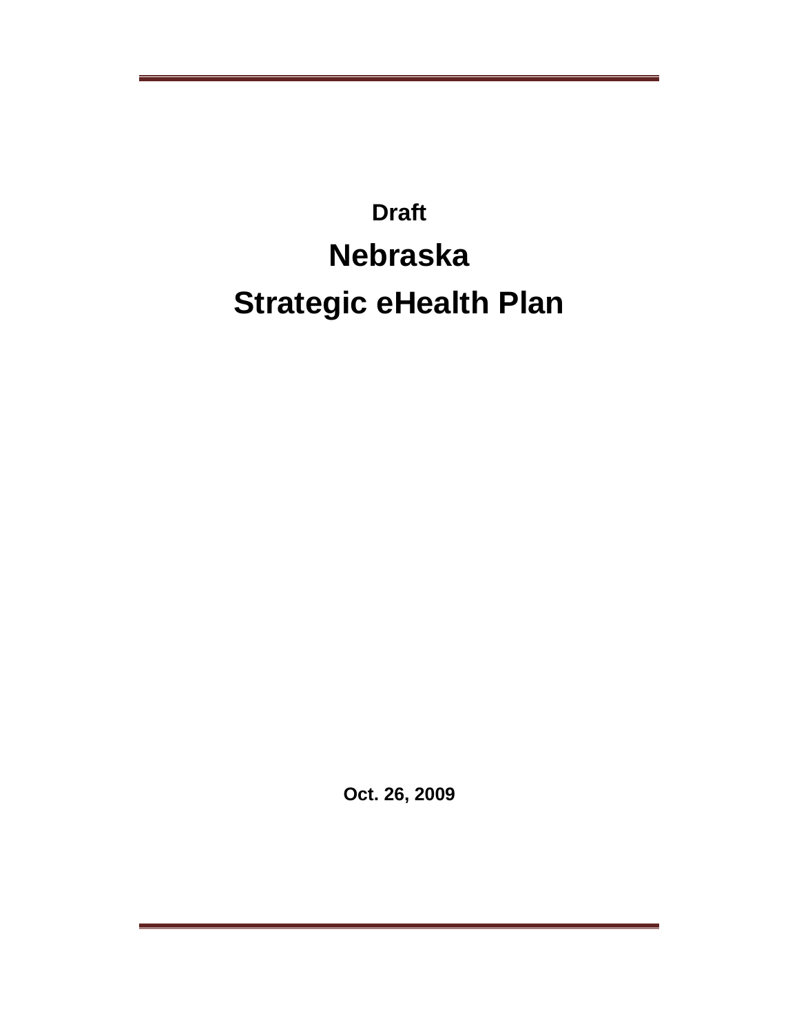**Draft**

# Nebraska Strategic eHealth Plan

**Oct. 26, 2009**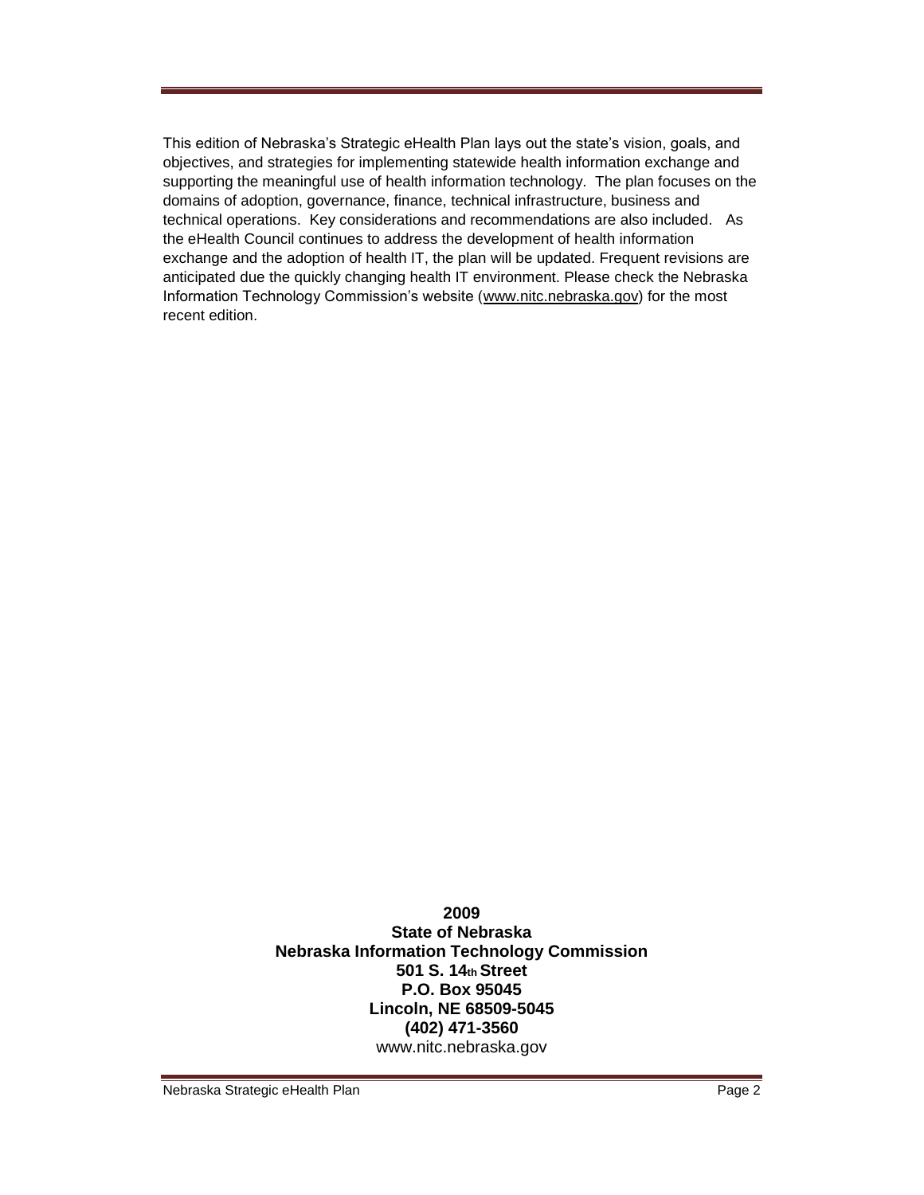This edition of Nebraska's Strategic eHealth Plan lays out the state's vision, goals, and objectives, and strategies for implementing statewide health information exchange and supporting the meaningful use of health information technology. The plan focuses on the domains of adoption, governance, finance, technical infrastructure, business and technical operations. Key considerations and recommendations are also included. As the eHealth Council continues to address the development of health information exchange and the adoption of health IT, the plan will be updated. Frequent revisions are anticipated due the quickly changing health IT environment. Please check the Nebraska Information Technology Commission's website (www.nitc.nebraska.gov) for the most recent edition.

**2009**
**State of Nebraska**
**Nebraska Information Technology Commission**
**501 S. 14th Street**
**P.O. Box 95045**
**Lincoln, NE 68509-5045**
**(402) 471-3560**
www.nitc.nebraska.gov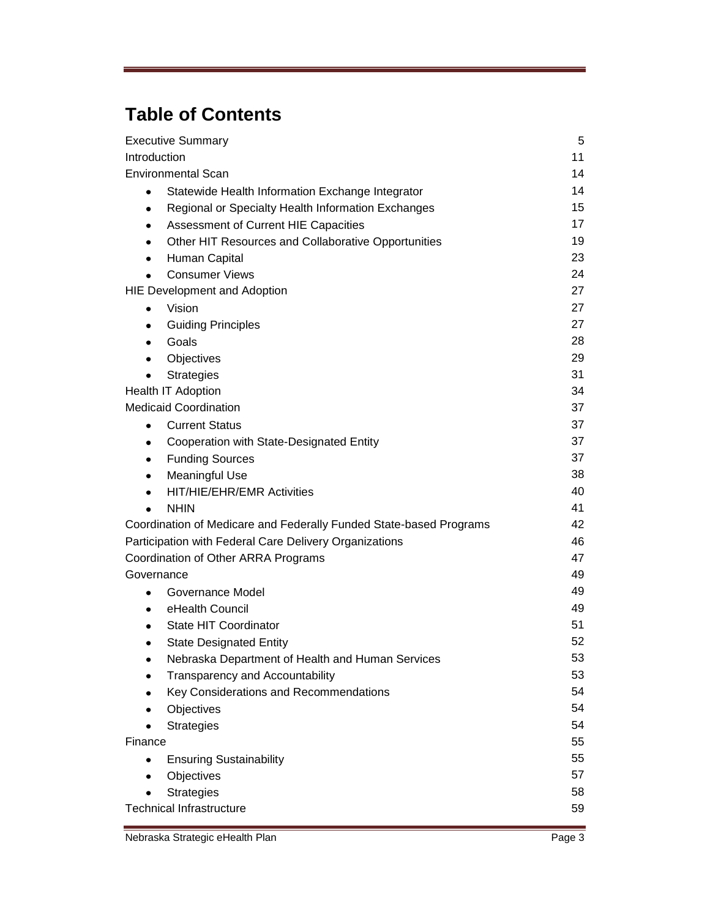# Table of Contents

| | |
|---|---|
| Executive Summary | 5 |
| Introduction | 11 |
| Environmental Scan | 14 |
| • Statewide Health Information Exchange Integrator | 14 |
| • Regional or Specialty Health Information Exchanges | 15 |
| • Assessment of Current HIE Capacities | 17 |
| • Other HIT Resources and Collaborative Opportunities | 19 |
| • Human Capital | 23 |
| • Consumer Views | 24 |
| HIE Development and Adoption | 27 |
| • Vision | 27 |
| • Guiding Principles | 27 |
| • Goals | 28 |
| • Objectives | 29 |
| • Strategies | 31 |
| Health IT Adoption | 34 |
| Medicaid Coordination | 37 |
| • Current Status | 37 |
| • Cooperation with State-Designated Entity | 37 |
| • Funding Sources | 37 |
| • Meaningful Use | 38 |
| • HIT/HIE/EHR/EMR Activities | 40 |
| • NHIN | 41 |
| Coordination of Medicare and Federally Funded State-based Programs | 42 |
| Participation with Federal Care Delivery Organizations | 46 |
| Coordination of Other ARRA Programs | 47 |
| Governance | 49 |
| • Governance Model | 49 |
| • eHealth Council | 49 |
| • State HIT Coordinator | 51 |
| • State Designated Entity | 52 |
| • Nebraska Department of Health and Human Services | 53 |
| • Transparency and Accountability | 53 |
| • Key Considerations and Recommendations | 54 |
| • Objectives | 54 |
| • Strategies | 54 |
| Finance | 55 |
| • Ensuring Sustainability | 55 |
| • Objectives | 57 |
| • Strategies | 58 |
| Technical Infrastructure | 59 |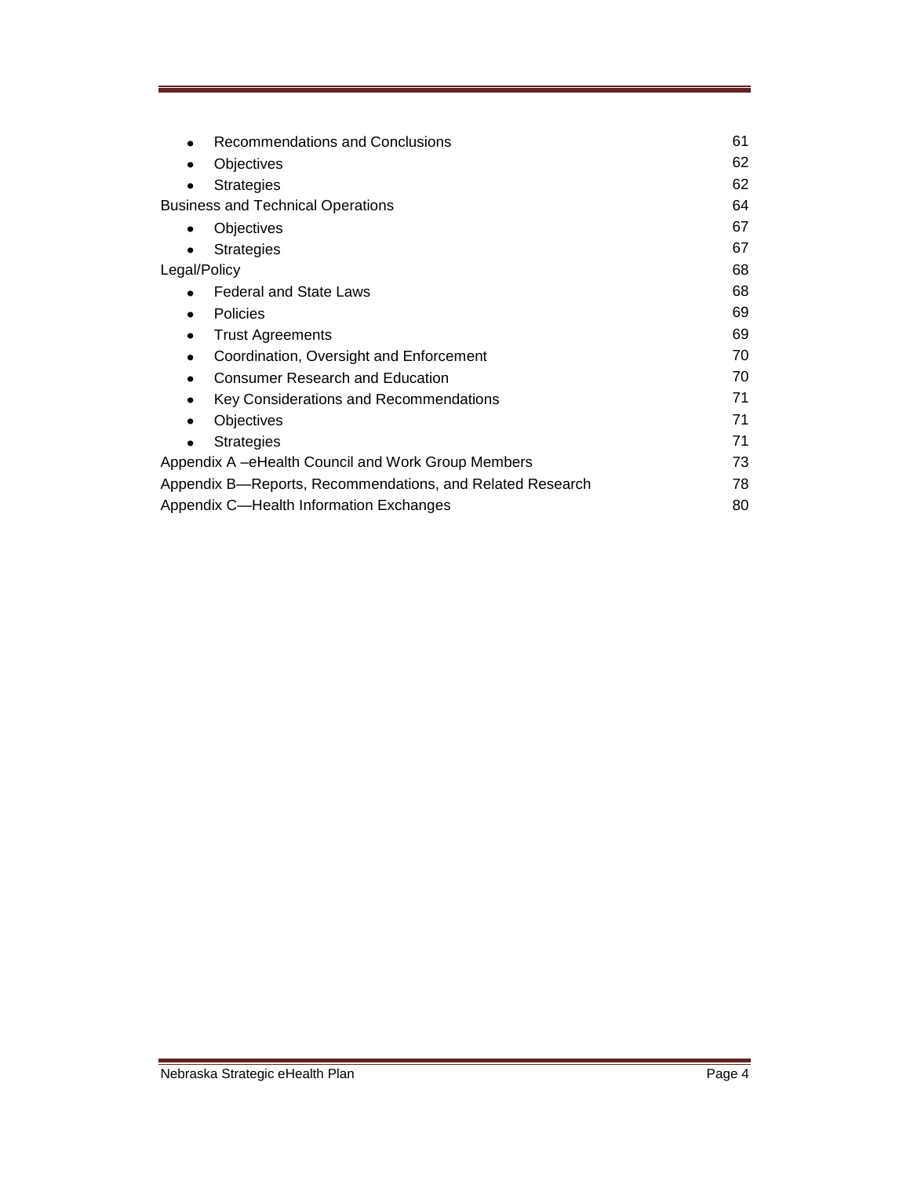- Recommendations and Conclusions 61
- Objectives 62
- Strategies 62

Business and Technical Operations 64

- Objectives 67
- Strategies 67

Legal/Policy 68

- Federal and State Laws 68
- Policies 69
- Trust Agreements 69
- Coordination, Oversight and Enforcement 70
- Consumer Research and Education 70
- Key Considerations and Recommendations 71
- Objectives 71
- Strategies 71

Appendix A –eHealth Council and Work Group Members 73

Appendix B—Reports, Recommendations, and Related Research 78

Appendix C—Health Information Exchanges 80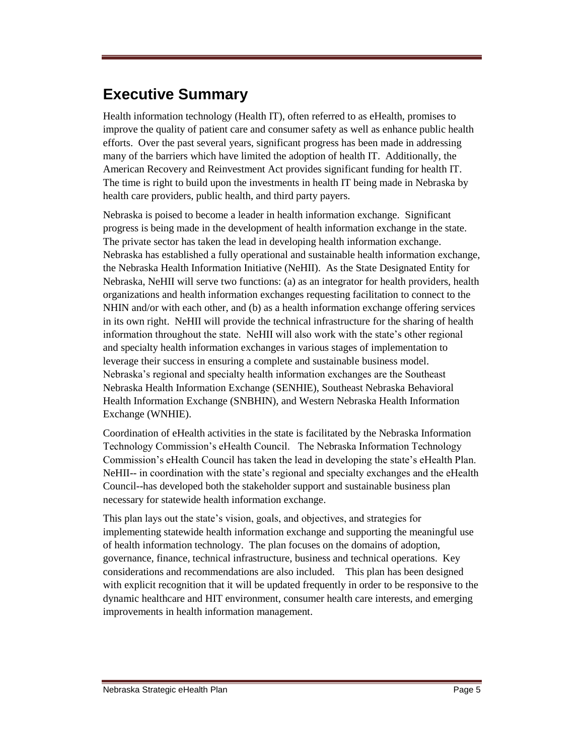# Executive Summary

Health information technology (Health IT), often referred to as eHealth, promises to improve the quality of patient care and consumer safety as well as enhance public health efforts. Over the past several years, significant progress has been made in addressing many of the barriers which have limited the adoption of health IT. Additionally, the American Recovery and Reinvestment Act provides significant funding for health IT. The time is right to build upon the investments in health IT being made in Nebraska by health care providers, public health, and third party payers.

Nebraska is poised to become a leader in health information exchange. Significant progress is being made in the development of health information exchange in the state. The private sector has taken the lead in developing health information exchange. Nebraska has established a fully operational and sustainable health information exchange, the Nebraska Health Information Initiative (NeHII). As the State Designated Entity for Nebraska, NeHII will serve two functions: (a) as an integrator for health providers, health organizations and health information exchanges requesting facilitation to connect to the NHIN and/or with each other, and (b) as a health information exchange offering services in its own right. NeHII will provide the technical infrastructure for the sharing of health information throughout the state. NeHII will also work with the state's other regional and specialty health information exchanges in various stages of implementation to leverage their success in ensuring a complete and sustainable business model. Nebraska's regional and specialty health information exchanges are the Southeast Nebraska Health Information Exchange (SENHIE), Southeast Nebraska Behavioral Health Information Exchange (SNBHIN), and Western Nebraska Health Information Exchange (WNHIE).

Coordination of eHealth activities in the state is facilitated by the Nebraska Information Technology Commission's eHealth Council. The Nebraska Information Technology Commission's eHealth Council has taken the lead in developing the state's eHealth Plan. NeHII-- in coordination with the state's regional and specialty exchanges and the eHealth Council--has developed both the stakeholder support and sustainable business plan necessary for statewide health information exchange.

This plan lays out the state's vision, goals, and objectives, and strategies for implementing statewide health information exchange and supporting the meaningful use of health information technology. The plan focuses on the domains of adoption, governance, finance, technical infrastructure, business and technical operations. Key considerations and recommendations are also included. This plan has been designed with explicit recognition that it will be updated frequently in order to be responsive to the dynamic healthcare and HIT environment, consumer health care interests, and emerging improvements in health information management.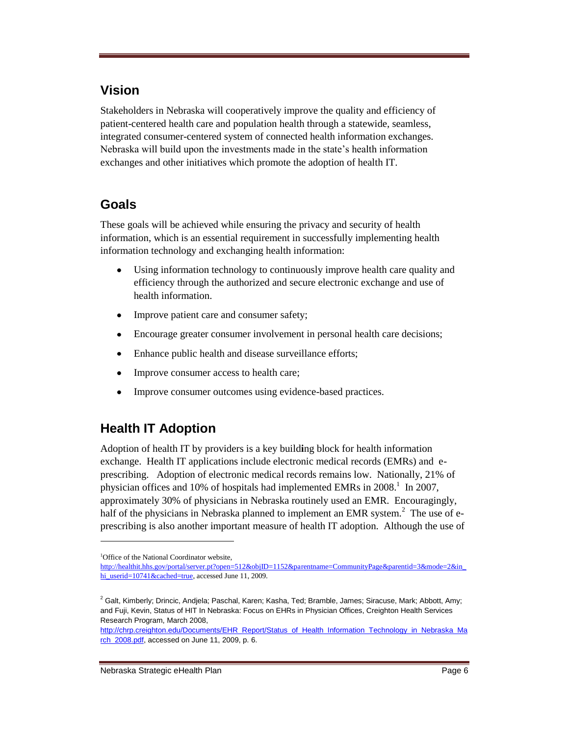## Vision

Stakeholders in Nebraska will cooperatively improve the quality and efficiency of patient-centered health care and population health through a statewide, seamless, integrated consumer-centered system of connected health information exchanges. Nebraska will build upon the investments made in the state's health information exchanges and other initiatives which promote the adoption of health IT.

## Goals

These goals will be achieved while ensuring the privacy and security of health information, which is an essential requirement in successfully implementing health information technology and exchanging health information:

- Using information technology to continuously improve health care quality and efficiency through the authorized and secure electronic exchange and use of health information.
- Improve patient care and consumer safety;
- Encourage greater consumer involvement in personal health care decisions;
- Enhance public health and disease surveillance efforts;
- Improve consumer access to health care;
- Improve consumer outcomes using evidence-based practices.

## Health IT Adoption

Adoption of health IT by providers is a key building block for health information exchange. Health IT applications include electronic medical records (EMRs) and e-prescribing. Adoption of electronic medical records remains low. Nationally, 21% of physician offices and 10% of hospitals had implemented EMRs in 2008.[1] In 2007, approximately 30% of physicians in Nebraska routinely used an EMR. Encouragingly, half of the physicians in Nebraska planned to implement an EMR system.[2] The use of e-prescribing is also another important measure of health IT adoption. Although the use of

---

[1] Office of the National Coordinator website, http://healthit.hhs.gov/portal/server.pt?open=512&objID=1152&parentname=CommunityPage&parentid=3&mode=2&in_hi_userid=10741&cached=true, accessed June 11, 2009.

[2] Galt, Kimberly; Drincic, Andjela; Paschal, Karen; Kasha, Ted; Bramble, James; Siracuse, Mark; Abbott, Amy; and Fuji, Kevin, Status of HIT In Nebraska: Focus on EHRs in Physician Offices, Creighton Health Services Research Program, March 2008, http://chrp.creighton.edu/Documents/EHR_Report/Status_of_Health_Information_Technology_in_Nebraska_March_2008.pdf, accessed on June 11, 2009, p. 6.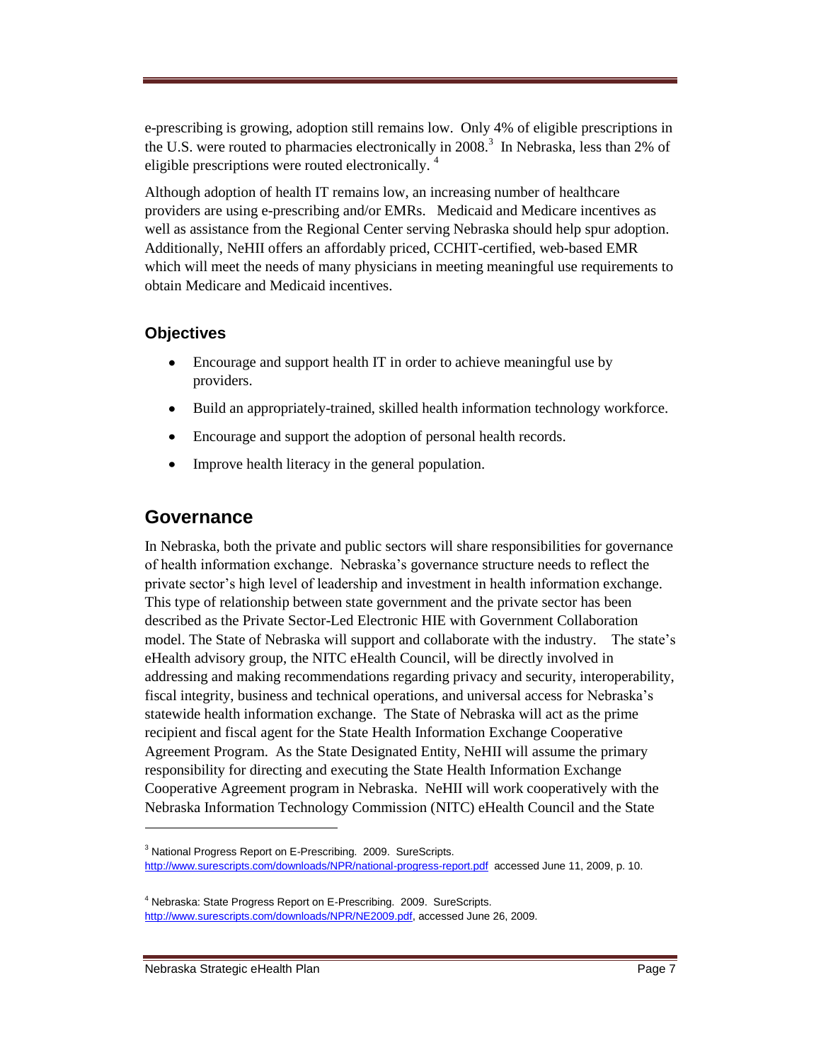e-prescribing is growing, adoption still remains low. Only 4% of eligible prescriptions in the U.S. were routed to pharmacies electronically in 2008.[3] In Nebraska, less than 2% of eligible prescriptions were routed electronically.[4]

Although adoption of health IT remains low, an increasing number of healthcare providers are using e-prescribing and/or EMRs. Medicaid and Medicare incentives as well as assistance from the Regional Center serving Nebraska should help spur adoption. Additionally, NeHII offers an affordably priced, CCHIT-certified, web-based EMR which will meet the needs of many physicians in meeting meaningful use requirements to obtain Medicare and Medicaid incentives.

### Objectives

- Encourage and support health IT in order to achieve meaningful use by providers.
- Build an appropriately-trained, skilled health information technology workforce.
- Encourage and support the adoption of personal health records.
- Improve health literacy in the general population.

## Governance

In Nebraska, both the private and public sectors will share responsibilities for governance of health information exchange. Nebraska's governance structure needs to reflect the private sector's high level of leadership and investment in health information exchange. This type of relationship between state government and the private sector has been described as the Private Sector-Led Electronic HIE with Government Collaboration model. The State of Nebraska will support and collaborate with the industry. The state's eHealth advisory group, the NITC eHealth Council, will be directly involved in addressing and making recommendations regarding privacy and security, interoperability, fiscal integrity, business and technical operations, and universal access for Nebraska's statewide health information exchange. The State of Nebraska will act as the prime recipient and fiscal agent for the State Health Information Exchange Cooperative Agreement Program. As the State Designated Entity, NeHII will assume the primary responsibility for directing and executing the State Health Information Exchange Cooperative Agreement program in Nebraska. NeHII will work cooperatively with the Nebraska Information Technology Commission (NITC) eHealth Council and the State

---

[3] National Progress Report on E-Prescribing. 2009. SureScripts. http://www.surescripts.com/downloads/NPR/national-progress-report.pdf accessed June 11, 2009, p. 10.

[4] Nebraska: State Progress Report on E-Prescribing. 2009. SureScripts. http://www.surescripts.com/downloads/NPR/NE2009.pdf, accessed June 26, 2009.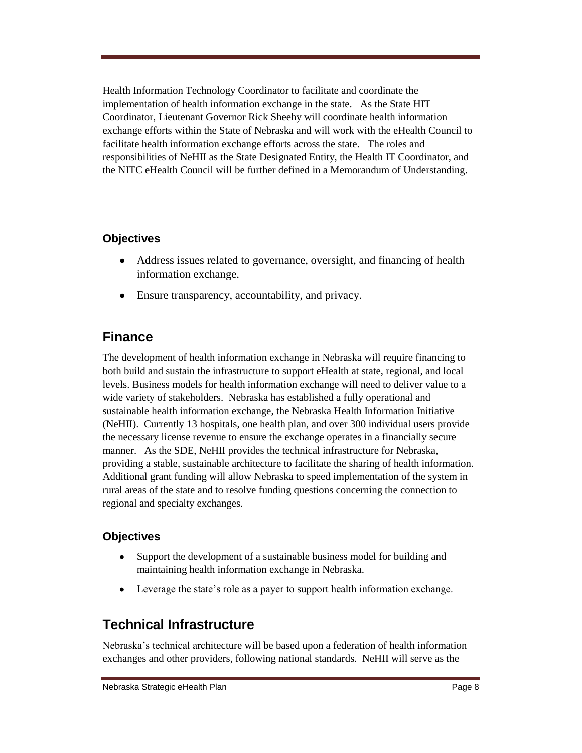Health Information Technology Coordinator to facilitate and coordinate the implementation of health information exchange in the state. As the State HIT Coordinator, Lieutenant Governor Rick Sheehy will coordinate health information exchange efforts within the State of Nebraska and will work with the eHealth Council to facilitate health information exchange efforts across the state. The roles and responsibilities of NeHII as the State Designated Entity, the Health IT Coordinator, and the NITC eHealth Council will be further defined in a Memorandum of Understanding.

### Objectives

- Address issues related to governance, oversight, and financing of health information exchange.
- Ensure transparency, accountability, and privacy.

## Finance

The development of health information exchange in Nebraska will require financing to both build and sustain the infrastructure to support eHealth at state, regional, and local levels. Business models for health information exchange will need to deliver value to a wide variety of stakeholders. Nebraska has established a fully operational and sustainable health information exchange, the Nebraska Health Information Initiative (NeHII). Currently 13 hospitals, one health plan, and over 300 individual users provide the necessary license revenue to ensure the exchange operates in a financially secure manner. As the SDE, NeHII provides the technical infrastructure for Nebraska, providing a stable, sustainable architecture to facilitate the sharing of health information. Additional grant funding will allow Nebraska to speed implementation of the system in rural areas of the state and to resolve funding questions concerning the connection to regional and specialty exchanges.

### Objectives

- Support the development of a sustainable business model for building and maintaining health information exchange in Nebraska.
- Leverage the state's role as a payer to support health information exchange.

## Technical Infrastructure

Nebraska's technical architecture will be based upon a federation of health information exchanges and other providers, following national standards. NeHII will serve as the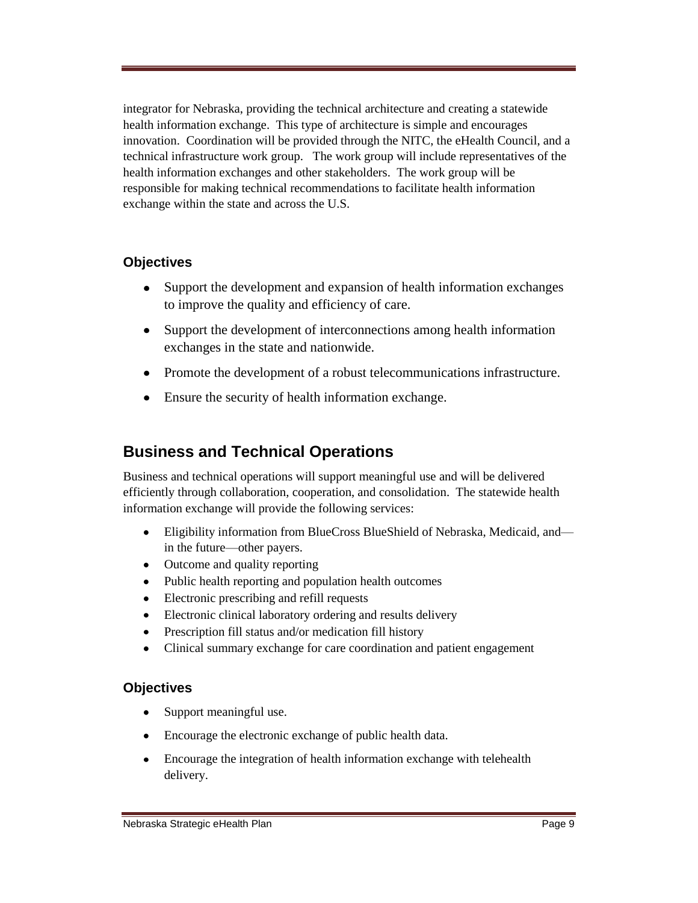integrator for Nebraska, providing the technical architecture and creating a statewide health information exchange. This type of architecture is simple and encourages innovation. Coordination will be provided through the NITC, the eHealth Council, and a technical infrastructure work group. The work group will include representatives of the health information exchanges and other stakeholders. The work group will be responsible for making technical recommendations to facilitate health information exchange within the state and across the U.S.

### Objectives

- Support the development and expansion of health information exchanges to improve the quality and efficiency of care.
- Support the development of interconnections among health information exchanges in the state and nationwide.
- Promote the development of a robust telecommunications infrastructure.
- Ensure the security of health information exchange.

## Business and Technical Operations

Business and technical operations will support meaningful use and will be delivered efficiently through collaboration, cooperation, and consolidation. The statewide health information exchange will provide the following services:

- Eligibility information from BlueCross BlueShield of Nebraska, Medicaid, and—in the future—other payers.
- Outcome and quality reporting
- Public health reporting and population health outcomes
- Electronic prescribing and refill requests
- Electronic clinical laboratory ordering and results delivery
- Prescription fill status and/or medication fill history
- Clinical summary exchange for care coordination and patient engagement

### Objectives

- Support meaningful use.
- Encourage the electronic exchange of public health data.
- Encourage the integration of health information exchange with telehealth delivery.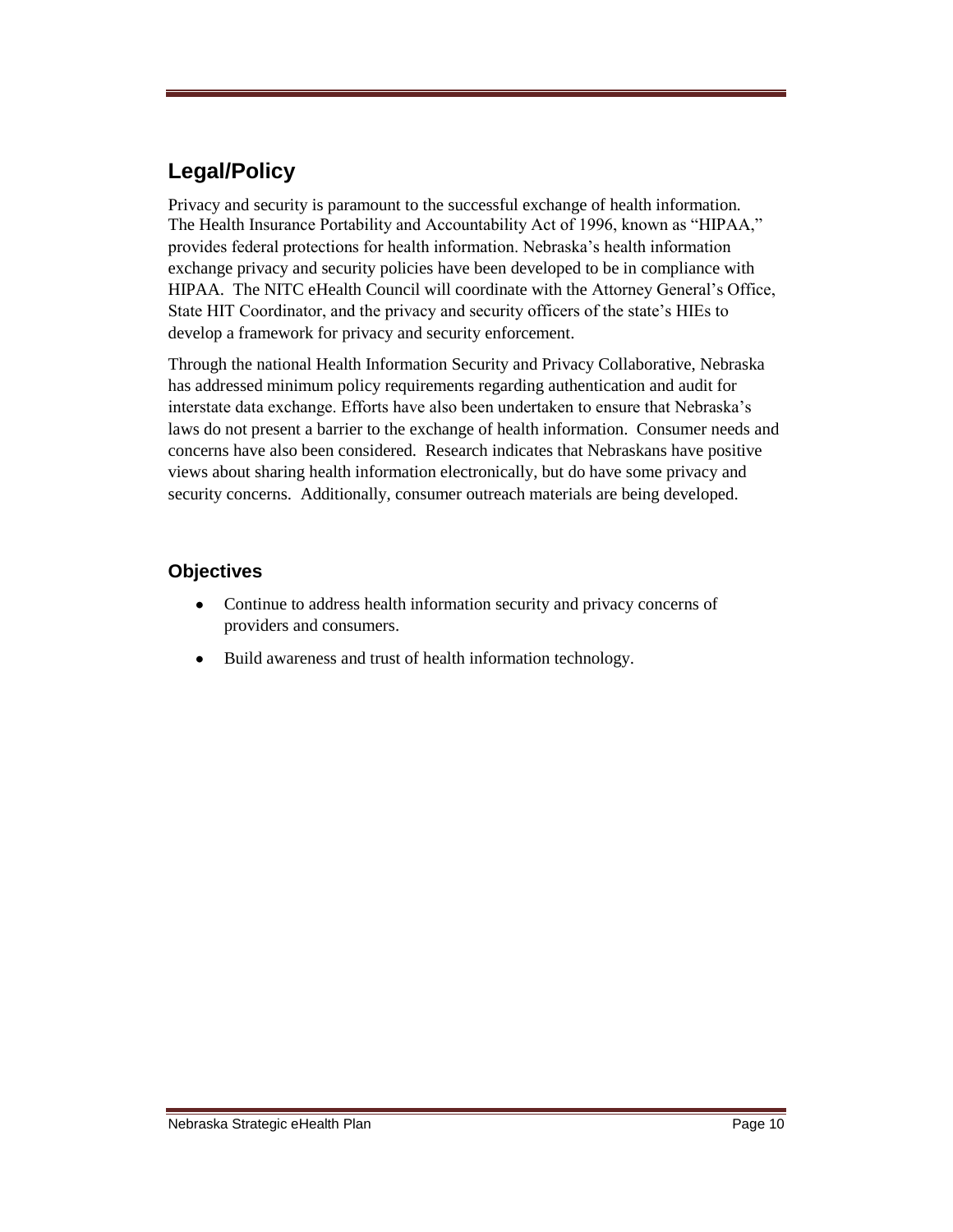## Legal/Policy

Privacy and security is paramount to the successful exchange of health information. The Health Insurance Portability and Accountability Act of 1996, known as "HIPAA," provides federal protections for health information. Nebraska's health information exchange privacy and security policies have been developed to be in compliance with HIPAA. The NITC eHealth Council will coordinate with the Attorney General's Office, State HIT Coordinator, and the privacy and security officers of the state's HIEs to develop a framework for privacy and security enforcement.

Through the national Health Information Security and Privacy Collaborative, Nebraska has addressed minimum policy requirements regarding authentication and audit for interstate data exchange. Efforts have also been undertaken to ensure that Nebraska's laws do not present a barrier to the exchange of health information. Consumer needs and concerns have also been considered. Research indicates that Nebraskans have positive views about sharing health information electronically, but do have some privacy and security concerns. Additionally, consumer outreach materials are being developed.

### Objectives

- Continue to address health information security and privacy concerns of providers and consumers.
- Build awareness and trust of health information technology.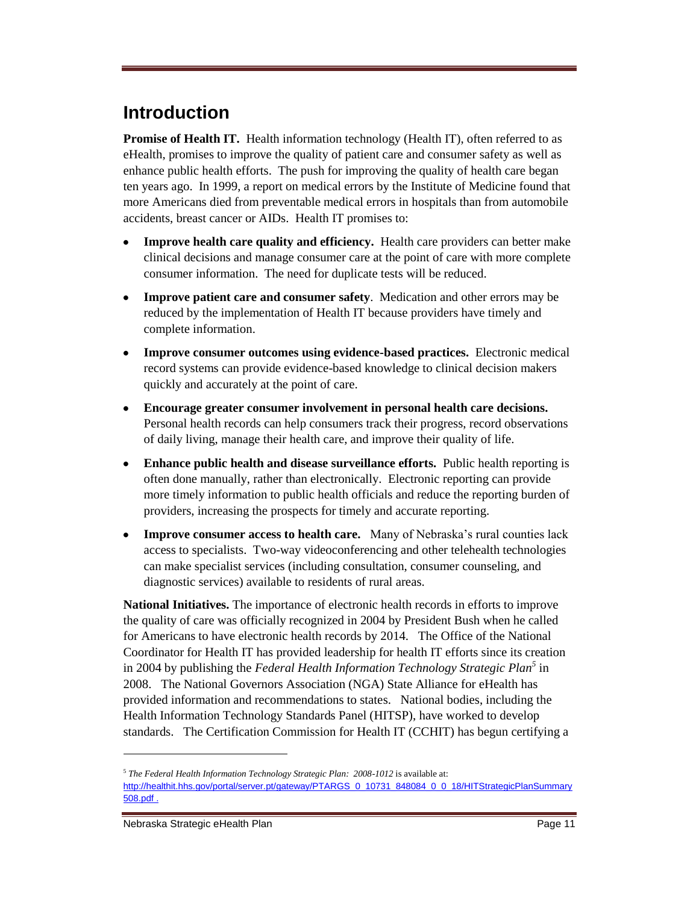# Introduction

**Promise of Health IT.** Health information technology (Health IT), often referred to as eHealth, promises to improve the quality of patient care and consumer safety as well as enhance public health efforts. The push for improving the quality of health care began ten years ago. In 1999, a report on medical errors by the Institute of Medicine found that more Americans died from preventable medical errors in hospitals than from automobile accidents, breast cancer or AIDs. Health IT promises to:

- **Improve health care quality and efficiency.** Health care providers can better make clinical decisions and manage consumer care at the point of care with more complete consumer information. The need for duplicate tests will be reduced.
- **Improve patient care and consumer safety**. Medication and other errors may be reduced by the implementation of Health IT because providers have timely and complete information.
- **Improve consumer outcomes using evidence-based practices.** Electronic medical record systems can provide evidence-based knowledge to clinical decision makers quickly and accurately at the point of care.
- **Encourage greater consumer involvement in personal health care decisions.** Personal health records can help consumers track their progress, record observations of daily living, manage their health care, and improve their quality of life.
- **Enhance public health and disease surveillance efforts.** Public health reporting is often done manually, rather than electronically. Electronic reporting can provide more timely information to public health officials and reduce the reporting burden of providers, increasing the prospects for timely and accurate reporting.
- **Improve consumer access to health care.** Many of Nebraska's rural counties lack access to specialists. Two-way videoconferencing and other telehealth technologies can make specialist services (including consultation, consumer counseling, and diagnostic services) available to residents of rural areas.

**National Initiatives.** The importance of electronic health records in efforts to improve the quality of care was officially recognized in 2004 by President Bush when he called for Americans to have electronic health records by 2014. The Office of the National Coordinator for Health IT has provided leadership for health IT efforts since its creation in 2004 by publishing the *Federal Health Information Technology Strategic Plan*[5] in 2008. The National Governors Association (NGA) State Alliance for eHealth has provided information and recommendations to states. National bodies, including the Health Information Technology Standards Panel (HITSP), have worked to develop standards. The Certification Commission for Health IT (CCHIT) has begun certifying a

[5] *The Federal Health Information Technology Strategic Plan: 2008-1012* is available at: http://healthit.hhs.gov/portal/server.pt/gateway/PTARGS_0_10731_848084_0_0_18/HITStrategicPlanSummary508.pdf .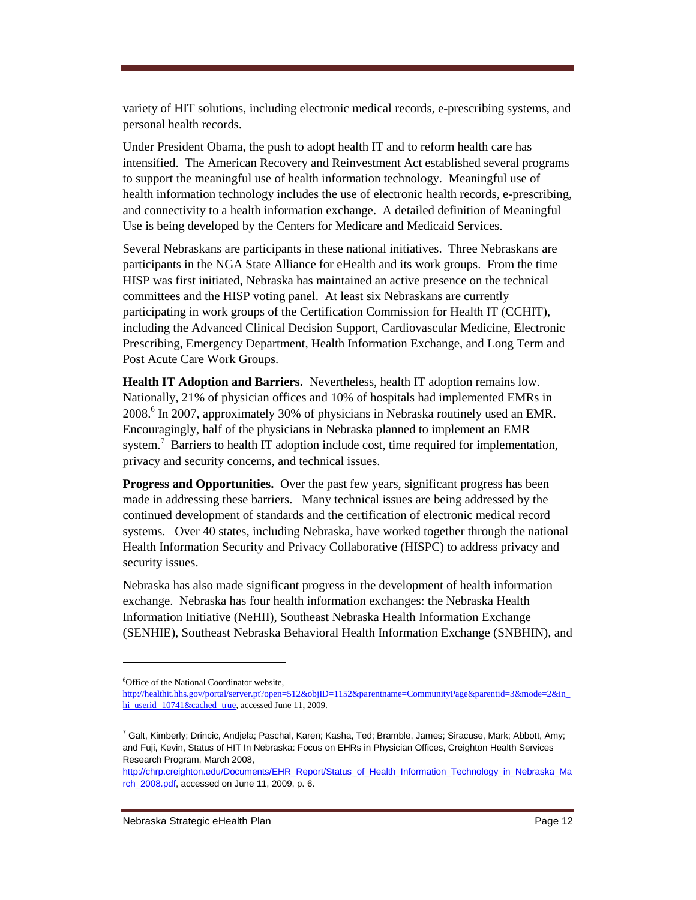variety of HIT solutions, including electronic medical records, e-prescribing systems, and personal health records.

Under President Obama, the push to adopt health IT and to reform health care has intensified. The American Recovery and Reinvestment Act established several programs to support the meaningful use of health information technology. Meaningful use of health information technology includes the use of electronic health records, e-prescribing, and connectivity to a health information exchange. A detailed definition of Meaningful Use is being developed by the Centers for Medicare and Medicaid Services.

Several Nebraskans are participants in these national initiatives. Three Nebraskans are participants in the NGA State Alliance for eHealth and its work groups. From the time HISP was first initiated, Nebraska has maintained an active presence on the technical committees and the HISP voting panel. At least six Nebraskans are currently participating in work groups of the Certification Commission for Health IT (CCHIT), including the Advanced Clinical Decision Support, Cardiovascular Medicine, Electronic Prescribing, Emergency Department, Health Information Exchange, and Long Term and Post Acute Care Work Groups.

**Health IT Adoption and Barriers.** Nevertheless, health IT adoption remains low. Nationally, 21% of physician offices and 10% of hospitals had implemented EMRs in 2008.[6] In 2007, approximately 30% of physicians in Nebraska routinely used an EMR. Encouragingly, half of the physicians in Nebraska planned to implement an EMR system.[7] Barriers to health IT adoption include cost, time required for implementation, privacy and security concerns, and technical issues.

**Progress and Opportunities.** Over the past few years, significant progress has been made in addressing these barriers. Many technical issues are being addressed by the continued development of standards and the certification of electronic medical record systems. Over 40 states, including Nebraska, have worked together through the national Health Information Security and Privacy Collaborative (HISPC) to address privacy and security issues.

Nebraska has also made significant progress in the development of health information exchange. Nebraska has four health information exchanges: the Nebraska Health Information Initiative (NeHII), Southeast Nebraska Health Information Exchange (SENHIE), Southeast Nebraska Behavioral Health Information Exchange (SNBHIN), and

---

[6]Office of the National Coordinator website, http://healthit.hhs.gov/portal/server.pt?open=512&objID=1152&parentname=CommunityPage&parentid=3&mode=2&in_hi_userid=10741&cached=true, accessed June 11, 2009.

[7] Galt, Kimberly; Drincic, Andjela; Paschal, Karen; Kasha, Ted; Bramble, James; Siracuse, Mark; Abbott, Amy; and Fuji, Kevin, Status of HIT In Nebraska: Focus on EHRs in Physician Offices, Creighton Health Services Research Program, March 2008, http://chrp.creighton.edu/Documents/EHR_Report/Status_of_Health_Information_Technology_in_Nebraska_March_2008.pdf, accessed on June 11, 2009, p. 6.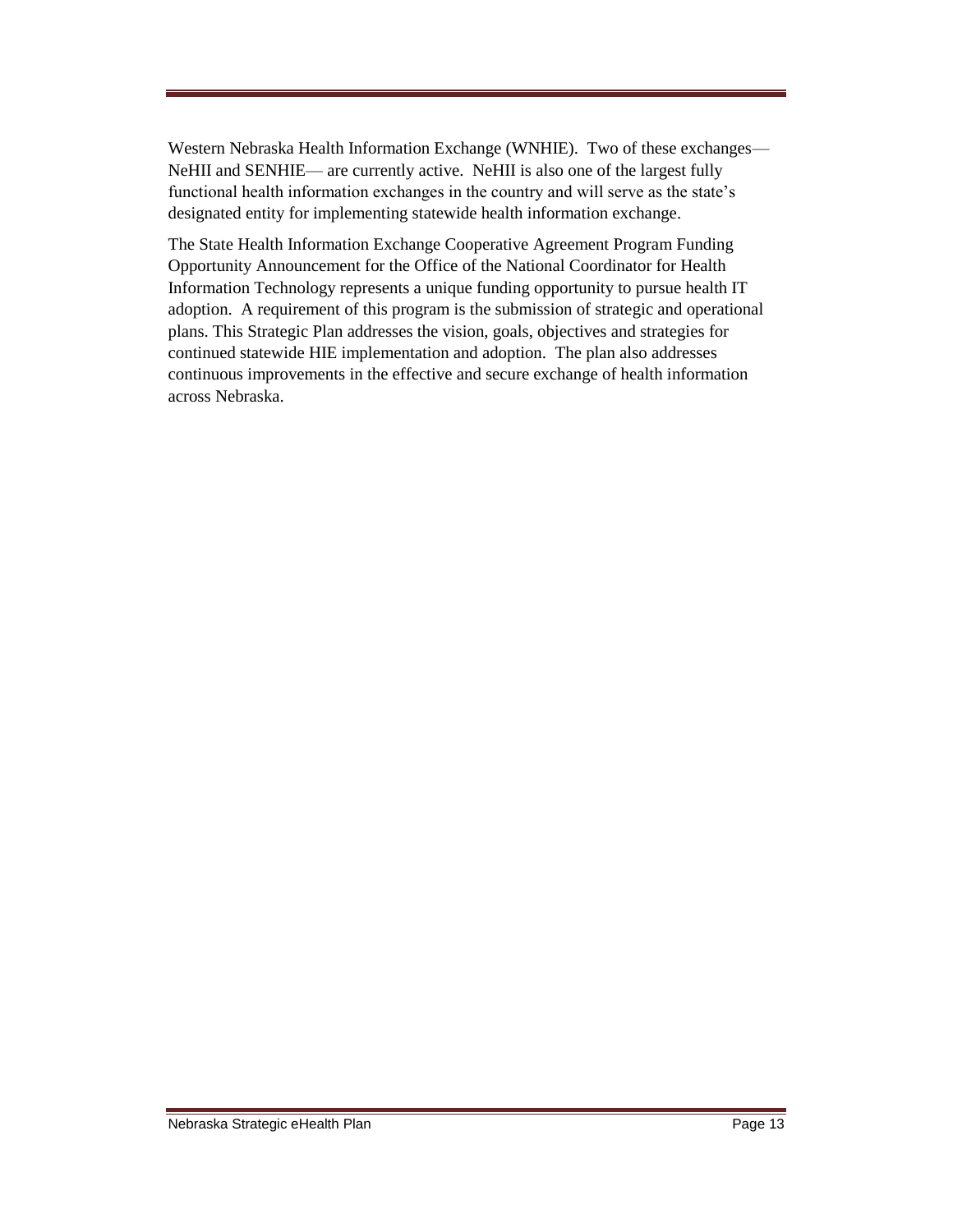Western Nebraska Health Information Exchange (WNHIE). Two of these exchanges— NeHII and SENHIE— are currently active. NeHII is also one of the largest fully functional health information exchanges in the country and will serve as the state's designated entity for implementing statewide health information exchange.

The State Health Information Exchange Cooperative Agreement Program Funding Opportunity Announcement for the Office of the National Coordinator for Health Information Technology represents a unique funding opportunity to pursue health IT adoption. A requirement of this program is the submission of strategic and operational plans. This Strategic Plan addresses the vision, goals, objectives and strategies for continued statewide HIE implementation and adoption. The plan also addresses continuous improvements in the effective and secure exchange of health information across Nebraska.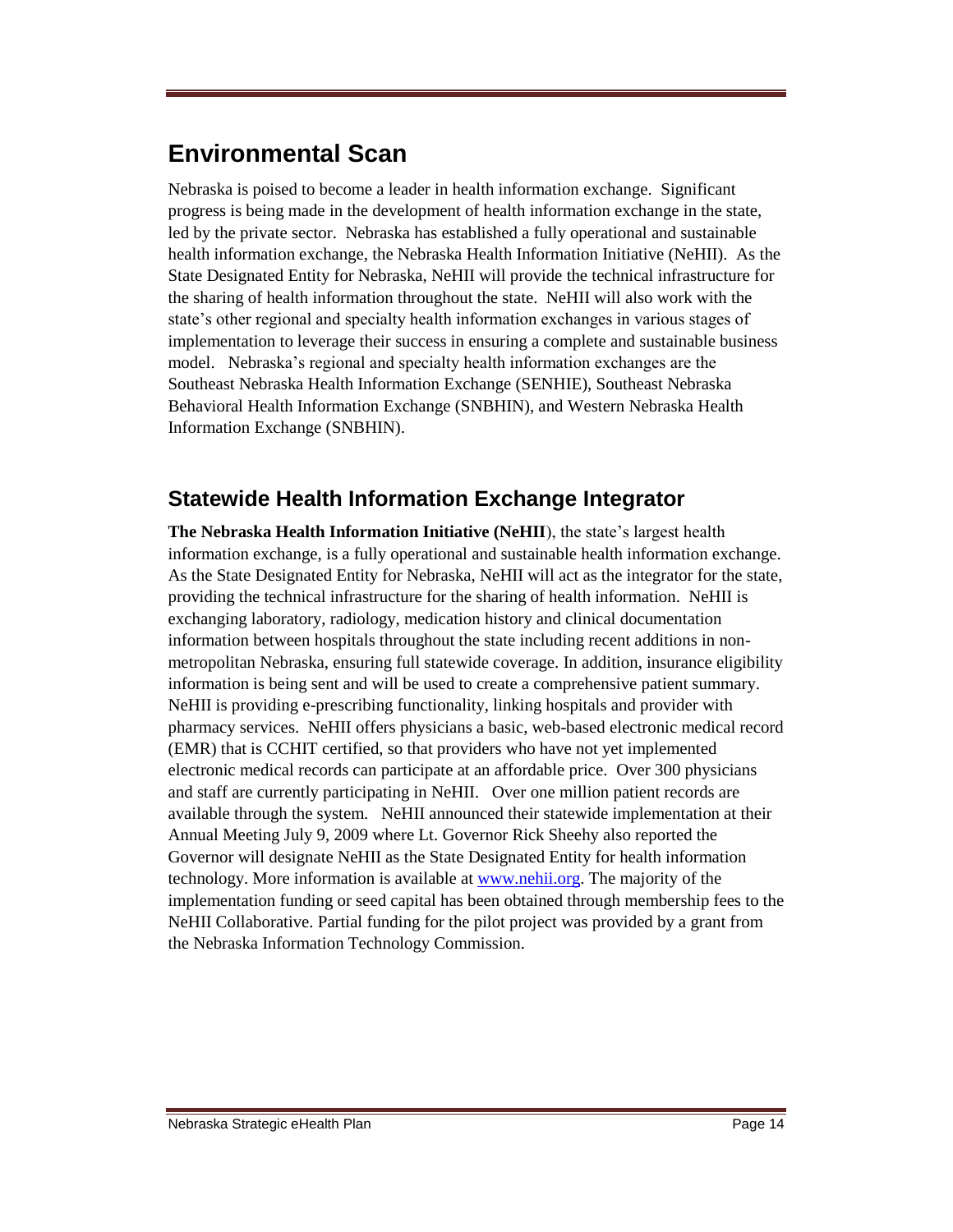# Environmental Scan

Nebraska is poised to become a leader in health information exchange. Significant progress is being made in the development of health information exchange in the state, led by the private sector. Nebraska has established a fully operational and sustainable health information exchange, the Nebraska Health Information Initiative (NeHII). As the State Designated Entity for Nebraska, NeHII will provide the technical infrastructure for the sharing of health information throughout the state. NeHII will also work with the state's other regional and specialty health information exchanges in various stages of implementation to leverage their success in ensuring a complete and sustainable business model. Nebraska's regional and specialty health information exchanges are the Southeast Nebraska Health Information Exchange (SENHIE), Southeast Nebraska Behavioral Health Information Exchange (SNBHIN), and Western Nebraska Health Information Exchange (SNBHIN).

## Statewide Health Information Exchange Integrator

**The Nebraska Health Information Initiative (NeHII**), the state's largest health information exchange, is a fully operational and sustainable health information exchange. As the State Designated Entity for Nebraska, NeHII will act as the integrator for the state, providing the technical infrastructure for the sharing of health information. NeHII is exchanging laboratory, radiology, medication history and clinical documentation information between hospitals throughout the state including recent additions in non-metropolitan Nebraska, ensuring full statewide coverage. In addition, insurance eligibility information is being sent and will be used to create a comprehensive patient summary. NeHII is providing e-prescribing functionality, linking hospitals and provider with pharmacy services. NeHII offers physicians a basic, web-based electronic medical record (EMR) that is CCHIT certified, so that providers who have not yet implemented electronic medical records can participate at an affordable price. Over 300 physicians and staff are currently participating in NeHII. Over one million patient records are available through the system. NeHII announced their statewide implementation at their Annual Meeting July 9, 2009 where Lt. Governor Rick Sheehy also reported the Governor will designate NeHII as the State Designated Entity for health information technology. More information is available at [www.nehii.org](http://www.nehii.org). The majority of the implementation funding or seed capital has been obtained through membership fees to the NeHII Collaborative. Partial funding for the pilot project was provided by a grant from the Nebraska Information Technology Commission.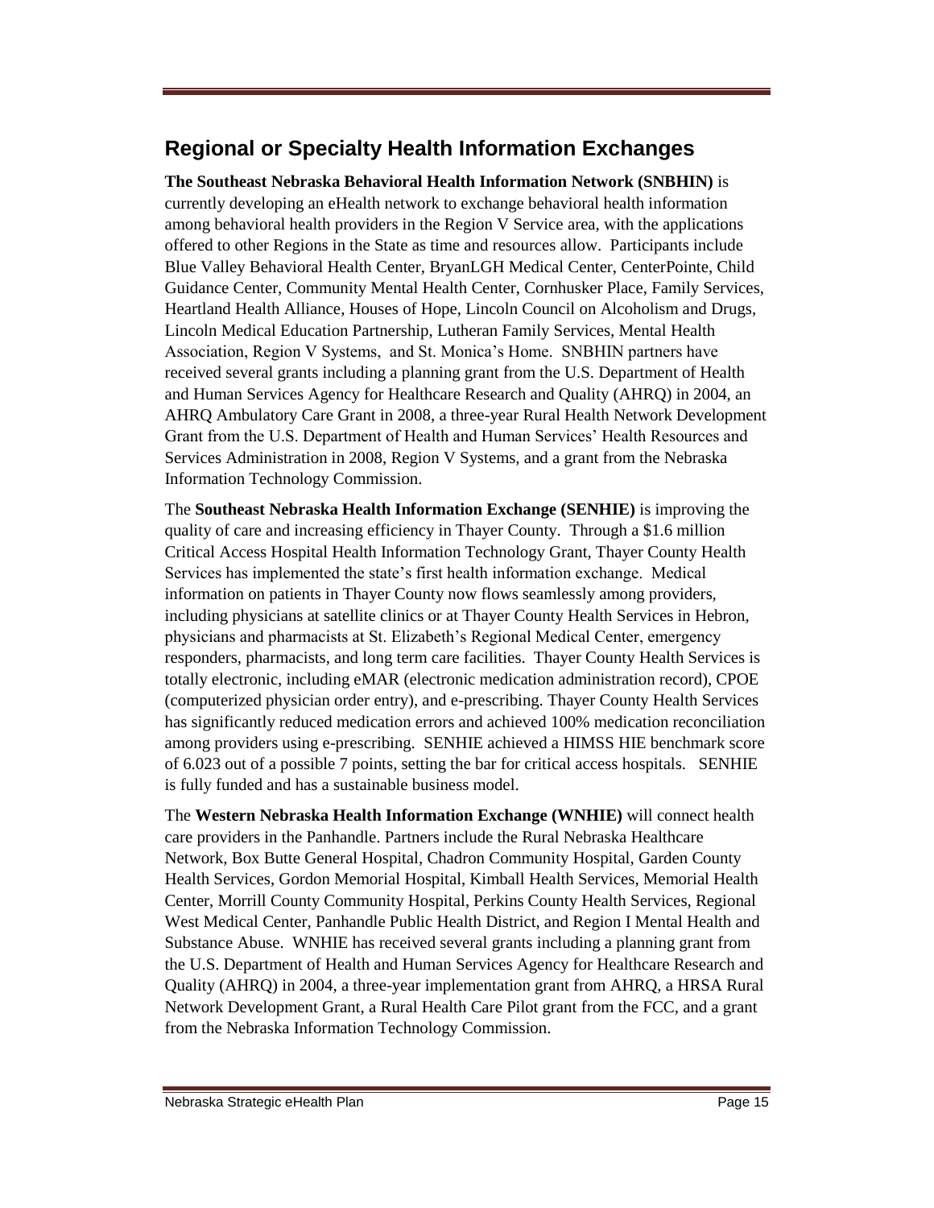## Regional or Specialty Health Information Exchanges

**The Southeast Nebraska Behavioral Health Information Network (SNBHIN)** is currently developing an eHealth network to exchange behavioral health information among behavioral health providers in the Region V Service area, with the applications offered to other Regions in the State as time and resources allow. Participants include Blue Valley Behavioral Health Center, BryanLGH Medical Center, CenterPointe, Child Guidance Center, Community Mental Health Center, Cornhusker Place, Family Services, Heartland Health Alliance, Houses of Hope, Lincoln Council on Alcoholism and Drugs, Lincoln Medical Education Partnership, Lutheran Family Services, Mental Health Association, Region V Systems, and St. Monica's Home. SNBHIN partners have received several grants including a planning grant from the U.S. Department of Health and Human Services Agency for Healthcare Research and Quality (AHRQ) in 2004, an AHRQ Ambulatory Care Grant in 2008, a three-year Rural Health Network Development Grant from the U.S. Department of Health and Human Services' Health Resources and Services Administration in 2008, Region V Systems, and a grant from the Nebraska Information Technology Commission.

The **Southeast Nebraska Health Information Exchange (SENHIE)** is improving the quality of care and increasing efficiency in Thayer County. Through a $1.6 million Critical Access Hospital Health Information Technology Grant, Thayer County Health Services has implemented the state's first health information exchange. Medical information on patients in Thayer County now flows seamlessly among providers, including physicians at satellite clinics or at Thayer County Health Services in Hebron, physicians and pharmacists at St. Elizabeth's Regional Medical Center, emergency responders, pharmacists, and long term care facilities. Thayer County Health Services is totally electronic, including eMAR (electronic medication administration record), CPOE (computerized physician order entry), and e-prescribing. Thayer County Health Services has significantly reduced medication errors and achieved 100% medication reconciliation among providers using e-prescribing. SENHIE achieved a HIMSS HIE benchmark score of 6.023 out of a possible 7 points, setting the bar for critical access hospitals. SENHIE is fully funded and has a sustainable business model.

The **Western Nebraska Health Information Exchange (WNHIE)** will connect health care providers in the Panhandle. Partners include the Rural Nebraska Healthcare Network, Box Butte General Hospital, Chadron Community Hospital, Garden County Health Services, Gordon Memorial Hospital, Kimball Health Services, Memorial Health Center, Morrill County Community Hospital, Perkins County Health Services, Regional West Medical Center, Panhandle Public Health District, and Region I Mental Health and Substance Abuse. WNHIE has received several grants including a planning grant from the U.S. Department of Health and Human Services Agency for Healthcare Research and Quality (AHRQ) in 2004, a three-year implementation grant from AHRQ, a HRSA Rural Network Development Grant, a Rural Health Care Pilot grant from the FCC, and a grant from the Nebraska Information Technology Commission.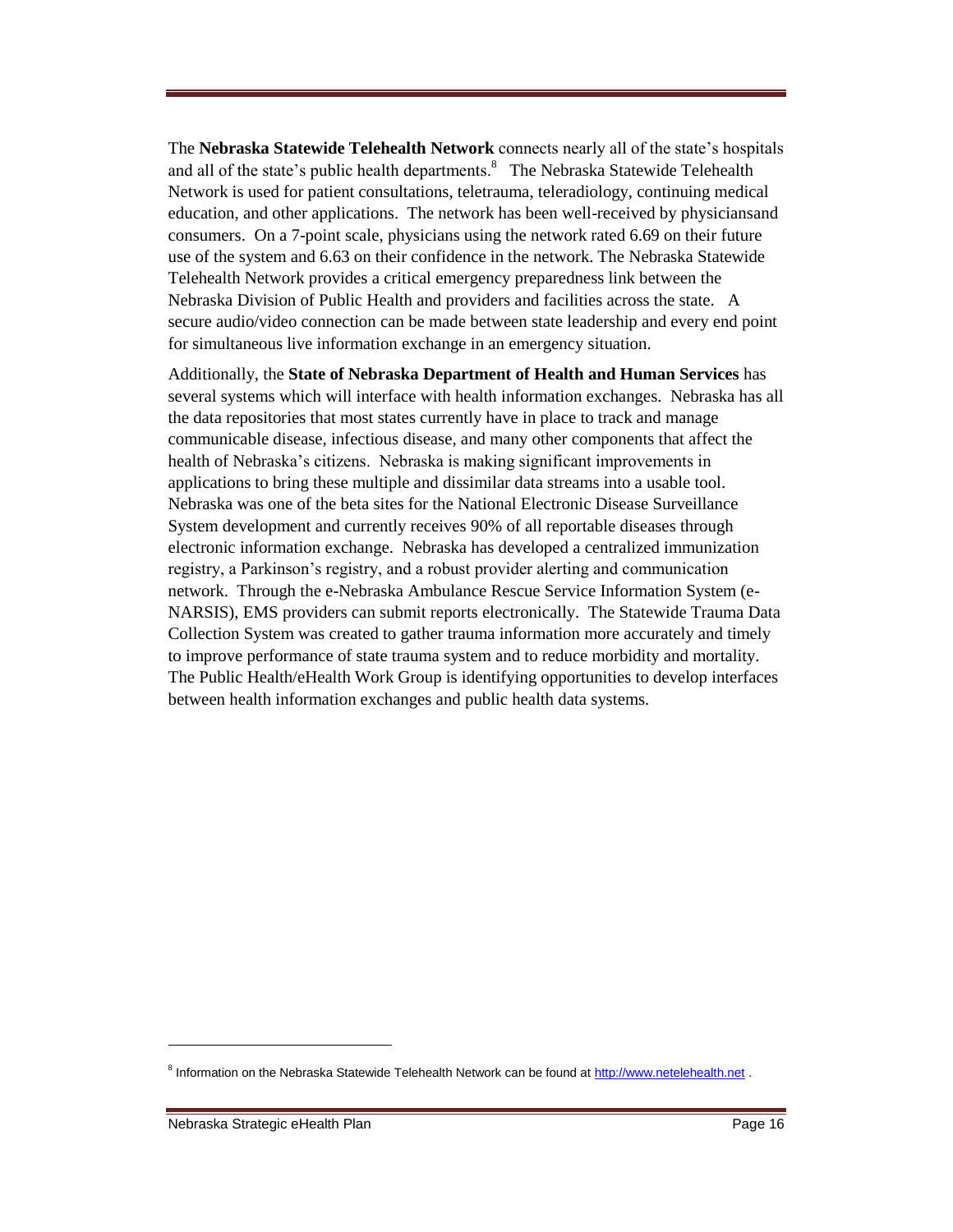The **Nebraska Statewide Telehealth Network** connects nearly all of the state's hospitals and all of the state's public health departments.[8] The Nebraska Statewide Telehealth Network is used for patient consultations, teletrauma, teleradiology, continuing medical education, and other applications. The network has been well-received by physiciansand consumers. On a 7-point scale, physicians using the network rated 6.69 on their future use of the system and 6.63 on their confidence in the network. The Nebraska Statewide Telehealth Network provides a critical emergency preparedness link between the Nebraska Division of Public Health and providers and facilities across the state. A secure audio/video connection can be made between state leadership and every end point for simultaneous live information exchange in an emergency situation.

Additionally, the **State of Nebraska Department of Health and Human Services** has several systems which will interface with health information exchanges. Nebraska has all the data repositories that most states currently have in place to track and manage communicable disease, infectious disease, and many other components that affect the health of Nebraska's citizens. Nebraska is making significant improvements in applications to bring these multiple and dissimilar data streams into a usable tool. Nebraska was one of the beta sites for the National Electronic Disease Surveillance System development and currently receives 90% of all reportable diseases through electronic information exchange. Nebraska has developed a centralized immunization registry, a Parkinson's registry, and a robust provider alerting and communication network. Through the e-Nebraska Ambulance Rescue Service Information System (e-NARSIS), EMS providers can submit reports electronically. The Statewide Trauma Data Collection System was created to gather trauma information more accurately and timely to improve performance of state trauma system and to reduce morbidity and mortality. The Public Health/eHealth Work Group is identifying opportunities to develop interfaces between health information exchanges and public health data systems.

[8] Information on the Nebraska Statewide Telehealth Network can be found at http://www.netelehealth.net .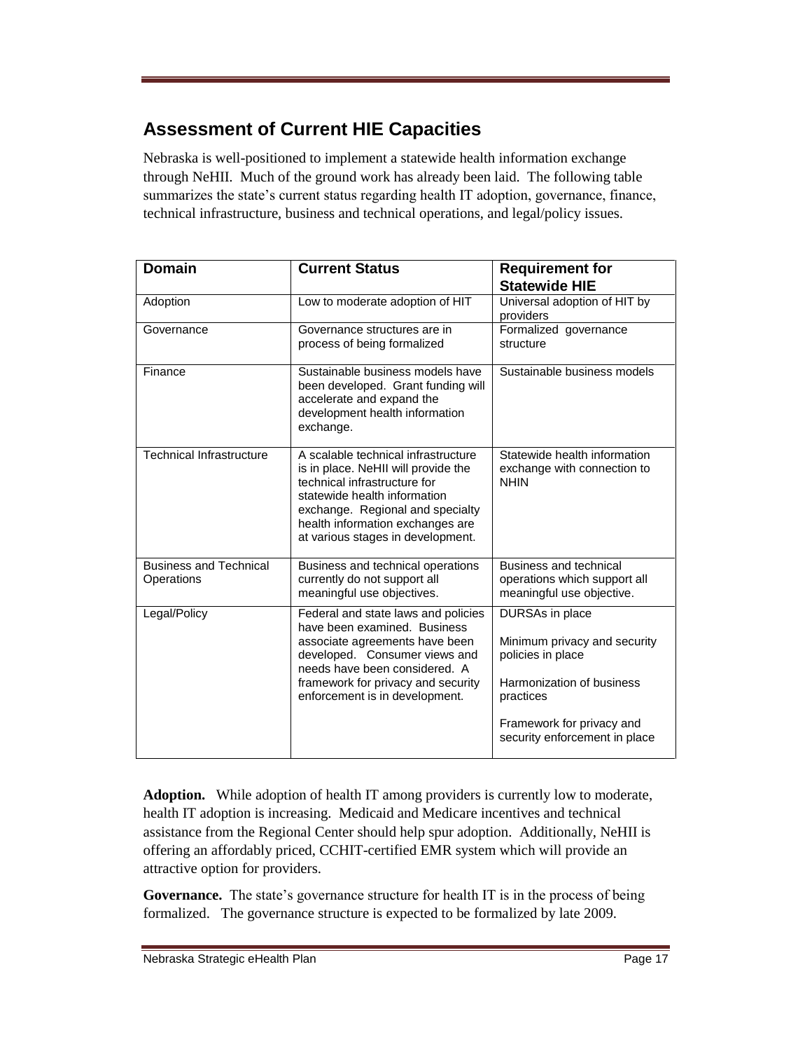## Assessment of Current HIE Capacities

Nebraska is well-positioned to implement a statewide health information exchange through NeHII. Much of the ground work has already been laid. The following table summarizes the state's current status regarding health IT adoption, governance, finance, technical infrastructure, business and technical operations, and legal/policy issues.

| Domain | Current Status | Requirement for Statewide HIE |
|---|---|---|
| Adoption | Low to moderate adoption of HIT | Universal adoption of HIT by providers |
| Governance | Governance structures are in process of being formalized | Formalized governance structure |
| Finance | Sustainable business models have been developed. Grant funding will accelerate and expand the development health information exchange. | Sustainable business models |
| Technical Infrastructure | A scalable technical infrastructure is in place. NeHII will provide the technical infrastructure for statewide health information exchange. Regional and specialty health information exchanges are at various stages in development. | Statewide health information exchange with connection to NHIN |
| Business and Technical Operations | Business and technical operations currently do not support all meaningful use objectives. | Business and technical operations which support all meaningful use objective. |
| Legal/Policy | Federal and state laws and policies have been examined. Business associate agreements have been developed. Consumer views and needs have been considered. A framework for privacy and security enforcement is in development. | DURSAs in place<br><br>Minimum privacy and security policies in place<br><br>Harmonization of business practices<br><br>Framework for privacy and security enforcement in place |

**Adoption.** While adoption of health IT among providers is currently low to moderate, health IT adoption is increasing. Medicaid and Medicare incentives and technical assistance from the Regional Center should help spur adoption. Additionally, NeHII is offering an affordably priced, CCHIT-certified EMR system which will provide an attractive option for providers.

**Governance.** The state's governance structure for health IT is in the process of being formalized. The governance structure is expected to be formalized by late 2009.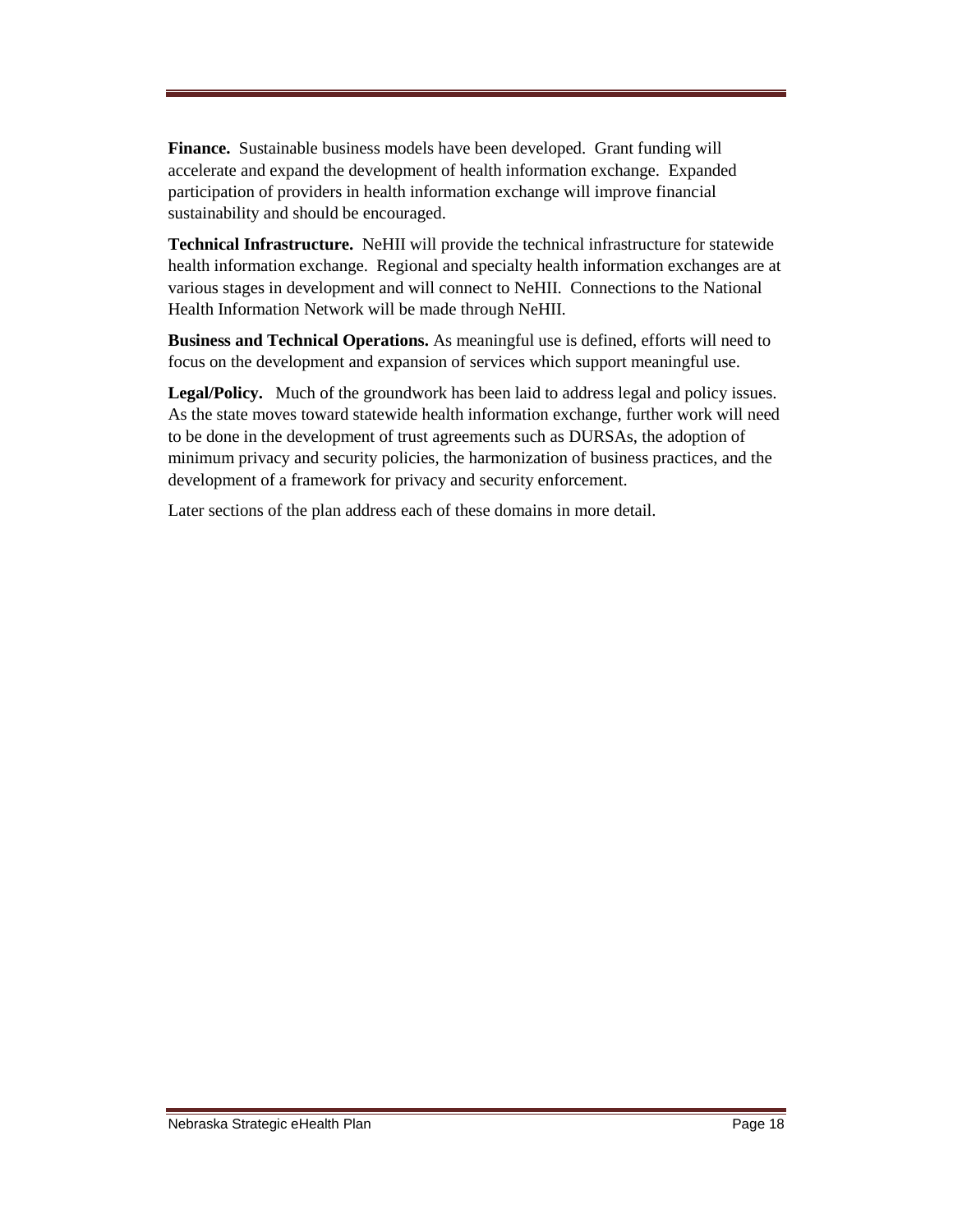**Finance.** Sustainable business models have been developed. Grant funding will accelerate and expand the development of health information exchange. Expanded participation of providers in health information exchange will improve financial sustainability and should be encouraged.

**Technical Infrastructure.** NeHII will provide the technical infrastructure for statewide health information exchange. Regional and specialty health information exchanges are at various stages in development and will connect to NeHII. Connections to the National Health Information Network will be made through NeHII.

**Business and Technical Operations.** As meaningful use is defined, efforts will need to focus on the development and expansion of services which support meaningful use.

**Legal/Policy.** Much of the groundwork has been laid to address legal and policy issues. As the state moves toward statewide health information exchange, further work will need to be done in the development of trust agreements such as DURSAs, the adoption of minimum privacy and security policies, the harmonization of business practices, and the development of a framework for privacy and security enforcement.

Later sections of the plan address each of these domains in more detail.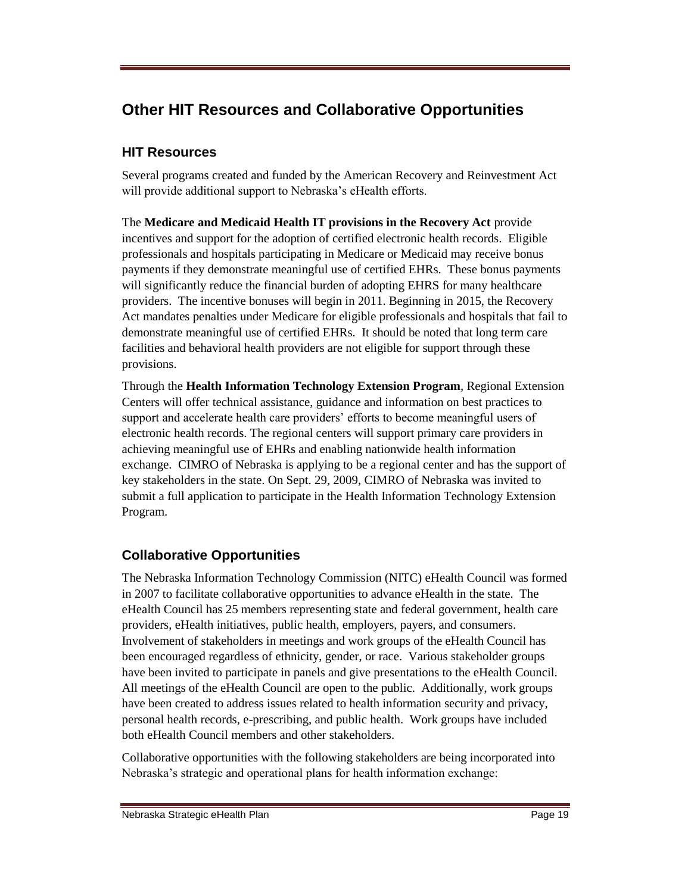# Other HIT Resources and Collaborative Opportunities

## HIT Resources

Several programs created and funded by the American Recovery and Reinvestment Act will provide additional support to Nebraska's eHealth efforts.

The **Medicare and Medicaid Health IT provisions in the Recovery Act** provide incentives and support for the adoption of certified electronic health records. Eligible professionals and hospitals participating in Medicare or Medicaid may receive bonus payments if they demonstrate meaningful use of certified EHRs. These bonus payments will significantly reduce the financial burden of adopting EHRS for many healthcare providers. The incentive bonuses will begin in 2011. Beginning in 2015, the Recovery Act mandates penalties under Medicare for eligible professionals and hospitals that fail to demonstrate meaningful use of certified EHRs. It should be noted that long term care facilities and behavioral health providers are not eligible for support through these provisions.

Through the **Health Information Technology Extension Program**, Regional Extension Centers will offer technical assistance, guidance and information on best practices to support and accelerate health care providers' efforts to become meaningful users of electronic health records. The regional centers will support primary care providers in achieving meaningful use of EHRs and enabling nationwide health information exchange. CIMRO of Nebraska is applying to be a regional center and has the support of key stakeholders in the state. On Sept. 29, 2009, CIMRO of Nebraska was invited to submit a full application to participate in the Health Information Technology Extension Program.

## Collaborative Opportunities

The Nebraska Information Technology Commission (NITC) eHealth Council was formed in 2007 to facilitate collaborative opportunities to advance eHealth in the state. The eHealth Council has 25 members representing state and federal government, health care providers, eHealth initiatives, public health, employers, payers, and consumers. Involvement of stakeholders in meetings and work groups of the eHealth Council has been encouraged regardless of ethnicity, gender, or race. Various stakeholder groups have been invited to participate in panels and give presentations to the eHealth Council. All meetings of the eHealth Council are open to the public. Additionally, work groups have been created to address issues related to health information security and privacy, personal health records, e-prescribing, and public health. Work groups have included both eHealth Council members and other stakeholders.

Collaborative opportunities with the following stakeholders are being incorporated into Nebraska's strategic and operational plans for health information exchange: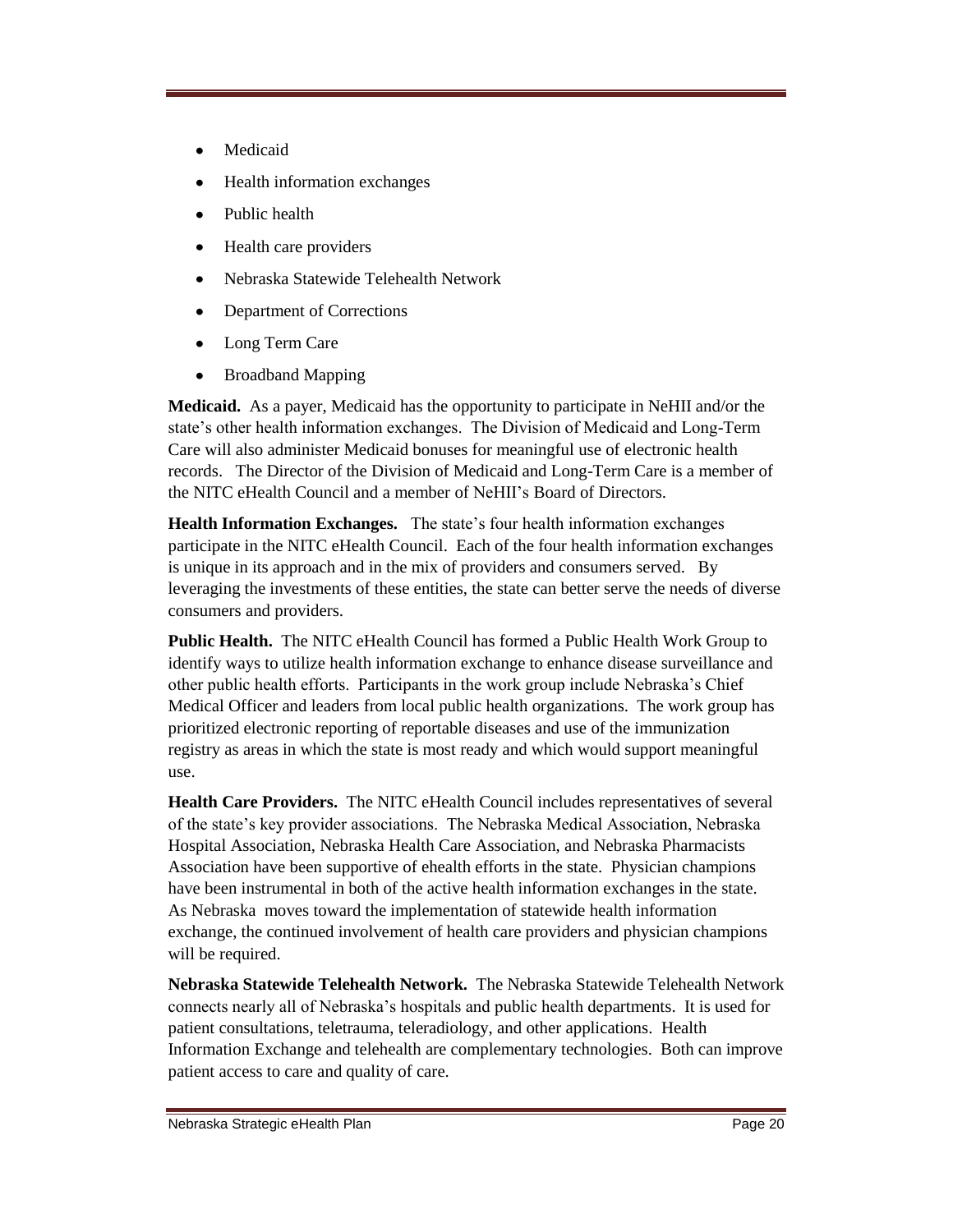- Medicaid
- Health information exchanges
- Public health
- Health care providers
- Nebraska Statewide Telehealth Network
- Department of Corrections
- Long Term Care
- Broadband Mapping

**Medicaid.** As a payer, Medicaid has the opportunity to participate in NeHII and/or the state's other health information exchanges. The Division of Medicaid and Long-Term Care will also administer Medicaid bonuses for meaningful use of electronic health records. The Director of the Division of Medicaid and Long-Term Care is a member of the NITC eHealth Council and a member of NeHII's Board of Directors.

**Health Information Exchanges.** The state's four health information exchanges participate in the NITC eHealth Council. Each of the four health information exchanges is unique in its approach and in the mix of providers and consumers served. By leveraging the investments of these entities, the state can better serve the needs of diverse consumers and providers.

**Public Health.** The NITC eHealth Council has formed a Public Health Work Group to identify ways to utilize health information exchange to enhance disease surveillance and other public health efforts. Participants in the work group include Nebraska's Chief Medical Officer and leaders from local public health organizations. The work group has prioritized electronic reporting of reportable diseases and use of the immunization registry as areas in which the state is most ready and which would support meaningful use.

**Health Care Providers.** The NITC eHealth Council includes representatives of several of the state's key provider associations. The Nebraska Medical Association, Nebraska Hospital Association, Nebraska Health Care Association, and Nebraska Pharmacists Association have been supportive of ehealth efforts in the state. Physician champions have been instrumental in both of the active health information exchanges in the state. As Nebraska moves toward the implementation of statewide health information exchange, the continued involvement of health care providers and physician champions will be required.

**Nebraska Statewide Telehealth Network.** The Nebraska Statewide Telehealth Network connects nearly all of Nebraska's hospitals and public health departments. It is used for patient consultations, teletrauma, teleradiology, and other applications. Health Information Exchange and telehealth are complementary technologies. Both can improve patient access to care and quality of care.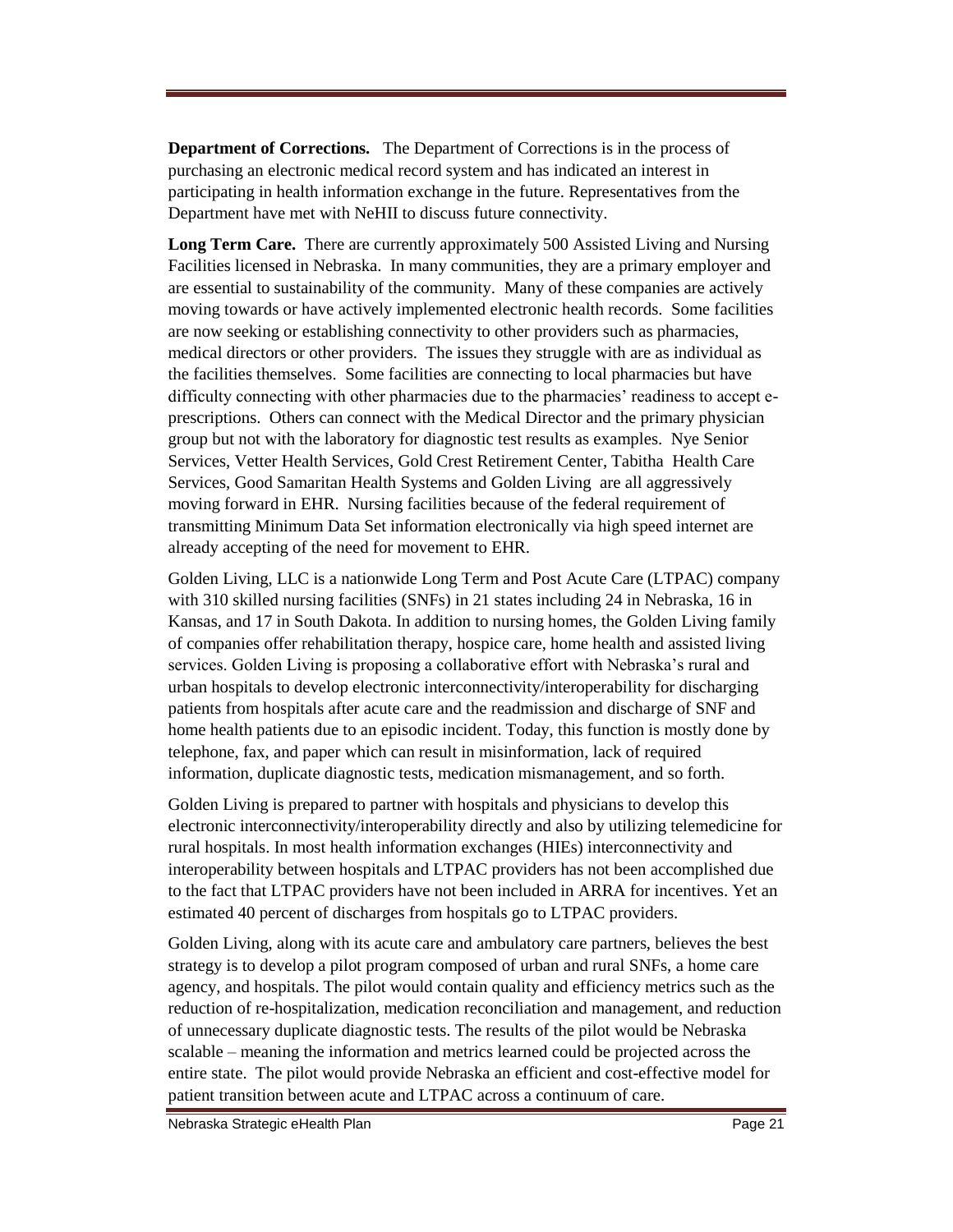**Department of Corrections.** The Department of Corrections is in the process of purchasing an electronic medical record system and has indicated an interest in participating in health information exchange in the future. Representatives from the Department have met with NeHII to discuss future connectivity.

**Long Term Care.** There are currently approximately 500 Assisted Living and Nursing Facilities licensed in Nebraska. In many communities, they are a primary employer and are essential to sustainability of the community. Many of these companies are actively moving towards or have actively implemented electronic health records. Some facilities are now seeking or establishing connectivity to other providers such as pharmacies, medical directors or other providers. The issues they struggle with are as individual as the facilities themselves. Some facilities are connecting to local pharmacies but have difficulty connecting with other pharmacies due to the pharmacies' readiness to accept e-prescriptions. Others can connect with the Medical Director and the primary physician group but not with the laboratory for diagnostic test results as examples. Nye Senior Services, Vetter Health Services, Gold Crest Retirement Center, Tabitha Health Care Services, Good Samaritan Health Systems and Golden Living are all aggressively moving forward in EHR. Nursing facilities because of the federal requirement of transmitting Minimum Data Set information electronically via high speed internet are already accepting of the need for movement to EHR.

Golden Living, LLC is a nationwide Long Term and Post Acute Care (LTPAC) company with 310 skilled nursing facilities (SNFs) in 21 states including 24 in Nebraska, 16 in Kansas, and 17 in South Dakota. In addition to nursing homes, the Golden Living family of companies offer rehabilitation therapy, hospice care, home health and assisted living services. Golden Living is proposing a collaborative effort with Nebraska's rural and urban hospitals to develop electronic interconnectivity/interoperability for discharging patients from hospitals after acute care and the readmission and discharge of SNF and home health patients due to an episodic incident. Today, this function is mostly done by telephone, fax, and paper which can result in misinformation, lack of required information, duplicate diagnostic tests, medication mismanagement, and so forth.

Golden Living is prepared to partner with hospitals and physicians to develop this electronic interconnectivity/interoperability directly and also by utilizing telemedicine for rural hospitals. In most health information exchanges (HIEs) interconnectivity and interoperability between hospitals and LTPAC providers has not been accomplished due to the fact that LTPAC providers have not been included in ARRA for incentives. Yet an estimated 40 percent of discharges from hospitals go to LTPAC providers.

Golden Living, along with its acute care and ambulatory care partners, believes the best strategy is to develop a pilot program composed of urban and rural SNFs, a home care agency, and hospitals. The pilot would contain quality and efficiency metrics such as the reduction of re-hospitalization, medication reconciliation and management, and reduction of unnecessary duplicate diagnostic tests. The results of the pilot would be Nebraska scalable – meaning the information and metrics learned could be projected across the entire state. The pilot would provide Nebraska an efficient and cost-effective model for patient transition between acute and LTPAC across a continuum of care.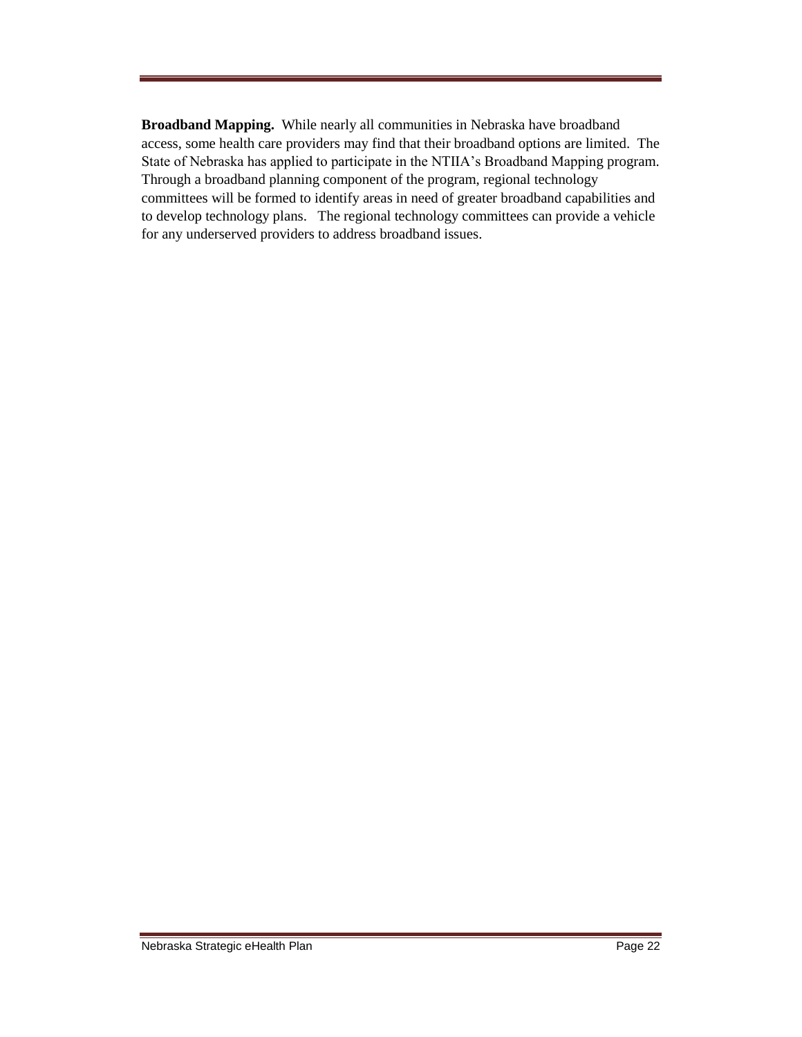**Broadband Mapping.** While nearly all communities in Nebraska have broadband access, some health care providers may find that their broadband options are limited. The State of Nebraska has applied to participate in the NTIIA's Broadband Mapping program. Through a broadband planning component of the program, regional technology committees will be formed to identify areas in need of greater broadband capabilities and to develop technology plans. The regional technology committees can provide a vehicle for any underserved providers to address broadband issues.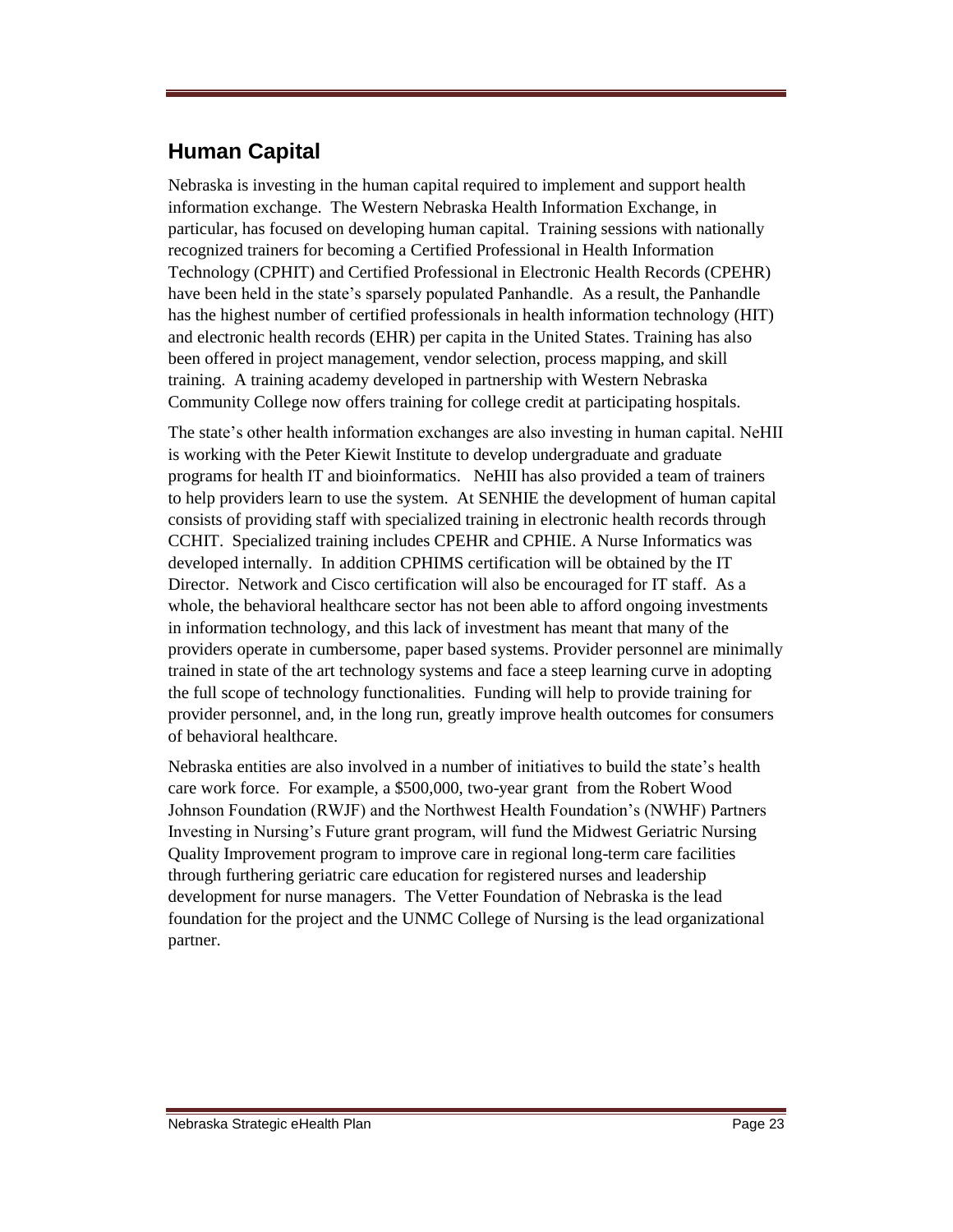## Human Capital

Nebraska is investing in the human capital required to implement and support health information exchange. The Western Nebraska Health Information Exchange, in particular, has focused on developing human capital. Training sessions with nationally recognized trainers for becoming a Certified Professional in Health Information Technology (CPHIT) and Certified Professional in Electronic Health Records (CPEHR) have been held in the state's sparsely populated Panhandle. As a result, the Panhandle has the highest number of certified professionals in health information technology (HIT) and electronic health records (EHR) per capita in the United States. Training has also been offered in project management, vendor selection, process mapping, and skill training. A training academy developed in partnership with Western Nebraska Community College now offers training for college credit at participating hospitals.

The state's other health information exchanges are also investing in human capital. NeHII is working with the Peter Kiewit Institute to develop undergraduate and graduate programs for health IT and bioinformatics. NeHII has also provided a team of trainers to help providers learn to use the system. At SENHIE the development of human capital consists of providing staff with specialized training in electronic health records through CCHIT. Specialized training includes CPEHR and CPHIE. A Nurse Informatics was developed internally. In addition CPHIMS certification will be obtained by the IT Director. Network and Cisco certification will also be encouraged for IT staff. As a whole, the behavioral healthcare sector has not been able to afford ongoing investments in information technology, and this lack of investment has meant that many of the providers operate in cumbersome, paper based systems. Provider personnel are minimally trained in state of the art technology systems and face a steep learning curve in adopting the full scope of technology functionalities. Funding will help to provide training for provider personnel, and, in the long run, greatly improve health outcomes for consumers of behavioral healthcare.

Nebraska entities are also involved in a number of initiatives to build the state's health care work force. For example, a $500,000, two-year grant from the Robert Wood Johnson Foundation (RWJF) and the Northwest Health Foundation's (NWHF) Partners Investing in Nursing's Future grant program, will fund the Midwest Geriatric Nursing Quality Improvement program to improve care in regional long-term care facilities through furthering geriatric care education for registered nurses and leadership development for nurse managers. The Vetter Foundation of Nebraska is the lead foundation for the project and the UNMC College of Nursing is the lead organizational partner.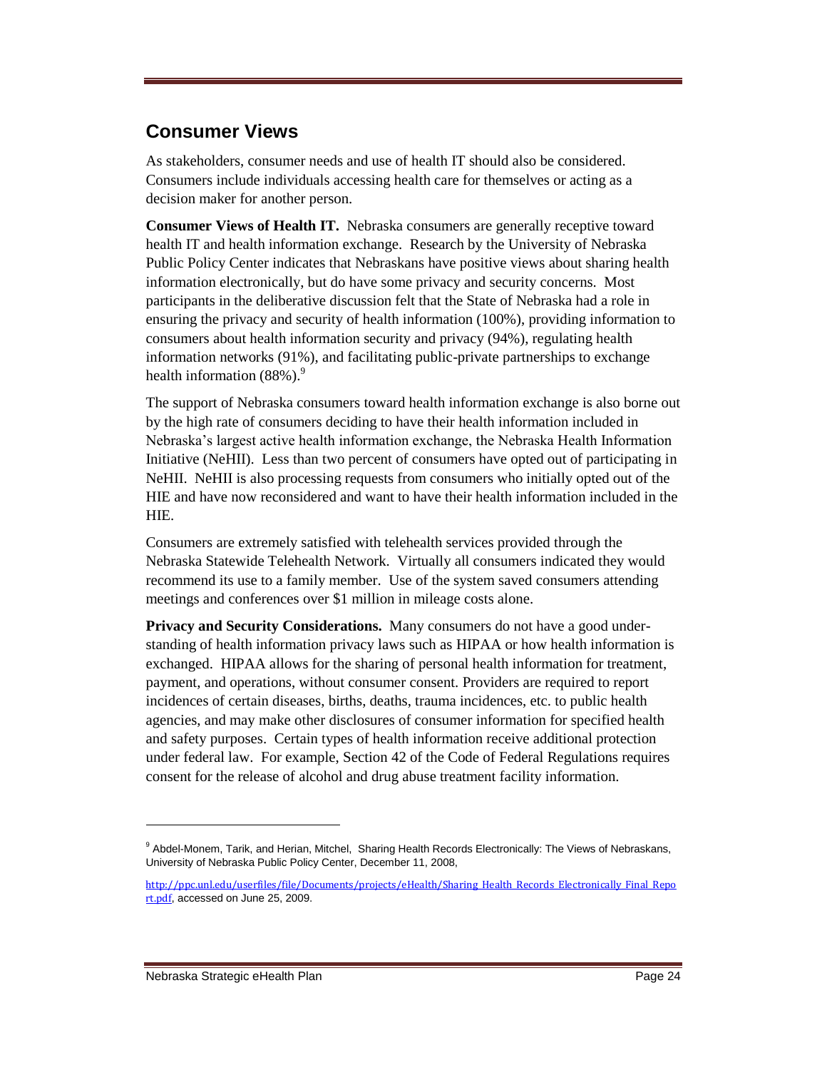## Consumer Views

As stakeholders, consumer needs and use of health IT should also be considered. Consumers include individuals accessing health care for themselves or acting as a decision maker for another person.

**Consumer Views of Health IT.** Nebraska consumers are generally receptive toward health IT and health information exchange. Research by the University of Nebraska Public Policy Center indicates that Nebraskans have positive views about sharing health information electronically, but do have some privacy and security concerns. Most participants in the deliberative discussion felt that the State of Nebraska had a role in ensuring the privacy and security of health information (100%), providing information to consumers about health information security and privacy (94%), regulating health information networks (91%), and facilitating public-private partnerships to exchange health information (88%).[9]

The support of Nebraska consumers toward health information exchange is also borne out by the high rate of consumers deciding to have their health information included in Nebraska's largest active health information exchange, the Nebraska Health Information Initiative (NeHII). Less than two percent of consumers have opted out of participating in NeHII. NeHII is also processing requests from consumers who initially opted out of the HIE and have now reconsidered and want to have their health information included in the HIE.

Consumers are extremely satisfied with telehealth services provided through the Nebraska Statewide Telehealth Network. Virtually all consumers indicated they would recommend its use to a family member. Use of the system saved consumers attending meetings and conferences over $1 million in mileage costs alone.

**Privacy and Security Considerations.** Many consumers do not have a good understanding of health information privacy laws such as HIPAA or how health information is exchanged. HIPAA allows for the sharing of personal health information for treatment, payment, and operations, without consumer consent. Providers are required to report incidences of certain diseases, births, deaths, trauma incidences, etc. to public health agencies, and may make other disclosures of consumer information for specified health and safety purposes. Certain types of health information receive additional protection under federal law. For example, Section 42 of the Code of Federal Regulations requires consent for the release of alcohol and drug abuse treatment facility information.

---

[9] Abdel-Monem, Tarik, and Herian, Mitchel, Sharing Health Records Electronically: The Views of Nebraskans, University of Nebraska Public Policy Center, December 11, 2008,

http://ppc.unl.edu/userfiles/file/Documents/projects/eHealth/Sharing_Health_Records_Electronically_Final_Report.pdf, accessed on June 25, 2009.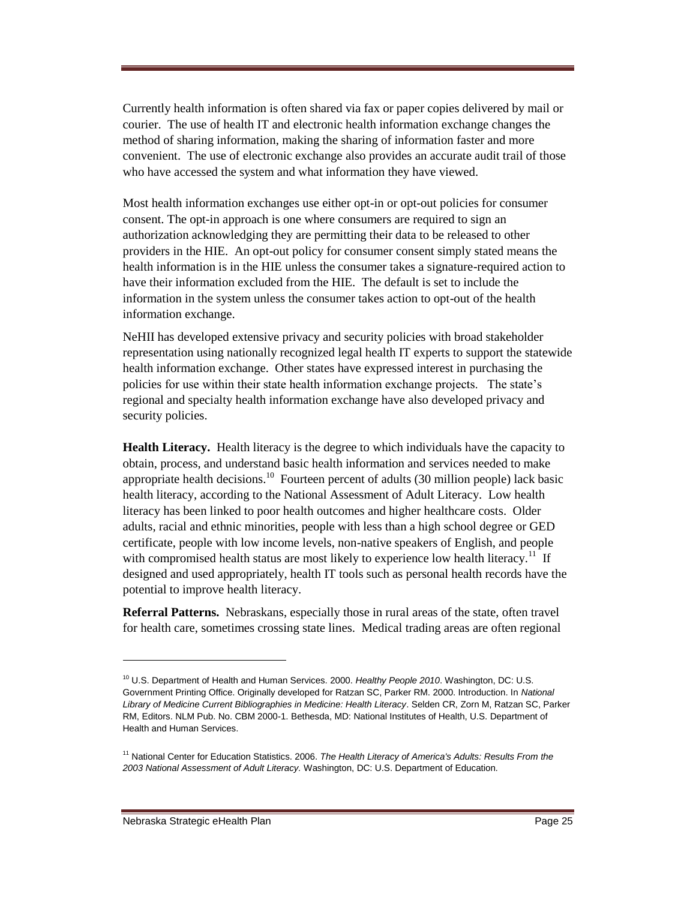Currently health information is often shared via fax or paper copies delivered by mail or courier. The use of health IT and electronic health information exchange changes the method of sharing information, making the sharing of information faster and more convenient. The use of electronic exchange also provides an accurate audit trail of those who have accessed the system and what information they have viewed.

Most health information exchanges use either opt-in or opt-out policies for consumer consent. The opt-in approach is one where consumers are required to sign an authorization acknowledging they are permitting their data to be released to other providers in the HIE. An opt-out policy for consumer consent simply stated means the health information is in the HIE unless the consumer takes a signature-required action to have their information excluded from the HIE. The default is set to include the information in the system unless the consumer takes action to opt-out of the health information exchange.

NeHII has developed extensive privacy and security policies with broad stakeholder representation using nationally recognized legal health IT experts to support the statewide health information exchange. Other states have expressed interest in purchasing the policies for use within their state health information exchange projects. The state's regional and specialty health information exchange have also developed privacy and security policies.

**Health Literacy.** Health literacy is the degree to which individuals have the capacity to obtain, process, and understand basic health information and services needed to make appropriate health decisions.[10] Fourteen percent of adults (30 million people) lack basic health literacy, according to the National Assessment of Adult Literacy. Low health literacy has been linked to poor health outcomes and higher healthcare costs. Older adults, racial and ethnic minorities, people with less than a high school degree or GED certificate, people with low income levels, non-native speakers of English, and people with compromised health status are most likely to experience low health literacy.[11] If designed and used appropriately, health IT tools such as personal health records have the potential to improve health literacy.

**Referral Patterns.** Nebraskans, especially those in rural areas of the state, often travel for health care, sometimes crossing state lines. Medical trading areas are often regional

---

[10] U.S. Department of Health and Human Services. 2000. *Healthy People 2010*. Washington, DC: U.S. Government Printing Office. Originally developed for Ratzan SC, Parker RM. 2000. Introduction. In *National Library of Medicine Current Bibliographies in Medicine: Health Literacy*. Selden CR, Zorn M, Ratzan SC, Parker RM, Editors. NLM Pub. No. CBM 2000-1. Bethesda, MD: National Institutes of Health, U.S. Department of Health and Human Services.

[11] National Center for Education Statistics. 2006. *The Health Literacy of America's Adults: Results From the 2003 National Assessment of Adult Literacy.* Washington, DC: U.S. Department of Education.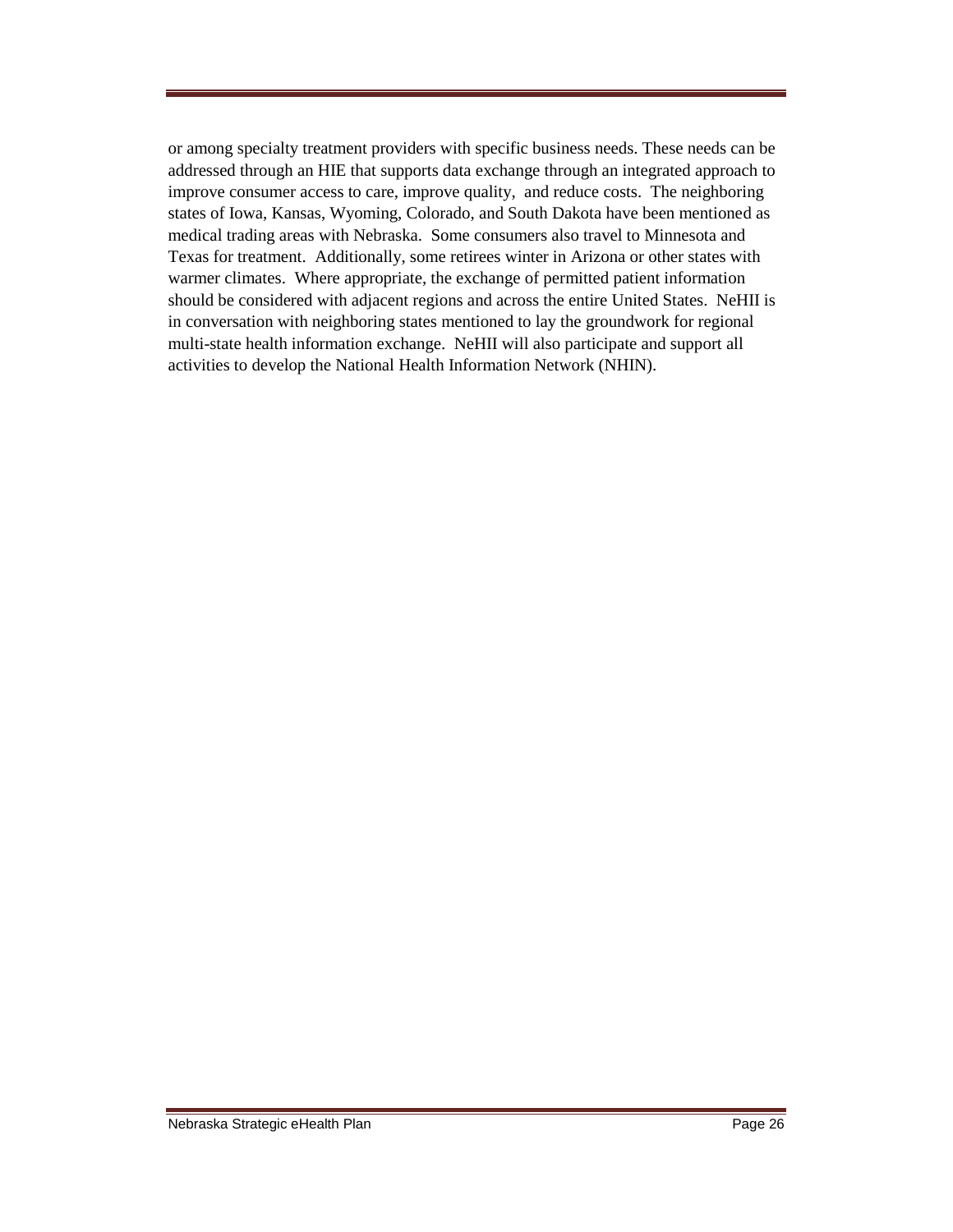or among specialty treatment providers with specific business needs. These needs can be addressed through an HIE that supports data exchange through an integrated approach to improve consumer access to care, improve quality, and reduce costs. The neighboring states of Iowa, Kansas, Wyoming, Colorado, and South Dakota have been mentioned as medical trading areas with Nebraska. Some consumers also travel to Minnesota and Texas for treatment. Additionally, some retirees winter in Arizona or other states with warmer climates. Where appropriate, the exchange of permitted patient information should be considered with adjacent regions and across the entire United States. NeHII is in conversation with neighboring states mentioned to lay the groundwork for regional multi-state health information exchange. NeHII will also participate and support all activities to develop the National Health Information Network (NHIN).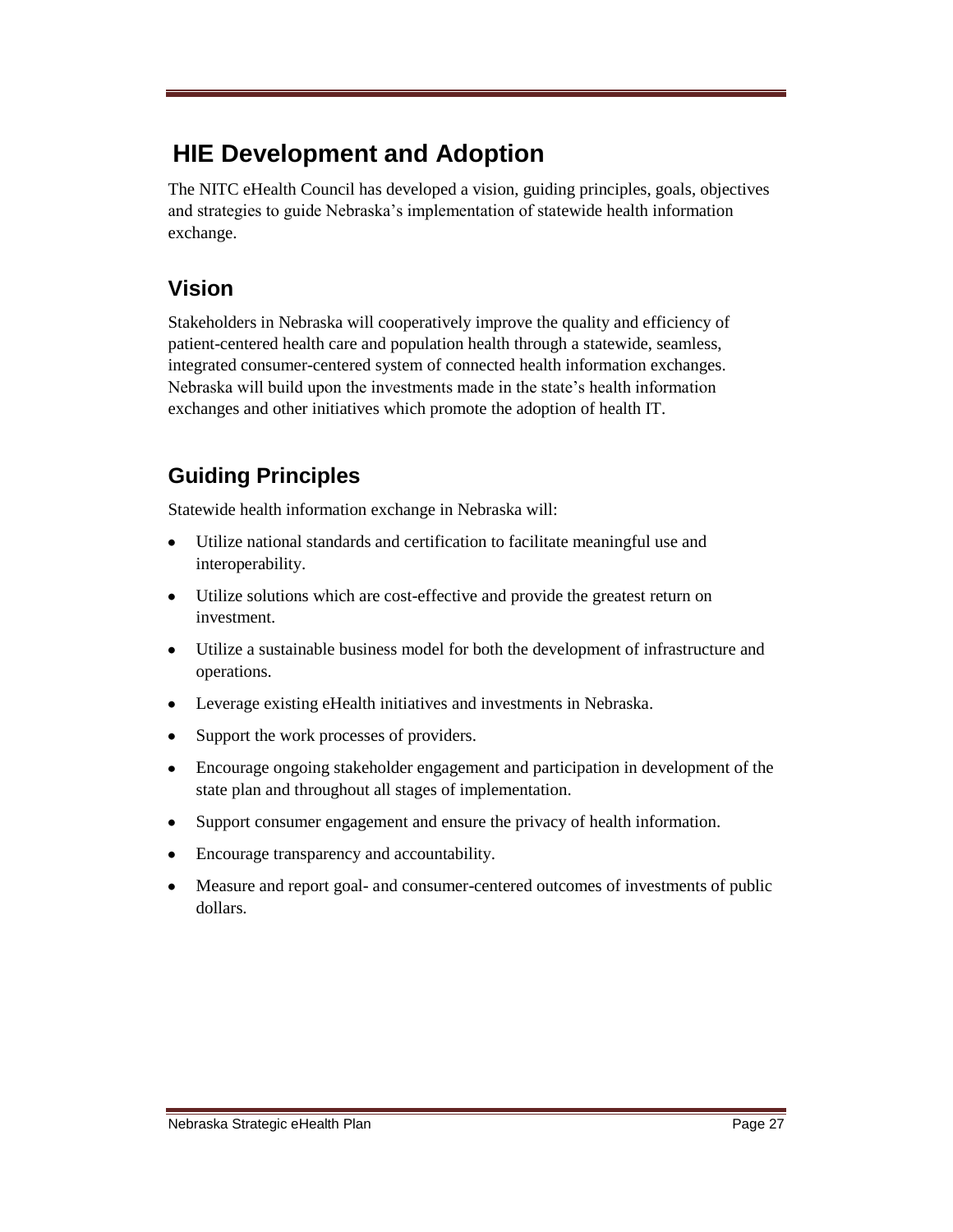# HIE Development and Adoption

The NITC eHealth Council has developed a vision, guiding principles, goals, objectives and strategies to guide Nebraska's implementation of statewide health information exchange.

## Vision

Stakeholders in Nebraska will cooperatively improve the quality and efficiency of patient-centered health care and population health through a statewide, seamless, integrated consumer-centered system of connected health information exchanges. Nebraska will build upon the investments made in the state's health information exchanges and other initiatives which promote the adoption of health IT.

## Guiding Principles

Statewide health information exchange in Nebraska will:

- Utilize national standards and certification to facilitate meaningful use and interoperability.
- Utilize solutions which are cost-effective and provide the greatest return on investment.
- Utilize a sustainable business model for both the development of infrastructure and operations.
- Leverage existing eHealth initiatives and investments in Nebraska.
- Support the work processes of providers.
- Encourage ongoing stakeholder engagement and participation in development of the state plan and throughout all stages of implementation.
- Support consumer engagement and ensure the privacy of health information.
- Encourage transparency and accountability.
- Measure and report goal- and consumer-centered outcomes of investments of public dollars.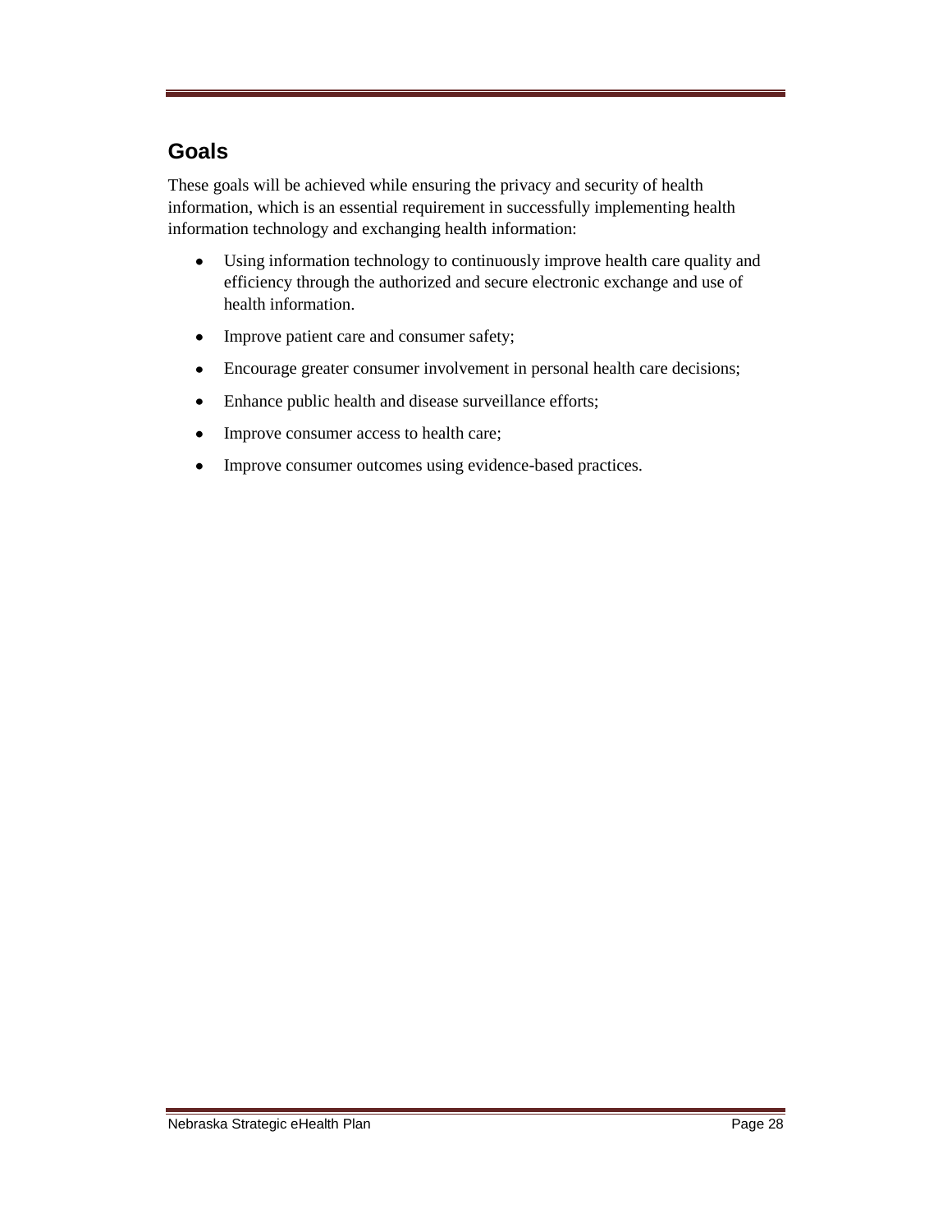## Goals

These goals will be achieved while ensuring the privacy and security of health information, which is an essential requirement in successfully implementing health information technology and exchanging health information:

- Using information technology to continuously improve health care quality and efficiency through the authorized and secure electronic exchange and use of health information.
- Improve patient care and consumer safety;
- Encourage greater consumer involvement in personal health care decisions;
- Enhance public health and disease surveillance efforts;
- Improve consumer access to health care;
- Improve consumer outcomes using evidence-based practices.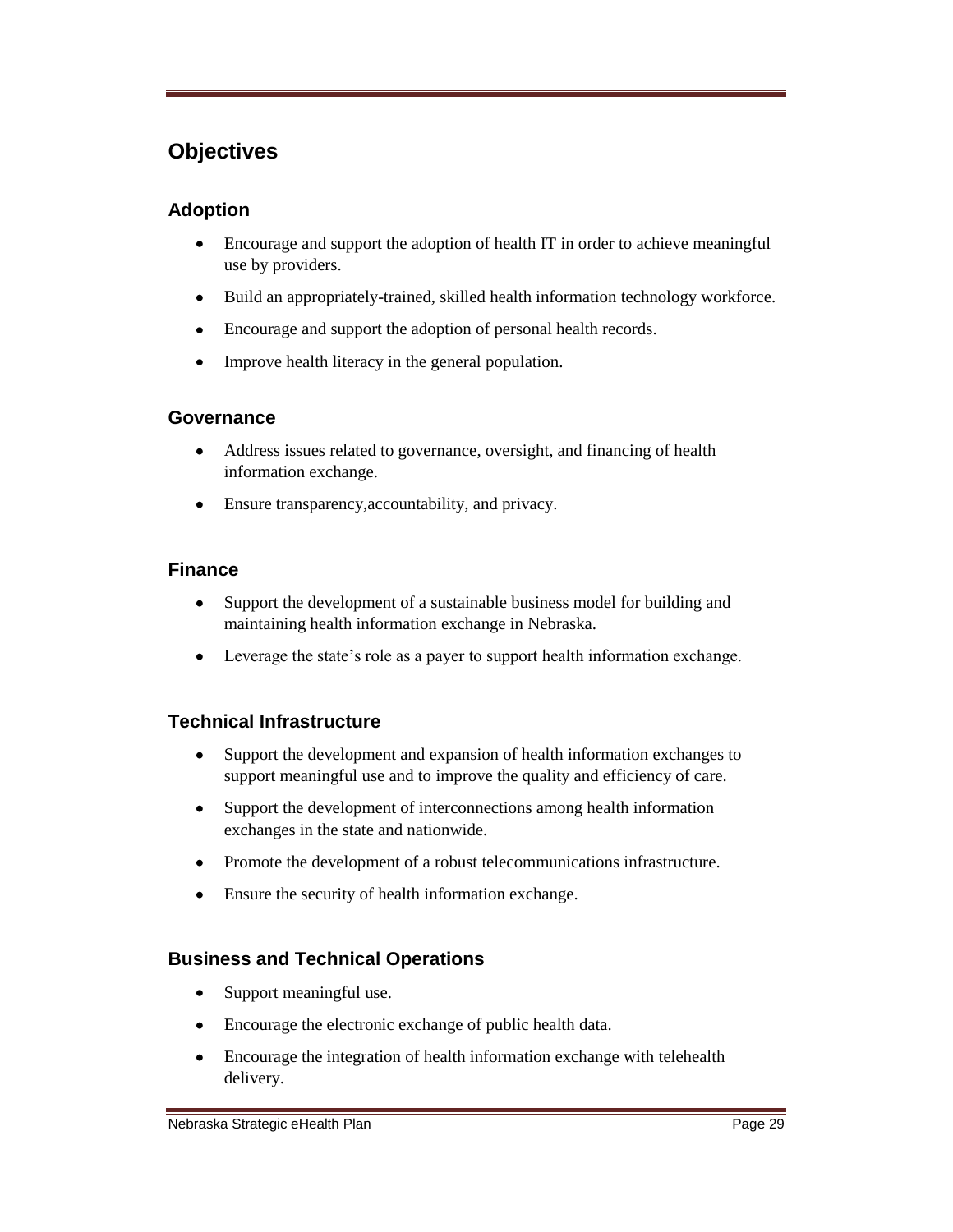## Objectives

### Adoption

- Encourage and support the adoption of health IT in order to achieve meaningful use by providers.
- Build an appropriately-trained, skilled health information technology workforce.
- Encourage and support the adoption of personal health records.
- Improve health literacy in the general population.

### Governance

- Address issues related to governance, oversight, and financing of health information exchange.
- Ensure transparency,accountability, and privacy.

### Finance

- Support the development of a sustainable business model for building and maintaining health information exchange in Nebraska.
- Leverage the state's role as a payer to support health information exchange.

### Technical Infrastructure

- Support the development and expansion of health information exchanges to support meaningful use and to improve the quality and efficiency of care.
- Support the development of interconnections among health information exchanges in the state and nationwide.
- Promote the development of a robust telecommunications infrastructure.
- Ensure the security of health information exchange.

### Business and Technical Operations

- Support meaningful use.
- Encourage the electronic exchange of public health data.
- Encourage the integration of health information exchange with telehealth delivery.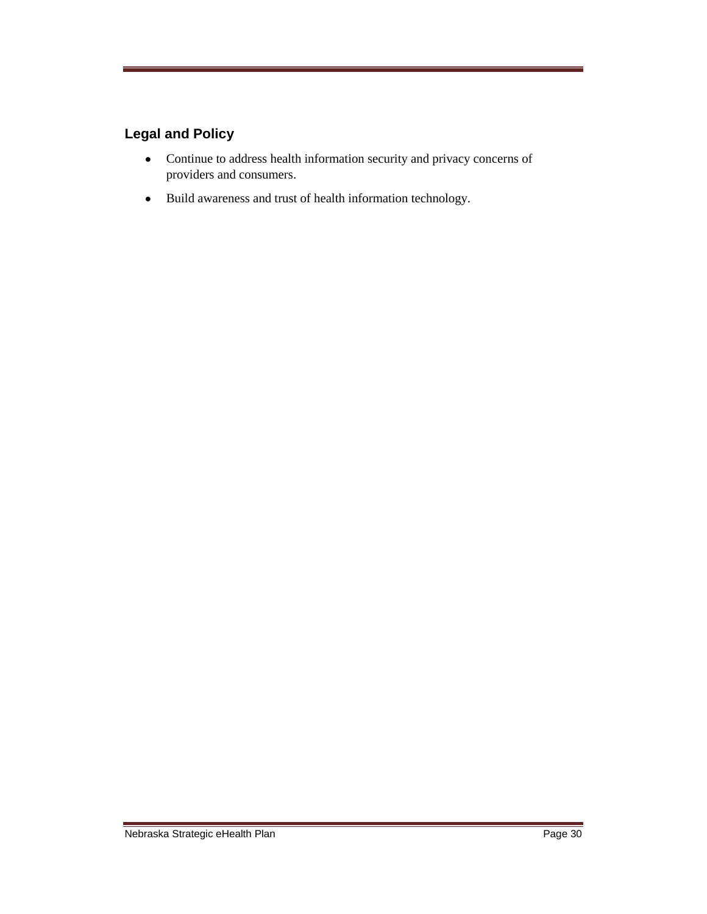## Legal and Policy

- Continue to address health information security and privacy concerns of providers and consumers.
- Build awareness and trust of health information technology.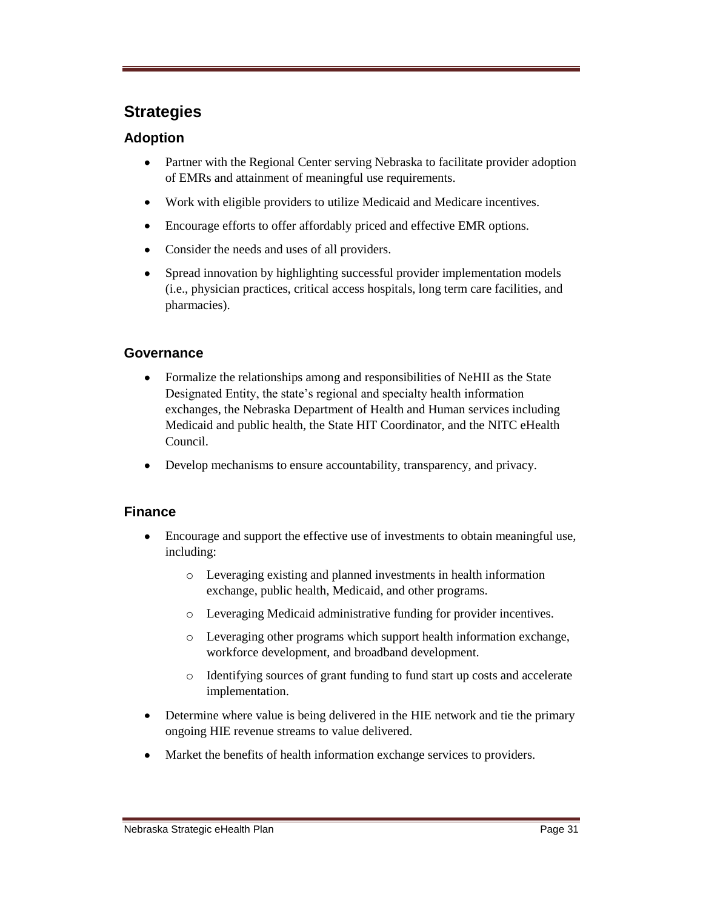## Strategies

### Adoption

- Partner with the Regional Center serving Nebraska to facilitate provider adoption of EMRs and attainment of meaningful use requirements.
- Work with eligible providers to utilize Medicaid and Medicare incentives.
- Encourage efforts to offer affordably priced and effective EMR options.
- Consider the needs and uses of all providers.
- Spread innovation by highlighting successful provider implementation models (i.e., physician practices, critical access hospitals, long term care facilities, and pharmacies).

### Governance

- Formalize the relationships among and responsibilities of NeHII as the State Designated Entity, the state's regional and specialty health information exchanges, the Nebraska Department of Health and Human services including Medicaid and public health, the State HIT Coordinator, and the NITC eHealth Council.
- Develop mechanisms to ensure accountability, transparency, and privacy.

### Finance

- Encourage and support the effective use of investments to obtain meaningful use, including:
    - Leveraging existing and planned investments in health information exchange, public health, Medicaid, and other programs.
    - Leveraging Medicaid administrative funding for provider incentives.
    - Leveraging other programs which support health information exchange, workforce development, and broadband development.
    - Identifying sources of grant funding to fund start up costs and accelerate implementation.
- Determine where value is being delivered in the HIE network and tie the primary ongoing HIE revenue streams to value delivered.
- Market the benefits of health information exchange services to providers.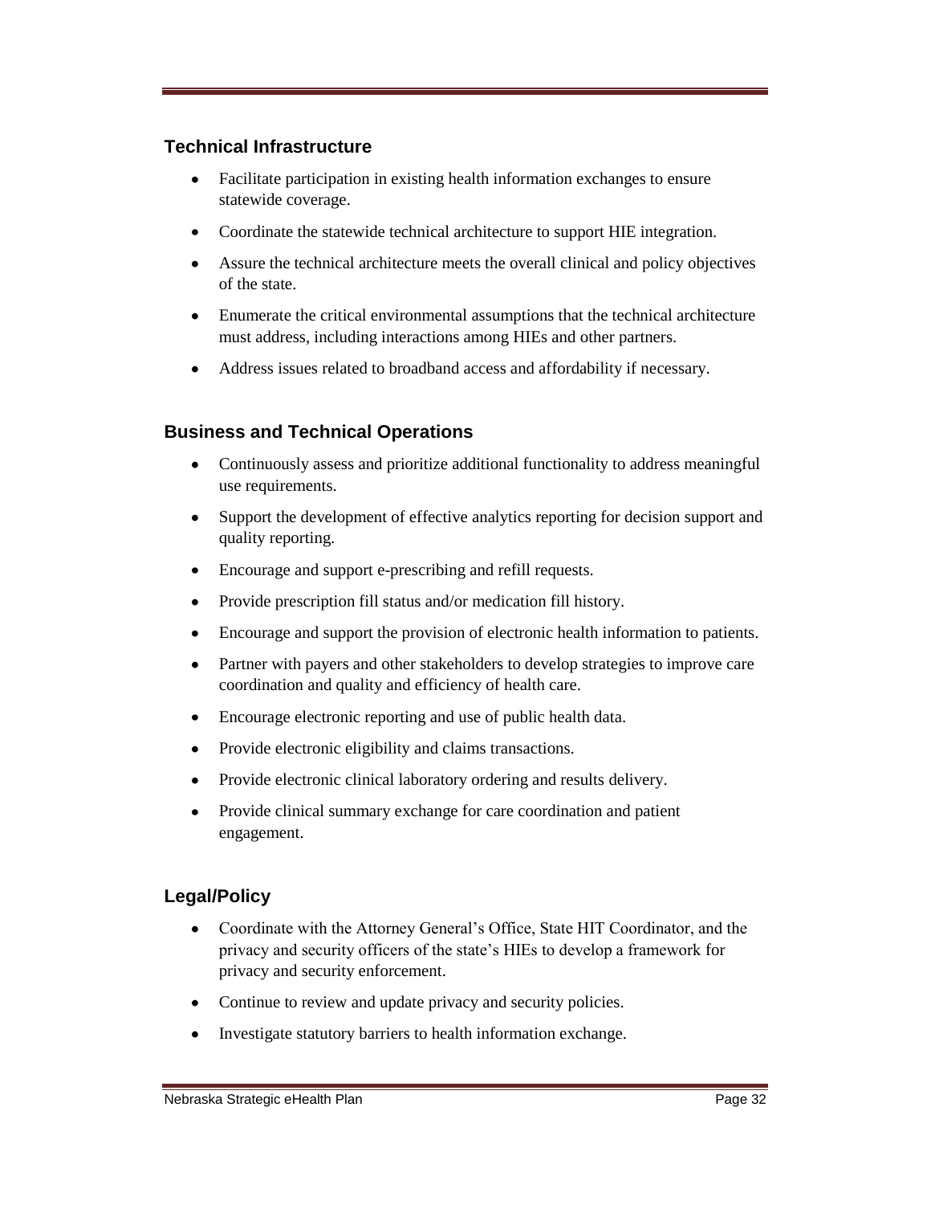### Technical Infrastructure

- Facilitate participation in existing health information exchanges to ensure statewide coverage.
- Coordinate the statewide technical architecture to support HIE integration.
- Assure the technical architecture meets the overall clinical and policy objectives of the state.
- Enumerate the critical environmental assumptions that the technical architecture must address, including interactions among HIEs and other partners.
- Address issues related to broadband access and affordability if necessary.

### Business and Technical Operations

- Continuously assess and prioritize additional functionality to address meaningful use requirements.
- Support the development of effective analytics reporting for decision support and quality reporting.
- Encourage and support e-prescribing and refill requests.
- Provide prescription fill status and/or medication fill history.
- Encourage and support the provision of electronic health information to patients.
- Partner with payers and other stakeholders to develop strategies to improve care coordination and quality and efficiency of health care.
- Encourage electronic reporting and use of public health data.
- Provide electronic eligibility and claims transactions.
- Provide electronic clinical laboratory ordering and results delivery.
- Provide clinical summary exchange for care coordination and patient engagement.

### Legal/Policy

- Coordinate with the Attorney General's Office, State HIT Coordinator, and the privacy and security officers of the state's HIEs to develop a framework for privacy and security enforcement.
- Continue to review and update privacy and security policies.
- Investigate statutory barriers to health information exchange.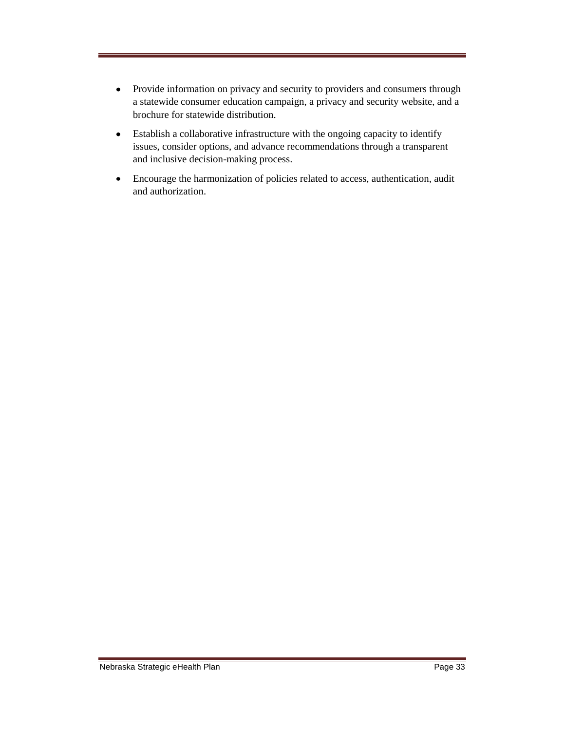- Provide information on privacy and security to providers and consumers through a statewide consumer education campaign, a privacy and security website, and a brochure for statewide distribution.
- Establish a collaborative infrastructure with the ongoing capacity to identify issues, consider options, and advance recommendations through a transparent and inclusive decision-making process.
- Encourage the harmonization of policies related to access, authentication, audit and authorization.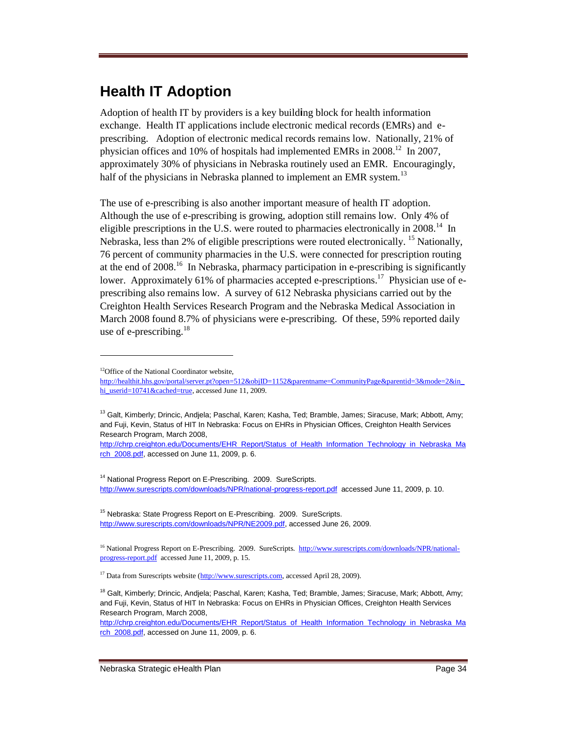## Health IT Adoption

Adoption of health IT by providers is a key building block for health information exchange. Health IT applications include electronic medical records (EMRs) and e-prescribing. Adoption of electronic medical records remains low. Nationally, 21% of physician offices and 10% of hospitals had implemented EMRs in 2008.[12] In 2007, approximately 30% of physicians in Nebraska routinely used an EMR. Encouragingly, half of the physicians in Nebraska planned to implement an EMR system.[13]

The use of e-prescribing is also another important measure of health IT adoption. Although the use of e-prescribing is growing, adoption still remains low. Only 4% of eligible prescriptions in the U.S. were routed to pharmacies electronically in 2008.[14] In Nebraska, less than 2% of eligible prescriptions were routed electronically.[15] Nationally, 76 percent of community pharmacies in the U.S. were connected for prescription routing at the end of 2008.[16] In Nebraska, pharmacy participation in e-prescribing is significantly lower. Approximately 61% of pharmacies accepted e-prescriptions.[17] Physician use of e-prescribing also remains low. A survey of 612 Nebraska physicians carried out by the Creighton Health Services Research Program and the Nebraska Medical Association in March 2008 found 8.7% of physicians were e-prescribing. Of these, 59% reported daily use of e-prescribing.[18]

---

[12] Office of the National Coordinator website, http://healthit.hhs.gov/portal/server.pt?open=512&objID=1152&parentname=CommunityPage&parentid=3&mode=2&in_hi_userid=10741&cached=true, accessed June 11, 2009.

[13] Galt, Kimberly; Drincic, Andjela; Paschal, Karen; Kasha, Ted; Bramble, James; Siracuse, Mark; Abbott, Amy; and Fuji, Kevin, Status of HIT In Nebraska: Focus on EHRs in Physician Offices, Creighton Health Services Research Program, March 2008, http://chrp.creighton.edu/Documents/EHR_Report/Status_of_Health_Information_Technology_in_Nebraska_March_2008.pdf, accessed on June 11, 2009, p. 6.

[14] National Progress Report on E-Prescribing. 2009. SureScripts. http://www.surescripts.com/downloads/NPR/national-progress-report.pdf accessed June 11, 2009, p. 10.

[15] Nebraska: State Progress Report on E-Prescribing. 2009. SureScripts. http://www.surescripts.com/downloads/NPR/NE2009.pdf, accessed June 26, 2009.

[16] National Progress Report on E-Prescribing. 2009. SureScripts. http://www.surescripts.com/downloads/NPR/national-progress-report.pdf accessed June 11, 2009, p. 15.

[17] Data from Surescripts website (http://www.surescripts.com, accessed April 28, 2009).

[18] Galt, Kimberly; Drincic, Andjela; Paschal, Karen; Kasha, Ted; Bramble, James; Siracuse, Mark; Abbott, Amy; and Fuji, Kevin, Status of HIT In Nebraska: Focus on EHRs in Physician Offices, Creighton Health Services Research Program, March 2008, http://chrp.creighton.edu/Documents/EHR_Report/Status_of_Health_Information_Technology_in_Nebraska_March_2008.pdf, accessed on June 11, 2009, p. 6.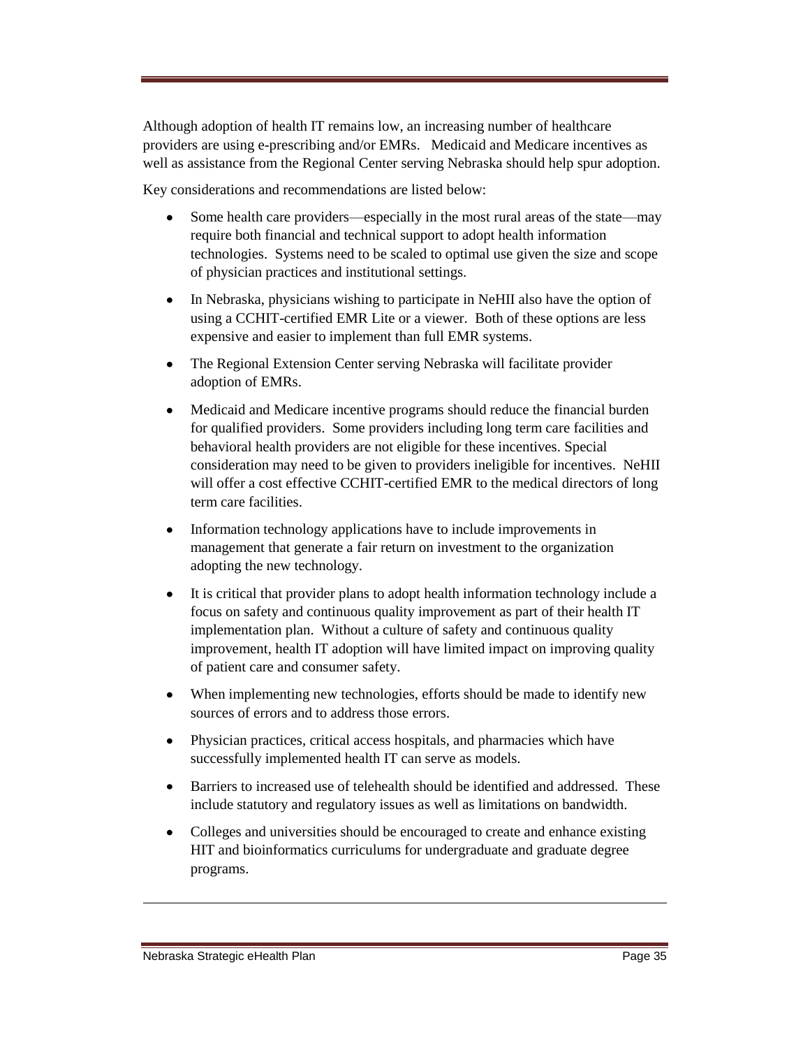Although adoption of health IT remains low, an increasing number of healthcare providers are using e-prescribing and/or EMRs. Medicaid and Medicare incentives as well as assistance from the Regional Center serving Nebraska should help spur adoption.

Key considerations and recommendations are listed below:

- Some health care providers—especially in the most rural areas of the state—may require both financial and technical support to adopt health information technologies. Systems need to be scaled to optimal use given the size and scope of physician practices and institutional settings.
- In Nebraska, physicians wishing to participate in NeHII also have the option of using a CCHIT-certified EMR Lite or a viewer. Both of these options are less expensive and easier to implement than full EMR systems.
- The Regional Extension Center serving Nebraska will facilitate provider adoption of EMRs.
- Medicaid and Medicare incentive programs should reduce the financial burden for qualified providers. Some providers including long term care facilities and behavioral health providers are not eligible for these incentives. Special consideration may need to be given to providers ineligible for incentives. NeHII will offer a cost effective CCHIT-certified EMR to the medical directors of long term care facilities.
- Information technology applications have to include improvements in management that generate a fair return on investment to the organization adopting the new technology.
- It is critical that provider plans to adopt health information technology include a focus on safety and continuous quality improvement as part of their health IT implementation plan. Without a culture of safety and continuous quality improvement, health IT adoption will have limited impact on improving quality of patient care and consumer safety.
- When implementing new technologies, efforts should be made to identify new sources of errors and to address those errors.
- Physician practices, critical access hospitals, and pharmacies which have successfully implemented health IT can serve as models.
- Barriers to increased use of telehealth should be identified and addressed. These include statutory and regulatory issues as well as limitations on bandwidth.
- Colleges and universities should be encouraged to create and enhance existing HIT and bioinformatics curriculums for undergraduate and graduate degree programs.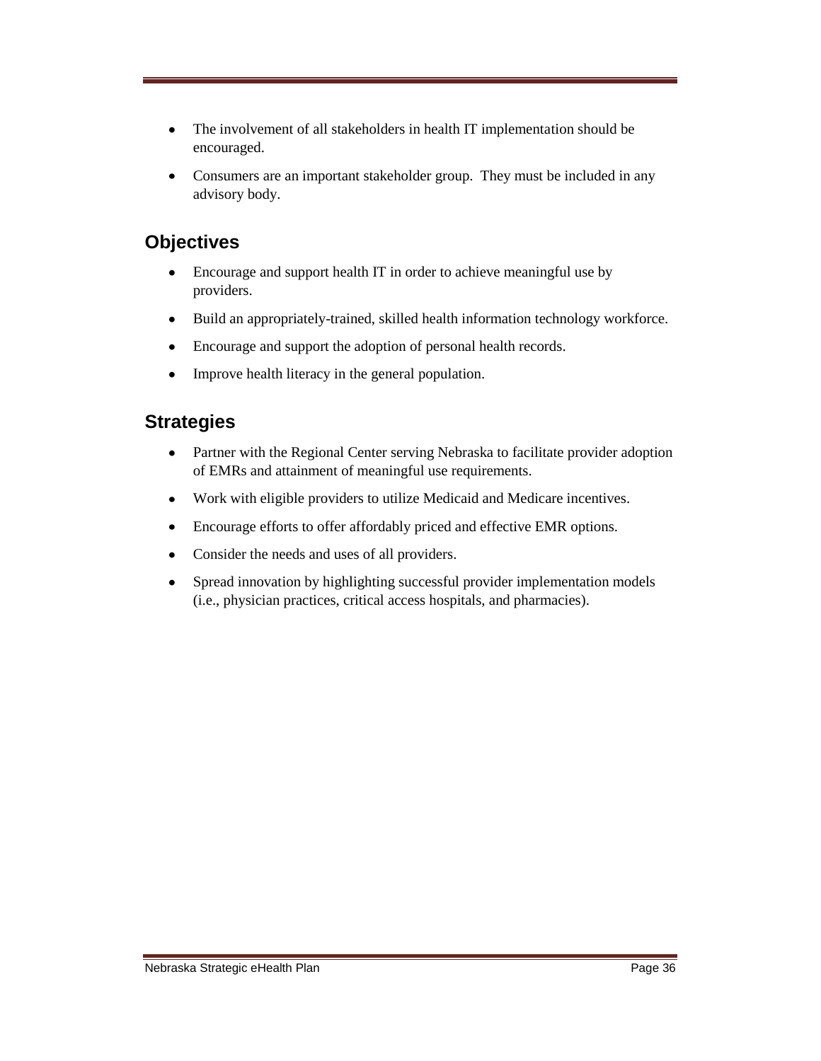- The involvement of all stakeholders in health IT implementation should be encouraged.
- Consumers are an important stakeholder group. They must be included in any advisory body.

## Objectives

- Encourage and support health IT in order to achieve meaningful use by providers.
- Build an appropriately-trained, skilled health information technology workforce.
- Encourage and support the adoption of personal health records.
- Improve health literacy in the general population.

## Strategies

- Partner with the Regional Center serving Nebraska to facilitate provider adoption of EMRs and attainment of meaningful use requirements.
- Work with eligible providers to utilize Medicaid and Medicare incentives.
- Encourage efforts to offer affordably priced and effective EMR options.
- Consider the needs and uses of all providers.
- Spread innovation by highlighting successful provider implementation models (i.e., physician practices, critical access hospitals, and pharmacies).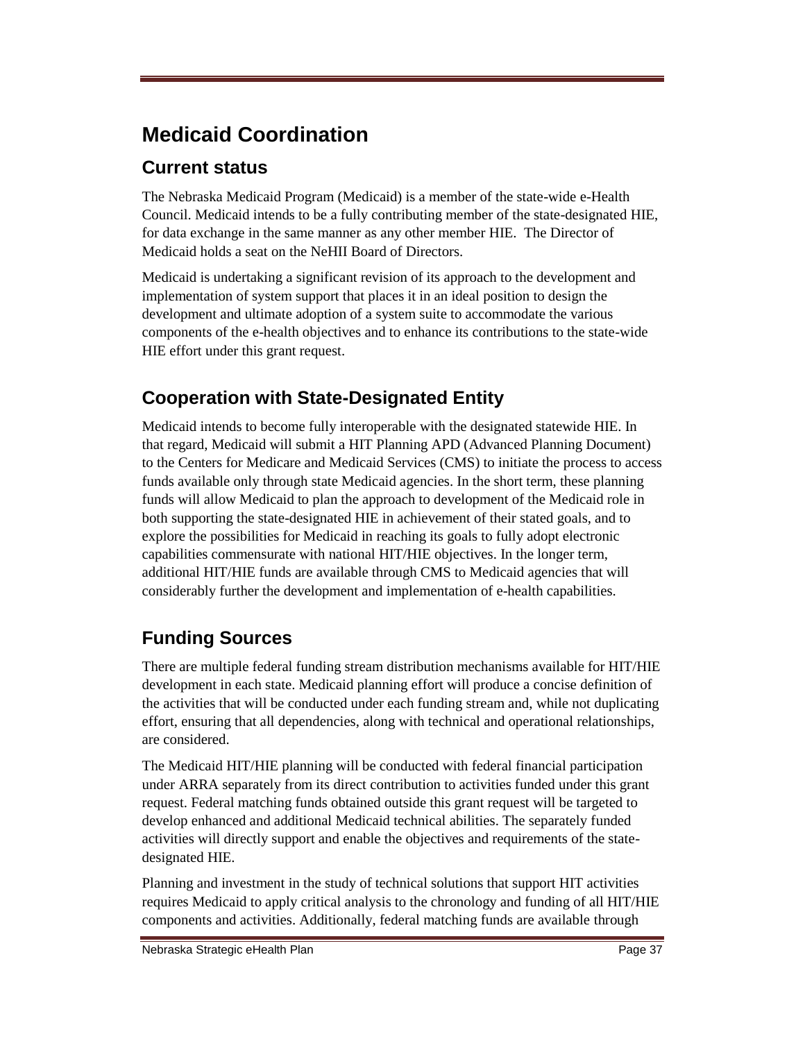## Medicaid Coordination

### Current status

The Nebraska Medicaid Program (Medicaid) is a member of the state-wide e-Health Council. Medicaid intends to be a fully contributing member of the state-designated HIE, for data exchange in the same manner as any other member HIE. The Director of Medicaid holds a seat on the NeHII Board of Directors.

Medicaid is undertaking a significant revision of its approach to the development and implementation of system support that places it in an ideal position to design the development and ultimate adoption of a system suite to accommodate the various components of the e-health objectives and to enhance its contributions to the state-wide HIE effort under this grant request.

## Cooperation with State-Designated Entity

Medicaid intends to become fully interoperable with the designated statewide HIE. In that regard, Medicaid will submit a HIT Planning APD (Advanced Planning Document) to the Centers for Medicare and Medicaid Services (CMS) to initiate the process to access funds available only through state Medicaid agencies. In the short term, these planning funds will allow Medicaid to plan the approach to development of the Medicaid role in both supporting the state-designated HIE in achievement of their stated goals, and to explore the possibilities for Medicaid in reaching its goals to fully adopt electronic capabilities commensurate with national HIT/HIE objectives. In the longer term, additional HIT/HIE funds are available through CMS to Medicaid agencies that will considerably further the development and implementation of e-health capabilities.

## Funding Sources

There are multiple federal funding stream distribution mechanisms available for HIT/HIE development in each state. Medicaid planning effort will produce a concise definition of the activities that will be conducted under each funding stream and, while not duplicating effort, ensuring that all dependencies, along with technical and operational relationships, are considered.

The Medicaid HIT/HIE planning will be conducted with federal financial participation under ARRA separately from its direct contribution to activities funded under this grant request. Federal matching funds obtained outside this grant request will be targeted to develop enhanced and additional Medicaid technical abilities. The separately funded activities will directly support and enable the objectives and requirements of the state-designated HIE.

Planning and investment in the study of technical solutions that support HIT activities requires Medicaid to apply critical analysis to the chronology and funding of all HIT/HIE components and activities. Additionally, federal matching funds are available through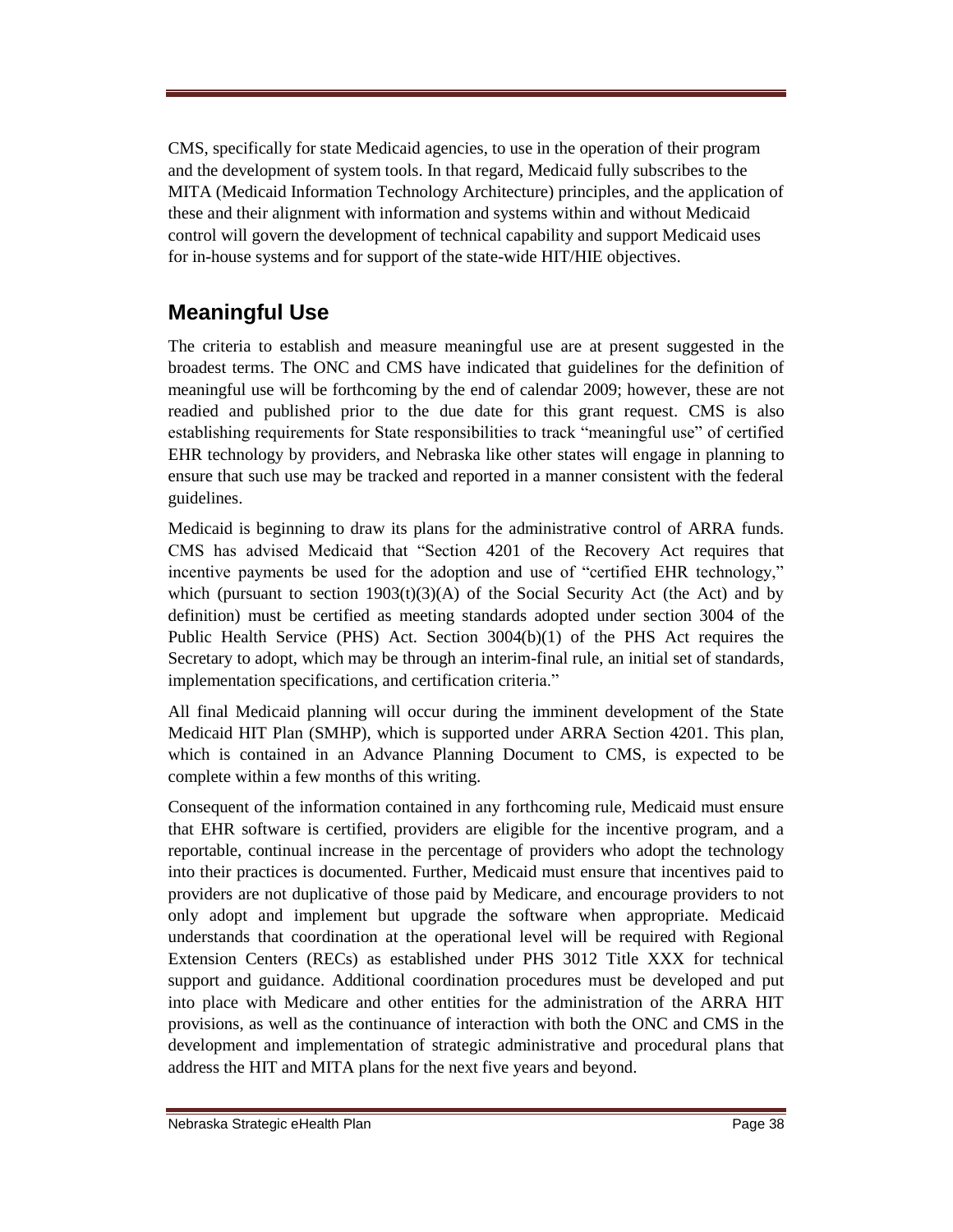CMS, specifically for state Medicaid agencies, to use in the operation of their program and the development of system tools. In that regard, Medicaid fully subscribes to the MITA (Medicaid Information Technology Architecture) principles, and the application of these and their alignment with information and systems within and without Medicaid control will govern the development of technical capability and support Medicaid uses for in-house systems and for support of the state-wide HIT/HIE objectives.

## Meaningful Use

The criteria to establish and measure meaningful use are at present suggested in the broadest terms. The ONC and CMS have indicated that guidelines for the definition of meaningful use will be forthcoming by the end of calendar 2009; however, these are not readied and published prior to the due date for this grant request. CMS is also establishing requirements for State responsibilities to track "meaningful use" of certified EHR technology by providers, and Nebraska like other states will engage in planning to ensure that such use may be tracked and reported in a manner consistent with the federal guidelines.

Medicaid is beginning to draw its plans for the administrative control of ARRA funds. CMS has advised Medicaid that "Section 4201 of the Recovery Act requires that incentive payments be used for the adoption and use of "certified EHR technology," which (pursuant to section 1903(t)(3)(A) of the Social Security Act (the Act) and by definition) must be certified as meeting standards adopted under section 3004 of the Public Health Service (PHS) Act. Section 3004(b)(1) of the PHS Act requires the Secretary to adopt, which may be through an interim-final rule, an initial set of standards, implementation specifications, and certification criteria."

All final Medicaid planning will occur during the imminent development of the State Medicaid HIT Plan (SMHP), which is supported under ARRA Section 4201. This plan, which is contained in an Advance Planning Document to CMS, is expected to be complete within a few months of this writing.

Consequent of the information contained in any forthcoming rule, Medicaid must ensure that EHR software is certified, providers are eligible for the incentive program, and a reportable, continual increase in the percentage of providers who adopt the technology into their practices is documented. Further, Medicaid must ensure that incentives paid to providers are not duplicative of those paid by Medicare, and encourage providers to not only adopt and implement but upgrade the software when appropriate. Medicaid understands that coordination at the operational level will be required with Regional Extension Centers (RECs) as established under PHS 3012 Title XXX for technical support and guidance. Additional coordination procedures must be developed and put into place with Medicare and other entities for the administration of the ARRA HIT provisions, as well as the continuance of interaction with both the ONC and CMS in the development and implementation of strategic administrative and procedural plans that address the HIT and MITA plans for the next five years and beyond.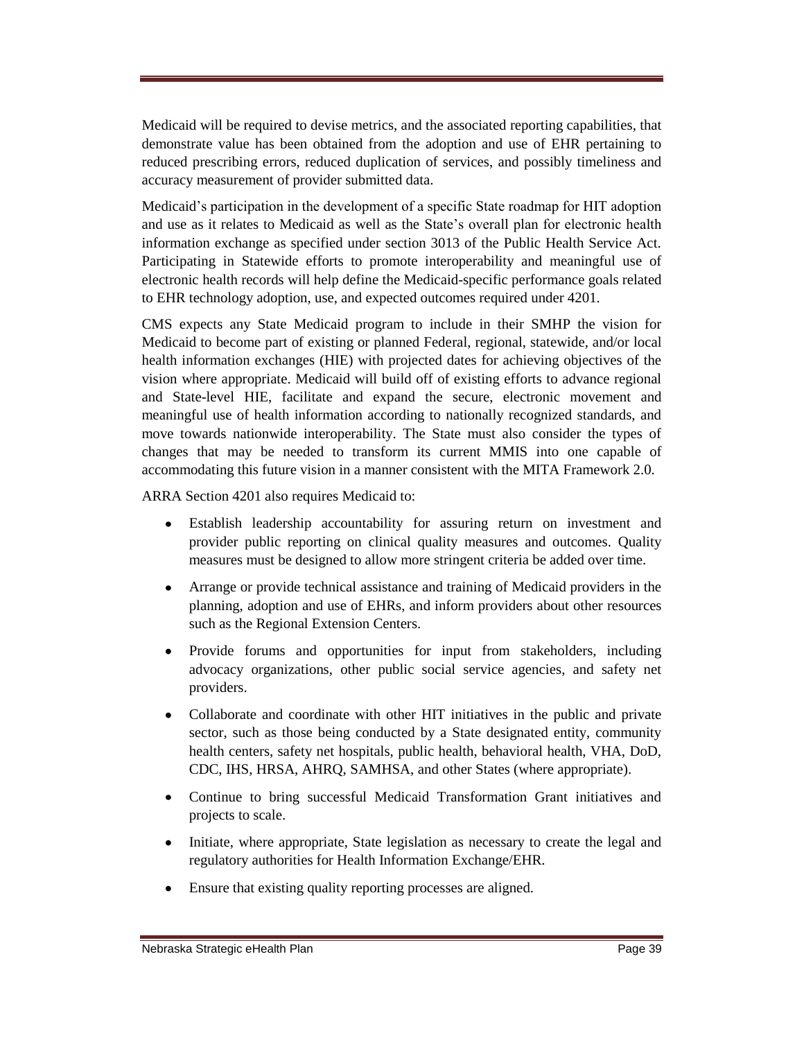Medicaid will be required to devise metrics, and the associated reporting capabilities, that demonstrate value has been obtained from the adoption and use of EHR pertaining to reduced prescribing errors, reduced duplication of services, and possibly timeliness and accuracy measurement of provider submitted data.

Medicaid's participation in the development of a specific State roadmap for HIT adoption and use as it relates to Medicaid as well as the State's overall plan for electronic health information exchange as specified under section 3013 of the Public Health Service Act. Participating in Statewide efforts to promote interoperability and meaningful use of electronic health records will help define the Medicaid-specific performance goals related to EHR technology adoption, use, and expected outcomes required under 4201.

CMS expects any State Medicaid program to include in their SMHP the vision for Medicaid to become part of existing or planned Federal, regional, statewide, and/or local health information exchanges (HIE) with projected dates for achieving objectives of the vision where appropriate. Medicaid will build off of existing efforts to advance regional and State-level HIE, facilitate and expand the secure, electronic movement and meaningful use of health information according to nationally recognized standards, and move towards nationwide interoperability. The State must also consider the types of changes that may be needed to transform its current MMIS into one capable of accommodating this future vision in a manner consistent with the MITA Framework 2.0.

ARRA Section 4201 also requires Medicaid to:

- Establish leadership accountability for assuring return on investment and provider public reporting on clinical quality measures and outcomes. Quality measures must be designed to allow more stringent criteria be added over time.
- Arrange or provide technical assistance and training of Medicaid providers in the planning, adoption and use of EHRs, and inform providers about other resources such as the Regional Extension Centers.
- Provide forums and opportunities for input from stakeholders, including advocacy organizations, other public social service agencies, and safety net providers.
- Collaborate and coordinate with other HIT initiatives in the public and private sector, such as those being conducted by a State designated entity, community health centers, safety net hospitals, public health, behavioral health, VHA, DoD, CDC, IHS, HRSA, AHRQ, SAMHSA, and other States (where appropriate).
- Continue to bring successful Medicaid Transformation Grant initiatives and projects to scale.
- Initiate, where appropriate, State legislation as necessary to create the legal and regulatory authorities for Health Information Exchange/EHR.
- Ensure that existing quality reporting processes are aligned.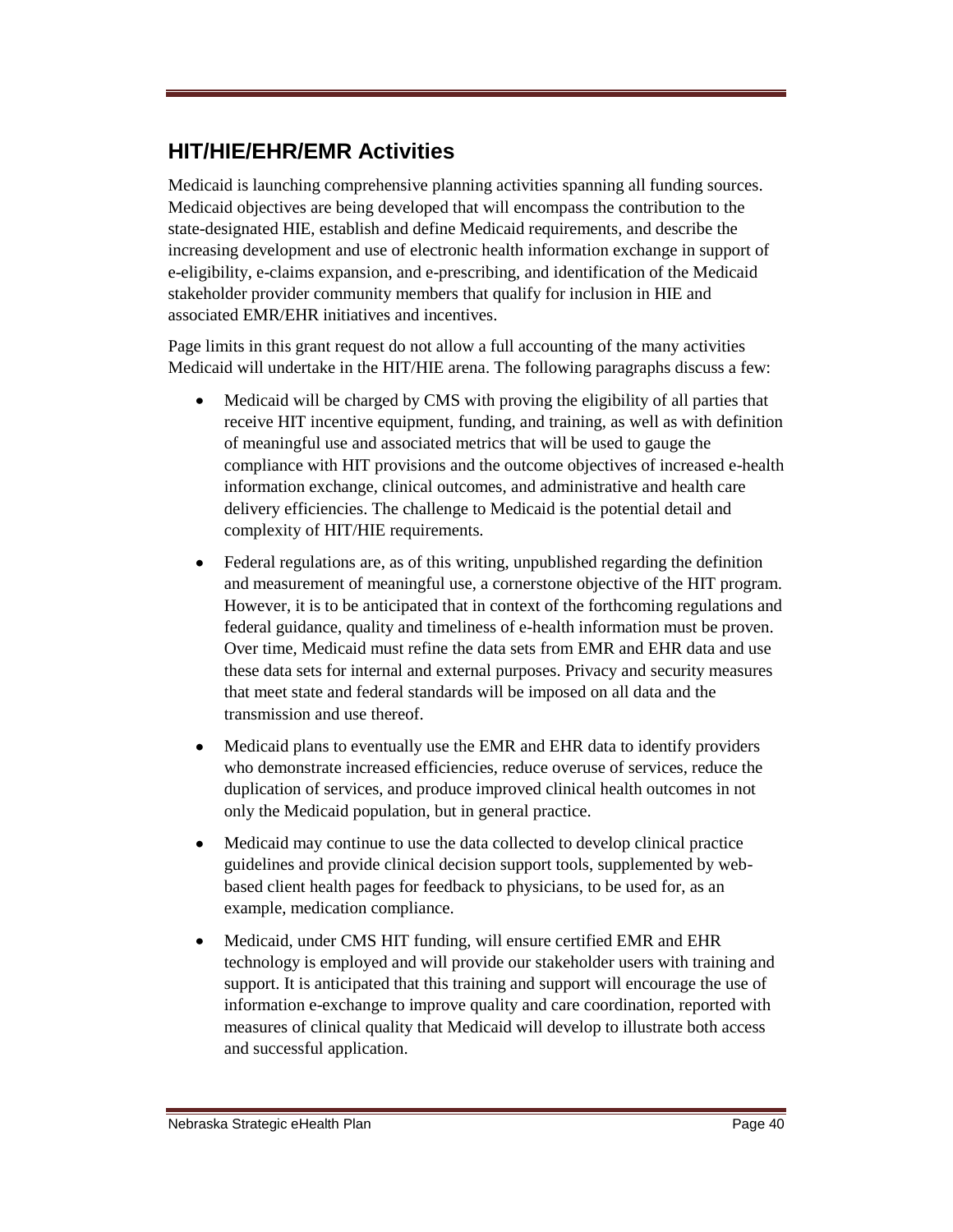## HIT/HIE/EHR/EMR Activities

Medicaid is launching comprehensive planning activities spanning all funding sources. Medicaid objectives are being developed that will encompass the contribution to the state-designated HIE, establish and define Medicaid requirements, and describe the increasing development and use of electronic health information exchange in support of e-eligibility, e-claims expansion, and e-prescribing, and identification of the Medicaid stakeholder provider community members that qualify for inclusion in HIE and associated EMR/EHR initiatives and incentives.

Page limits in this grant request do not allow a full accounting of the many activities Medicaid will undertake in the HIT/HIE arena. The following paragraphs discuss a few:

- Medicaid will be charged by CMS with proving the eligibility of all parties that receive HIT incentive equipment, funding, and training, as well as with definition of meaningful use and associated metrics that will be used to gauge the compliance with HIT provisions and the outcome objectives of increased e-health information exchange, clinical outcomes, and administrative and health care delivery efficiencies. The challenge to Medicaid is the potential detail and complexity of HIT/HIE requirements.
- Federal regulations are, as of this writing, unpublished regarding the definition and measurement of meaningful use, a cornerstone objective of the HIT program. However, it is to be anticipated that in context of the forthcoming regulations and federal guidance, quality and timeliness of e-health information must be proven. Over time, Medicaid must refine the data sets from EMR and EHR data and use these data sets for internal and external purposes. Privacy and security measures that meet state and federal standards will be imposed on all data and the transmission and use thereof.
- Medicaid plans to eventually use the EMR and EHR data to identify providers who demonstrate increased efficiencies, reduce overuse of services, reduce the duplication of services, and produce improved clinical health outcomes in not only the Medicaid population, but in general practice.
- Medicaid may continue to use the data collected to develop clinical practice guidelines and provide clinical decision support tools, supplemented by web-based client health pages for feedback to physicians, to be used for, as an example, medication compliance.
- Medicaid, under CMS HIT funding, will ensure certified EMR and EHR technology is employed and will provide our stakeholder users with training and support. It is anticipated that this training and support will encourage the use of information e-exchange to improve quality and care coordination, reported with measures of clinical quality that Medicaid will develop to illustrate both access and successful application.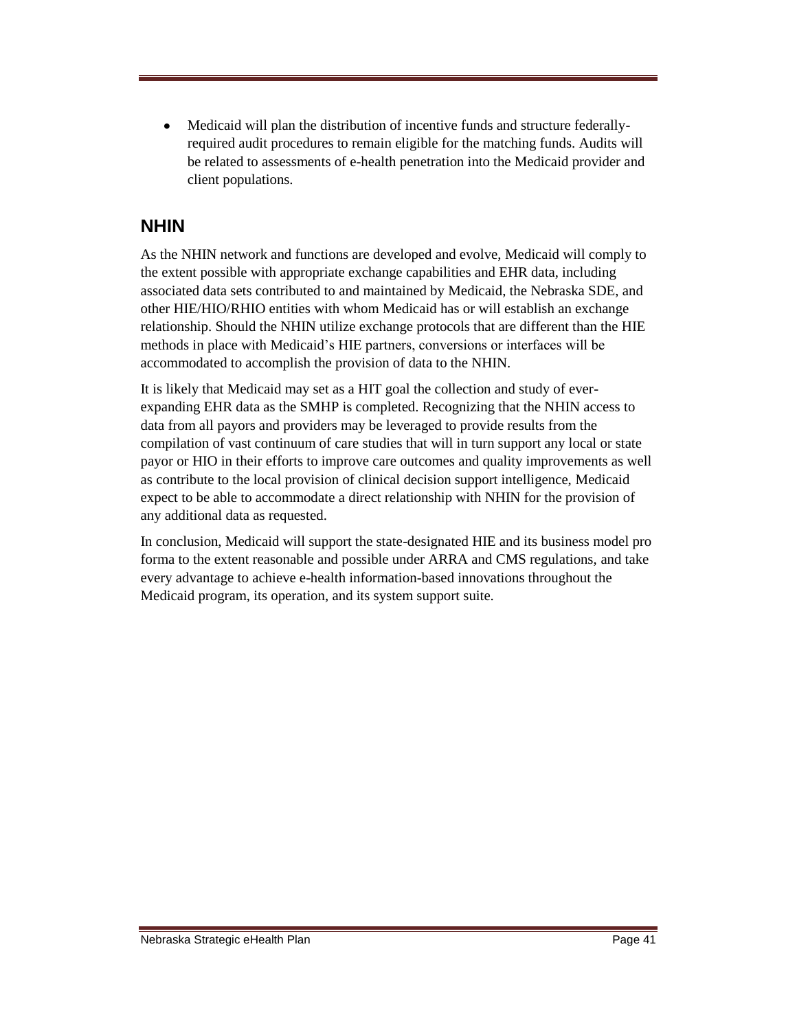- Medicaid will plan the distribution of incentive funds and structure federally-required audit procedures to remain eligible for the matching funds. Audits will be related to assessments of e-health penetration into the Medicaid provider and client populations.

## NHIN

As the NHIN network and functions are developed and evolve, Medicaid will comply to the extent possible with appropriate exchange capabilities and EHR data, including associated data sets contributed to and maintained by Medicaid, the Nebraska SDE, and other HIE/HIO/RHIO entities with whom Medicaid has or will establish an exchange relationship. Should the NHIN utilize exchange protocols that are different than the HIE methods in place with Medicaid's HIE partners, conversions or interfaces will be accommodated to accomplish the provision of data to the NHIN.

It is likely that Medicaid may set as a HIT goal the collection and study of ever-expanding EHR data as the SMHP is completed. Recognizing that the NHIN access to data from all payors and providers may be leveraged to provide results from the compilation of vast continuum of care studies that will in turn support any local or state payor or HIO in their efforts to improve care outcomes and quality improvements as well as contribute to the local provision of clinical decision support intelligence, Medicaid expect to be able to accommodate a direct relationship with NHIN for the provision of any additional data as requested.

In conclusion, Medicaid will support the state-designated HIE and its business model pro forma to the extent reasonable and possible under ARRA and CMS regulations, and take every advantage to achieve e-health information-based innovations throughout the Medicaid program, its operation, and its system support suite.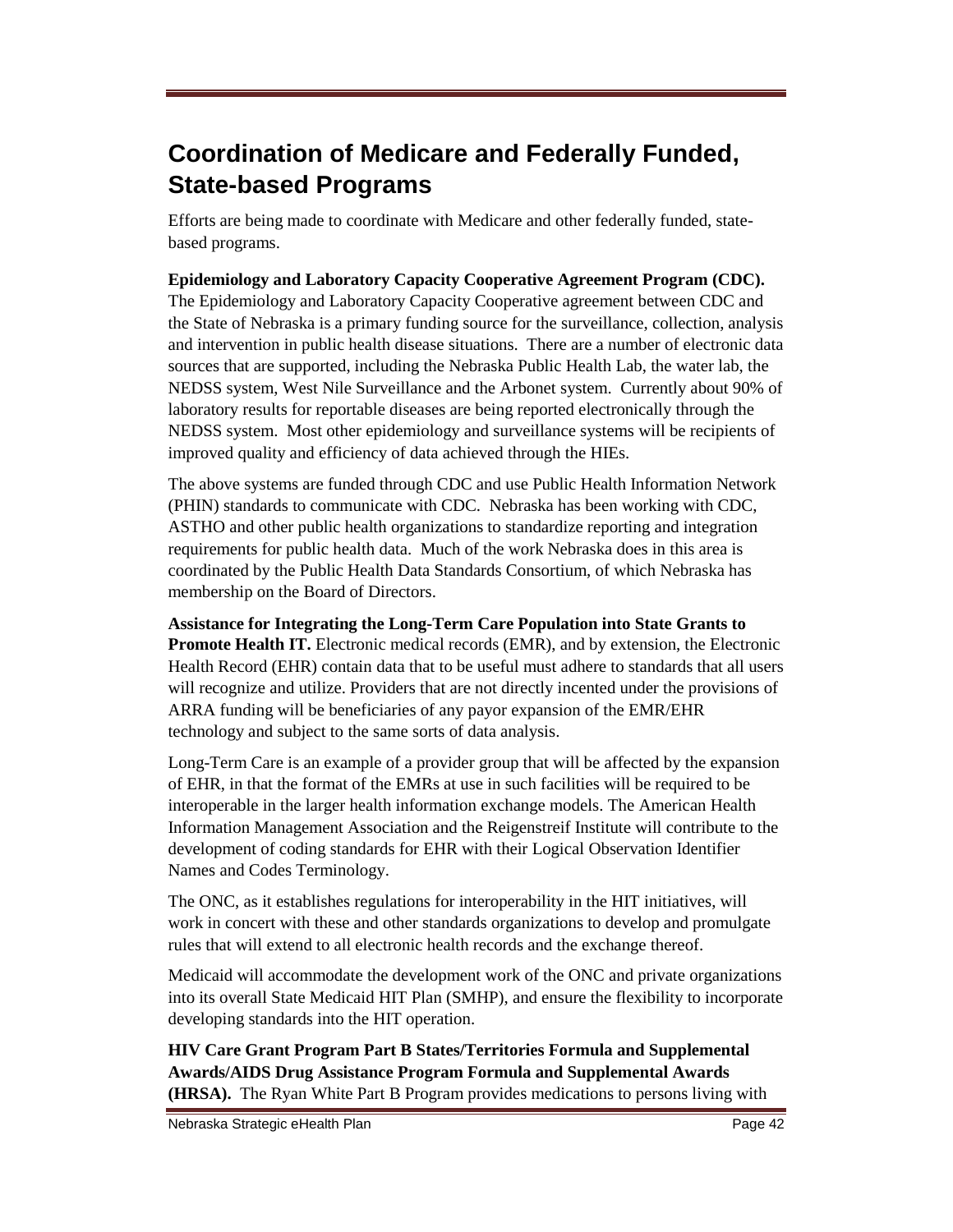## Coordination of Medicare and Federally Funded, State-based Programs

Efforts are being made to coordinate with Medicare and other federally funded, state-based programs.

**Epidemiology and Laboratory Capacity Cooperative Agreement Program (CDC).** The Epidemiology and Laboratory Capacity Cooperative agreement between CDC and the State of Nebraska is a primary funding source for the surveillance, collection, analysis and intervention in public health disease situations. There are a number of electronic data sources that are supported, including the Nebraska Public Health Lab, the water lab, the NEDSS system, West Nile Surveillance and the Arbonet system. Currently about 90% of laboratory results for reportable diseases are being reported electronically through the NEDSS system. Most other epidemiology and surveillance systems will be recipients of improved quality and efficiency of data achieved through the HIEs.

The above systems are funded through CDC and use Public Health Information Network (PHIN) standards to communicate with CDC. Nebraska has been working with CDC, ASTHO and other public health organizations to standardize reporting and integration requirements for public health data. Much of the work Nebraska does in this area is coordinated by the Public Health Data Standards Consortium, of which Nebraska has membership on the Board of Directors.

**Assistance for Integrating the Long-Term Care Population into State Grants to Promote Health IT.** Electronic medical records (EMR), and by extension, the Electronic Health Record (EHR) contain data that to be useful must adhere to standards that all users will recognize and utilize. Providers that are not directly incented under the provisions of ARRA funding will be beneficiaries of any payor expansion of the EMR/EHR technology and subject to the same sorts of data analysis.

Long-Term Care is an example of a provider group that will be affected by the expansion of EHR, in that the format of the EMRs at use in such facilities will be required to be interoperable in the larger health information exchange models. The American Health Information Management Association and the Reigenstreif Institute will contribute to the development of coding standards for EHR with their Logical Observation Identifier Names and Codes Terminology.

The ONC, as it establishes regulations for interoperability in the HIT initiatives, will work in concert with these and other standards organizations to develop and promulgate rules that will extend to all electronic health records and the exchange thereof.

Medicaid will accommodate the development work of the ONC and private organizations into its overall State Medicaid HIT Plan (SMHP), and ensure the flexibility to incorporate developing standards into the HIT operation.

**HIV Care Grant Program Part B States/Territories Formula and Supplemental Awards/AIDS Drug Assistance Program Formula and Supplemental Awards (HRSA).** The Ryan White Part B Program provides medications to persons living with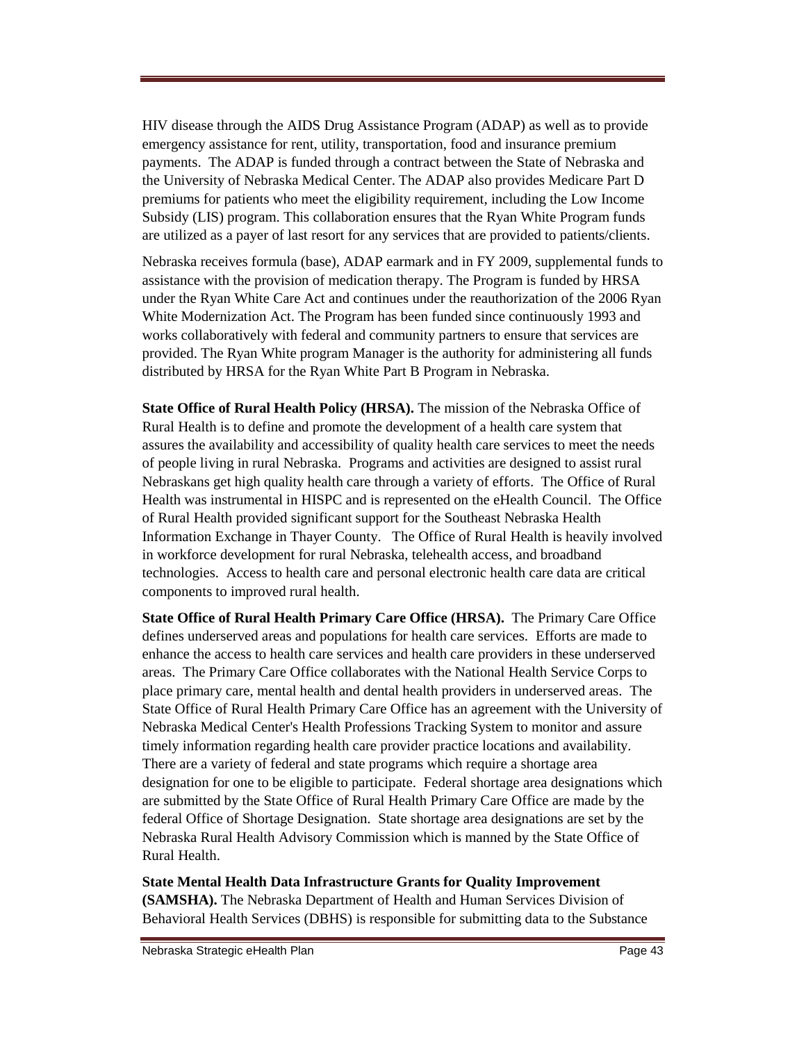HIV disease through the AIDS Drug Assistance Program (ADAP) as well as to provide emergency assistance for rent, utility, transportation, food and insurance premium payments. The ADAP is funded through a contract between the State of Nebraska and the University of Nebraska Medical Center. The ADAP also provides Medicare Part D premiums for patients who meet the eligibility requirement, including the Low Income Subsidy (LIS) program. This collaboration ensures that the Ryan White Program funds are utilized as a payer of last resort for any services that are provided to patients/clients.

Nebraska receives formula (base), ADAP earmark and in FY 2009, supplemental funds to assistance with the provision of medication therapy. The Program is funded by HRSA under the Ryan White Care Act and continues under the reauthorization of the 2006 Ryan White Modernization Act. The Program has been funded since continuously 1993 and works collaboratively with federal and community partners to ensure that services are provided. The Ryan White program Manager is the authority for administering all funds distributed by HRSA for the Ryan White Part B Program in Nebraska.

**State Office of Rural Health Policy (HRSA).** The mission of the Nebraska Office of Rural Health is to define and promote the development of a health care system that assures the availability and accessibility of quality health care services to meet the needs of people living in rural Nebraska. Programs and activities are designed to assist rural Nebraskans get high quality health care through a variety of efforts. The Office of Rural Health was instrumental in HISPC and is represented on the eHealth Council. The Office of Rural Health provided significant support for the Southeast Nebraska Health Information Exchange in Thayer County. The Office of Rural Health is heavily involved in workforce development for rural Nebraska, telehealth access, and broadband technologies. Access to health care and personal electronic health care data are critical components to improved rural health.

**State Office of Rural Health Primary Care Office (HRSA).** The Primary Care Office defines underserved areas and populations for health care services. Efforts are made to enhance the access to health care services and health care providers in these underserved areas. The Primary Care Office collaborates with the National Health Service Corps to place primary care, mental health and dental health providers in underserved areas. The State Office of Rural Health Primary Care Office has an agreement with the University of Nebraska Medical Center's Health Professions Tracking System to monitor and assure timely information regarding health care provider practice locations and availability. There are a variety of federal and state programs which require a shortage area designation for one to be eligible to participate. Federal shortage area designations which are submitted by the State Office of Rural Health Primary Care Office are made by the federal Office of Shortage Designation. State shortage area designations are set by the Nebraska Rural Health Advisory Commission which is manned by the State Office of Rural Health.

**State Mental Health Data Infrastructure Grants for Quality Improvement (SAMSHA).** The Nebraska Department of Health and Human Services Division of Behavioral Health Services (DBHS) is responsible for submitting data to the Substance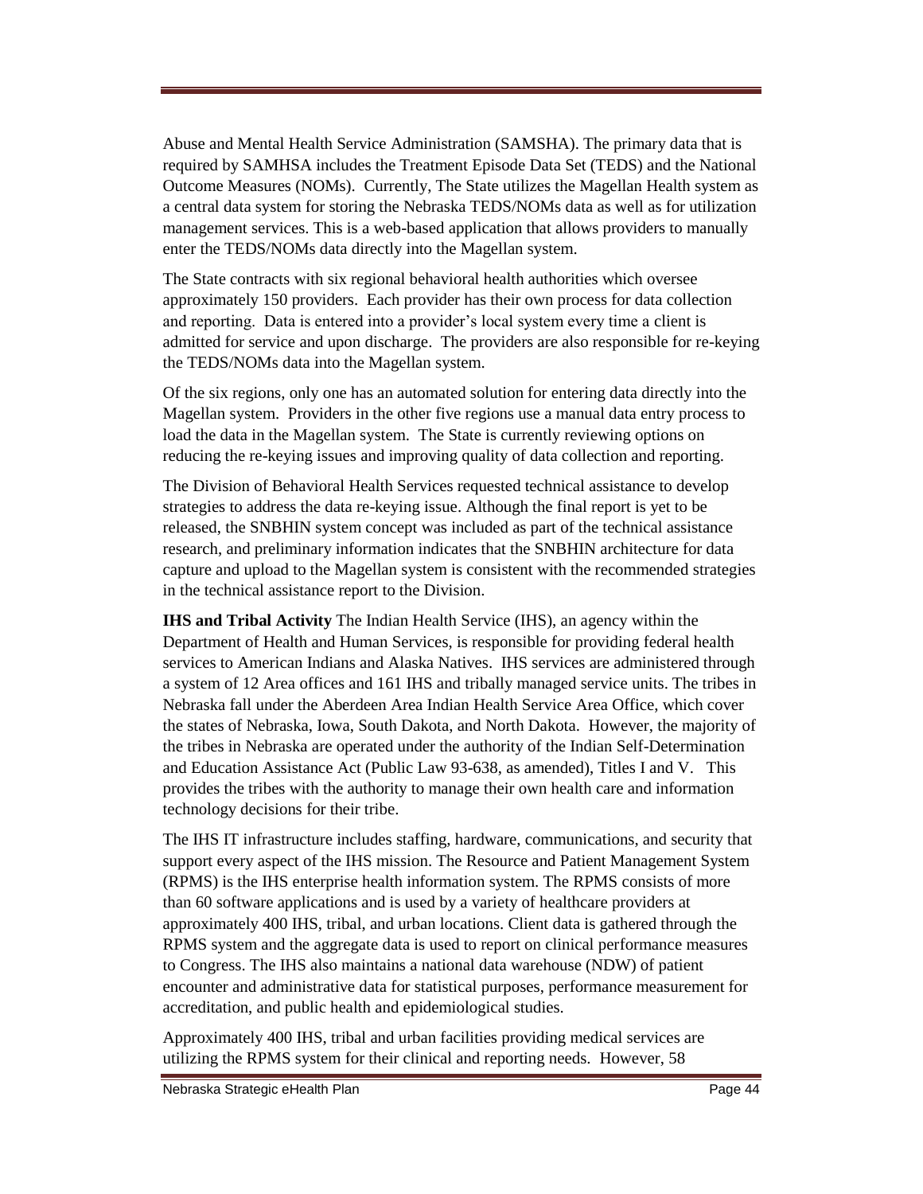Abuse and Mental Health Service Administration (SAMSHA). The primary data that is required by SAMHSA includes the Treatment Episode Data Set (TEDS) and the National Outcome Measures (NOMs). Currently, The State utilizes the Magellan Health system as a central data system for storing the Nebraska TEDS/NOMs data as well as for utilization management services. This is a web-based application that allows providers to manually enter the TEDS/NOMs data directly into the Magellan system.

The State contracts with six regional behavioral health authorities which oversee approximately 150 providers. Each provider has their own process for data collection and reporting. Data is entered into a provider's local system every time a client is admitted for service and upon discharge. The providers are also responsible for re-keying the TEDS/NOMs data into the Magellan system.

Of the six regions, only one has an automated solution for entering data directly into the Magellan system. Providers in the other five regions use a manual data entry process to load the data in the Magellan system. The State is currently reviewing options on reducing the re-keying issues and improving quality of data collection and reporting.

The Division of Behavioral Health Services requested technical assistance to develop strategies to address the data re-keying issue. Although the final report is yet to be released, the SNBHIN system concept was included as part of the technical assistance research, and preliminary information indicates that the SNBHIN architecture for data capture and upload to the Magellan system is consistent with the recommended strategies in the technical assistance report to the Division.

**IHS and Tribal Activity** The Indian Health Service (IHS), an agency within the Department of Health and Human Services, is responsible for providing federal health services to American Indians and Alaska Natives. IHS services are administered through a system of 12 Area offices and 161 IHS and tribally managed service units. The tribes in Nebraska fall under the Aberdeen Area Indian Health Service Area Office, which cover the states of Nebraska, Iowa, South Dakota, and North Dakota. However, the majority of the tribes in Nebraska are operated under the authority of the Indian Self-Determination and Education Assistance Act (Public Law 93-638, as amended), Titles I and V. This provides the tribes with the authority to manage their own health care and information technology decisions for their tribe.

The IHS IT infrastructure includes staffing, hardware, communications, and security that support every aspect of the IHS mission. The Resource and Patient Management System (RPMS) is the IHS enterprise health information system. The RPMS consists of more than 60 software applications and is used by a variety of healthcare providers at approximately 400 IHS, tribal, and urban locations. Client data is gathered through the RPMS system and the aggregate data is used to report on clinical performance measures to Congress. The IHS also maintains a national data warehouse (NDW) of patient encounter and administrative data for statistical purposes, performance measurement for accreditation, and public health and epidemiological studies.

Approximately 400 IHS, tribal and urban facilities providing medical services are utilizing the RPMS system for their clinical and reporting needs. However, 58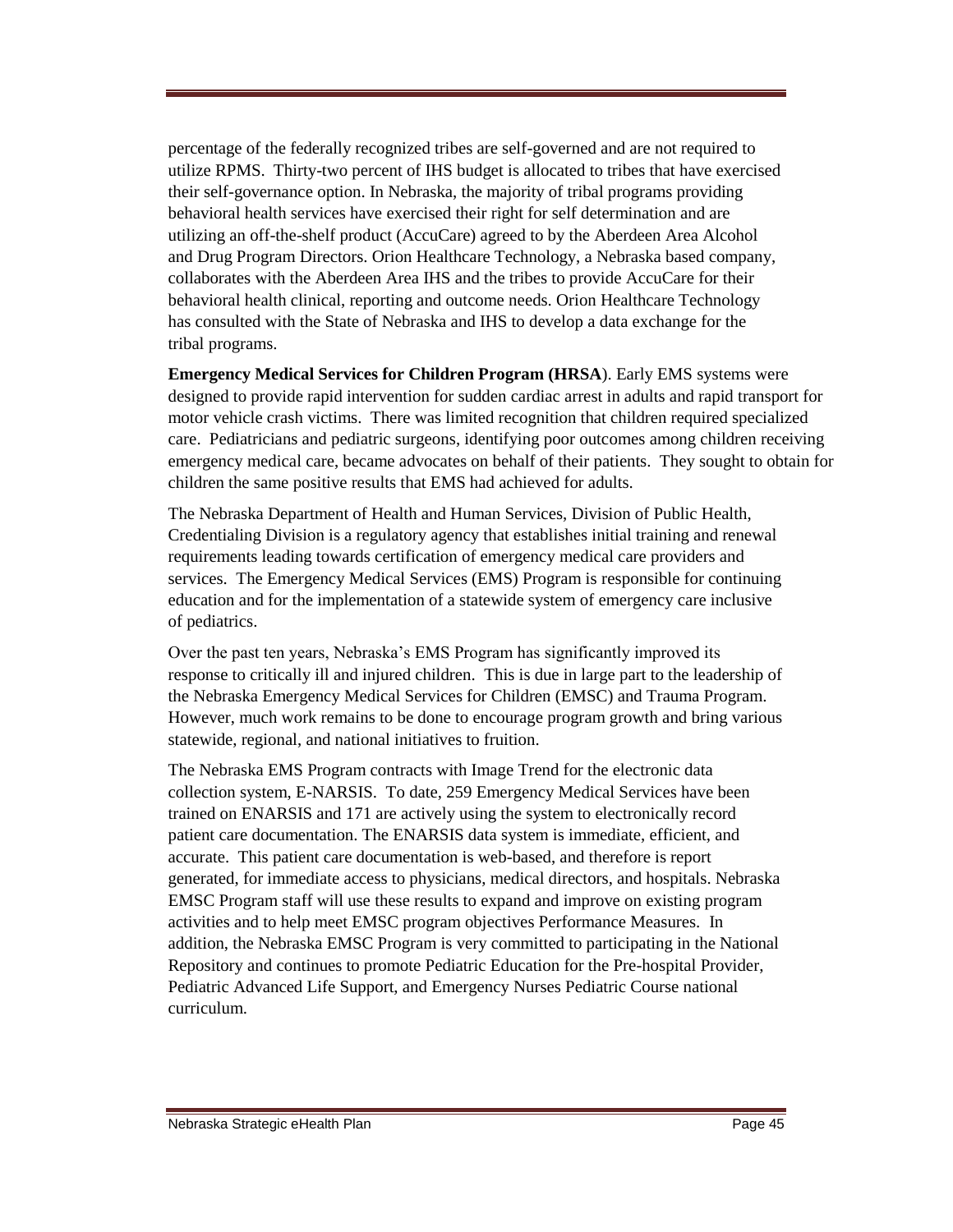percentage of the federally recognized tribes are self-governed and are not required to utilize RPMS. Thirty-two percent of IHS budget is allocated to tribes that have exercised their self-governance option. In Nebraska, the majority of tribal programs providing behavioral health services have exercised their right for self determination and are utilizing an off-the-shelf product (AccuCare) agreed to by the Aberdeen Area Alcohol and Drug Program Directors. Orion Healthcare Technology, a Nebraska based company, collaborates with the Aberdeen Area IHS and the tribes to provide AccuCare for their behavioral health clinical, reporting and outcome needs. Orion Healthcare Technology has consulted with the State of Nebraska and IHS to develop a data exchange for the tribal programs.

**Emergency Medical Services for Children Program (HRSA**). Early EMS systems were designed to provide rapid intervention for sudden cardiac arrest in adults and rapid transport for motor vehicle crash victims. There was limited recognition that children required specialized care. Pediatricians and pediatric surgeons, identifying poor outcomes among children receiving emergency medical care, became advocates on behalf of their patients. They sought to obtain for children the same positive results that EMS had achieved for adults.

The Nebraska Department of Health and Human Services, Division of Public Health, Credentialing Division is a regulatory agency that establishes initial training and renewal requirements leading towards certification of emergency medical care providers and services. The Emergency Medical Services (EMS) Program is responsible for continuing education and for the implementation of a statewide system of emergency care inclusive of pediatrics.

Over the past ten years, Nebraska's EMS Program has significantly improved its response to critically ill and injured children. This is due in large part to the leadership of the Nebraska Emergency Medical Services for Children (EMSC) and Trauma Program. However, much work remains to be done to encourage program growth and bring various statewide, regional, and national initiatives to fruition.

The Nebraska EMS Program contracts with Image Trend for the electronic data collection system, E-NARSIS. To date, 259 Emergency Medical Services have been trained on ENARSIS and 171 are actively using the system to electronically record patient care documentation. The ENARSIS data system is immediate, efficient, and accurate. This patient care documentation is web-based, and therefore is report generated, for immediate access to physicians, medical directors, and hospitals. Nebraska EMSC Program staff will use these results to expand and improve on existing program activities and to help meet EMSC program objectives Performance Measures. In addition, the Nebraska EMSC Program is very committed to participating in the National Repository and continues to promote Pediatric Education for the Pre-hospital Provider, Pediatric Advanced Life Support, and Emergency Nurses Pediatric Course national curriculum.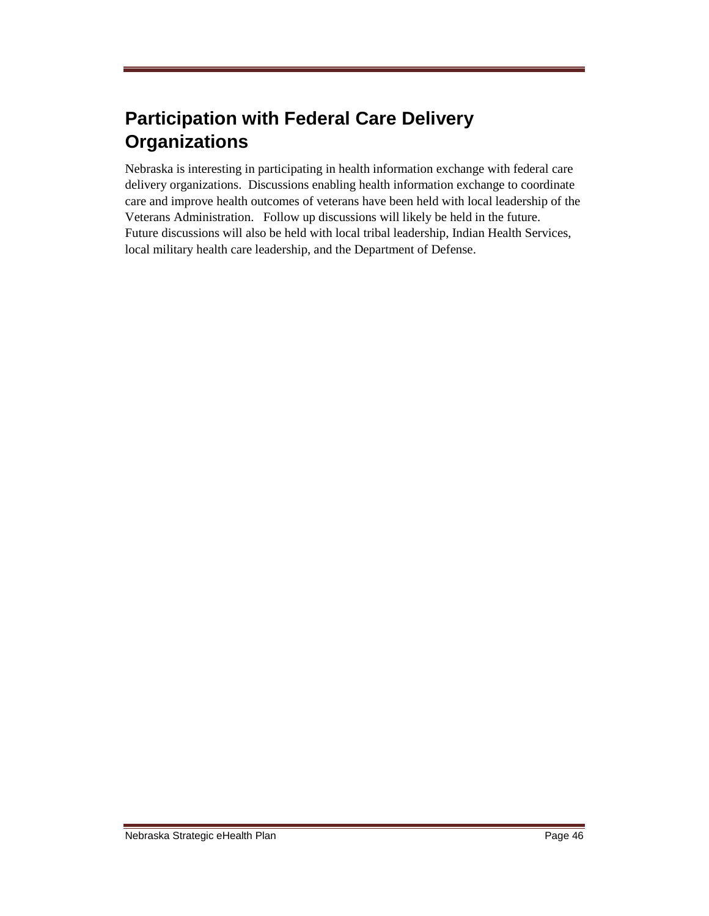# Participation with Federal Care Delivery Organizations

Nebraska is interesting in participating in health information exchange with federal care delivery organizations. Discussions enabling health information exchange to coordinate care and improve health outcomes of veterans have been held with local leadership of the Veterans Administration. Follow up discussions will likely be held in the future. Future discussions will also be held with local tribal leadership, Indian Health Services, local military health care leadership, and the Department of Defense.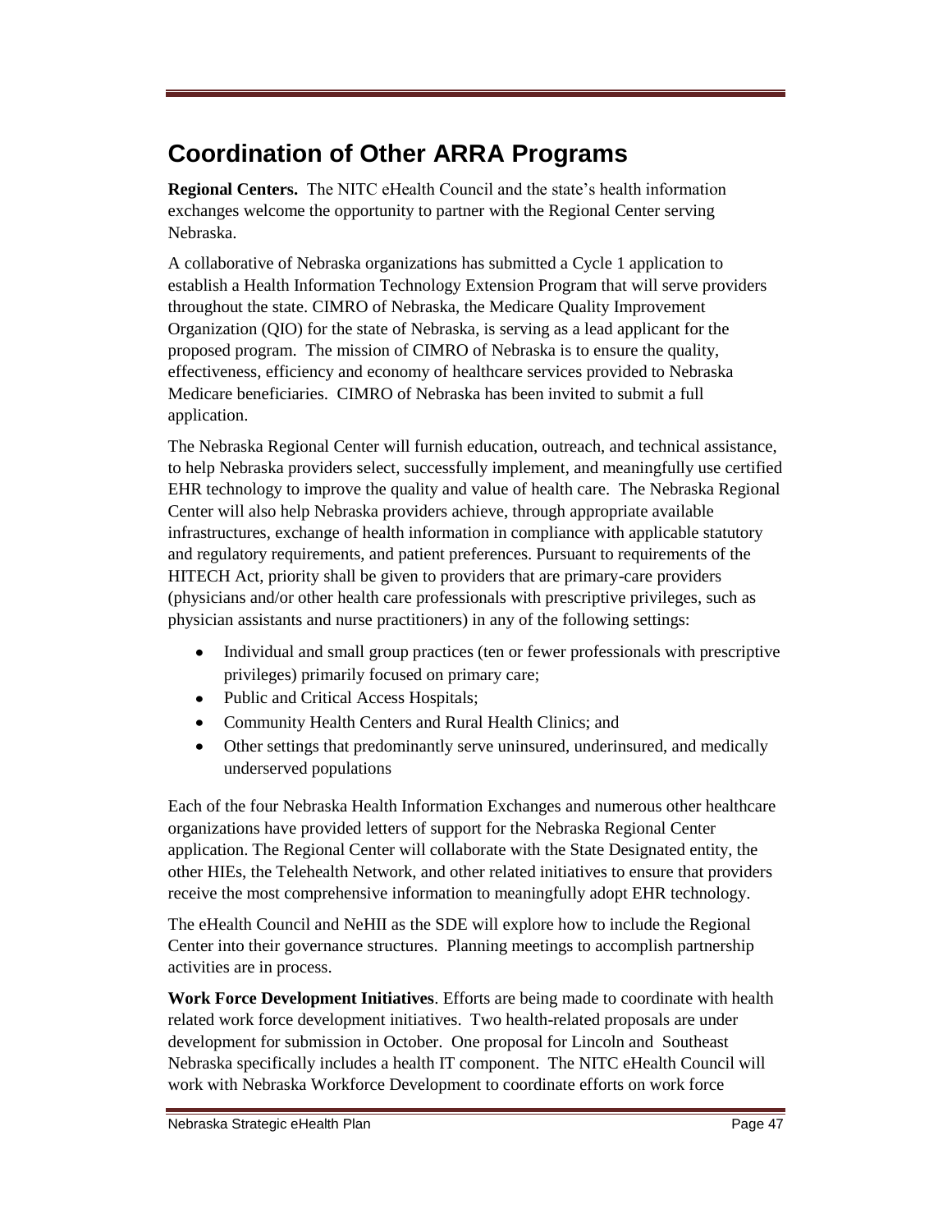# Coordination of Other ARRA Programs

**Regional Centers.** The NITC eHealth Council and the state's health information exchanges welcome the opportunity to partner with the Regional Center serving Nebraska.

A collaborative of Nebraska organizations has submitted a Cycle 1 application to establish a Health Information Technology Extension Program that will serve providers throughout the state. CIMRO of Nebraska, the Medicare Quality Improvement Organization (QIO) for the state of Nebraska, is serving as a lead applicant for the proposed program. The mission of CIMRO of Nebraska is to ensure the quality, effectiveness, efficiency and economy of healthcare services provided to Nebraska Medicare beneficiaries. CIMRO of Nebraska has been invited to submit a full application.

The Nebraska Regional Center will furnish education, outreach, and technical assistance, to help Nebraska providers select, successfully implement, and meaningfully use certified EHR technology to improve the quality and value of health care. The Nebraska Regional Center will also help Nebraska providers achieve, through appropriate available infrastructures, exchange of health information in compliance with applicable statutory and regulatory requirements, and patient preferences. Pursuant to requirements of the HITECH Act, priority shall be given to providers that are primary-care providers (physicians and/or other health care professionals with prescriptive privileges, such as physician assistants and nurse practitioners) in any of the following settings:

- Individual and small group practices (ten or fewer professionals with prescriptive privileges) primarily focused on primary care;
- Public and Critical Access Hospitals;
- Community Health Centers and Rural Health Clinics; and
- Other settings that predominantly serve uninsured, underinsured, and medically underserved populations

Each of the four Nebraska Health Information Exchanges and numerous other healthcare organizations have provided letters of support for the Nebraska Regional Center application. The Regional Center will collaborate with the State Designated entity, the other HIEs, the Telehealth Network, and other related initiatives to ensure that providers receive the most comprehensive information to meaningfully adopt EHR technology.

The eHealth Council and NeHII as the SDE will explore how to include the Regional Center into their governance structures. Planning meetings to accomplish partnership activities are in process.

**Work Force Development Initiatives**. Efforts are being made to coordinate with health related work force development initiatives. Two health-related proposals are under development for submission in October. One proposal for Lincoln and Southeast Nebraska specifically includes a health IT component. The NITC eHealth Council will work with Nebraska Workforce Development to coordinate efforts on work force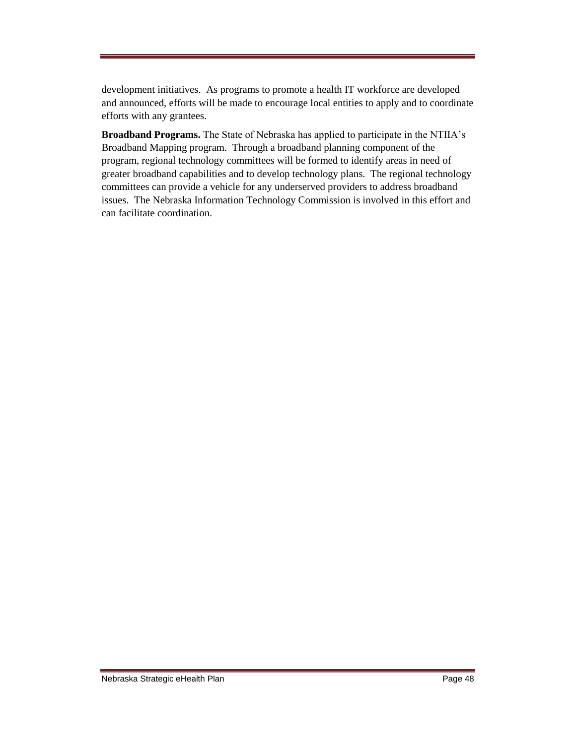development initiatives. As programs to promote a health IT workforce are developed and announced, efforts will be made to encourage local entities to apply and to coordinate efforts with any grantees.

**Broadband Programs.** The State of Nebraska has applied to participate in the NTIIA's Broadband Mapping program. Through a broadband planning component of the program, regional technology committees will be formed to identify areas in need of greater broadband capabilities and to develop technology plans. The regional technology committees can provide a vehicle for any underserved providers to address broadband issues. The Nebraska Information Technology Commission is involved in this effort and can facilitate coordination.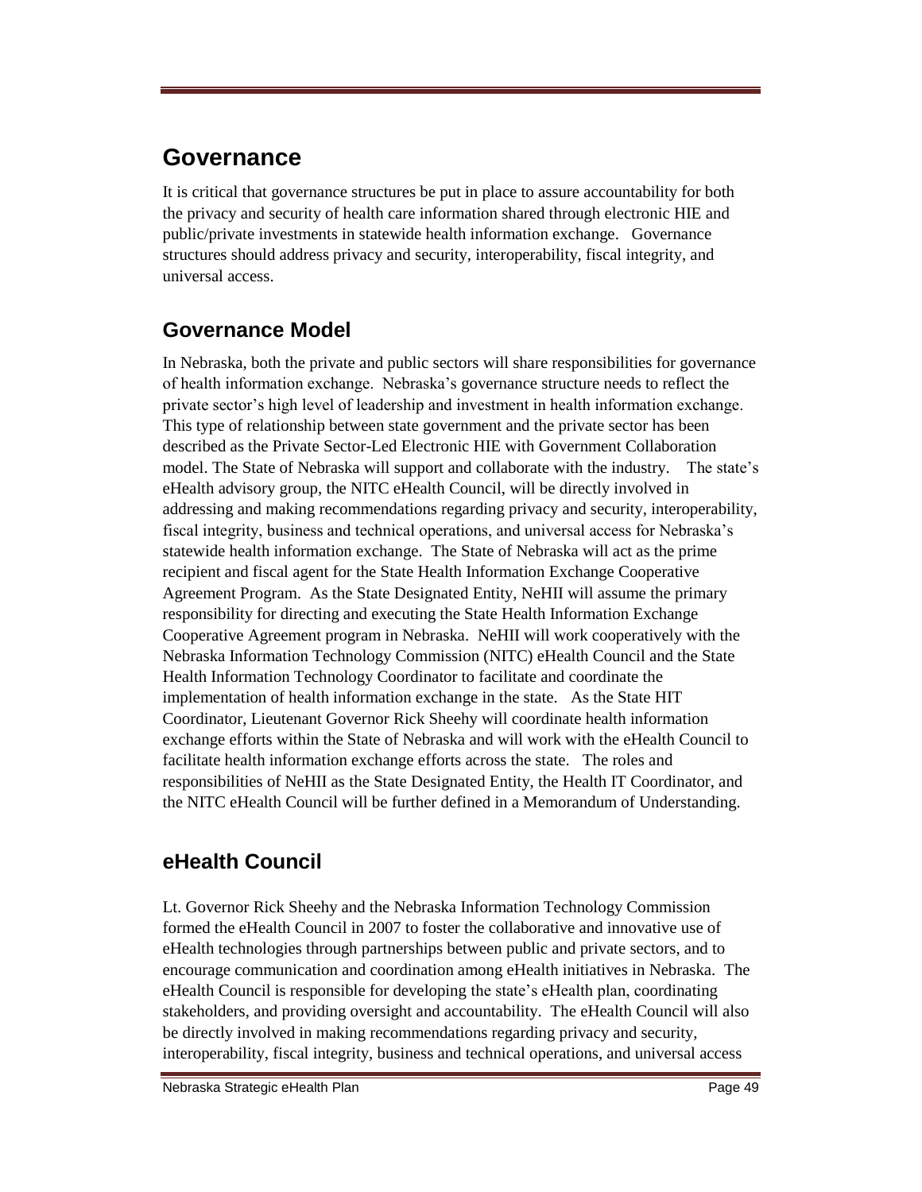# Governance

It is critical that governance structures be put in place to assure accountability for both the privacy and security of health care information shared through electronic HIE and public/private investments in statewide health information exchange. Governance structures should address privacy and security, interoperability, fiscal integrity, and universal access.

## Governance Model

In Nebraska, both the private and public sectors will share responsibilities for governance of health information exchange. Nebraska's governance structure needs to reflect the private sector's high level of leadership and investment in health information exchange. This type of relationship between state government and the private sector has been described as the Private Sector-Led Electronic HIE with Government Collaboration model. The State of Nebraska will support and collaborate with the industry. The state's eHealth advisory group, the NITC eHealth Council, will be directly involved in addressing and making recommendations regarding privacy and security, interoperability, fiscal integrity, business and technical operations, and universal access for Nebraska's statewide health information exchange. The State of Nebraska will act as the prime recipient and fiscal agent for the State Health Information Exchange Cooperative Agreement Program. As the State Designated Entity, NeHII will assume the primary responsibility for directing and executing the State Health Information Exchange Cooperative Agreement program in Nebraska. NeHII will work cooperatively with the Nebraska Information Technology Commission (NITC) eHealth Council and the State Health Information Technology Coordinator to facilitate and coordinate the implementation of health information exchange in the state. As the State HIT Coordinator, Lieutenant Governor Rick Sheehy will coordinate health information exchange efforts within the State of Nebraska and will work with the eHealth Council to facilitate health information exchange efforts across the state. The roles and responsibilities of NeHII as the State Designated Entity, the Health IT Coordinator, and the NITC eHealth Council will be further defined in a Memorandum of Understanding.

## eHealth Council

Lt. Governor Rick Sheehy and the Nebraska Information Technology Commission formed the eHealth Council in 2007 to foster the collaborative and innovative use of eHealth technologies through partnerships between public and private sectors, and to encourage communication and coordination among eHealth initiatives in Nebraska. The eHealth Council is responsible for developing the state's eHealth plan, coordinating stakeholders, and providing oversight and accountability. The eHealth Council will also be directly involved in making recommendations regarding privacy and security, interoperability, fiscal integrity, business and technical operations, and universal access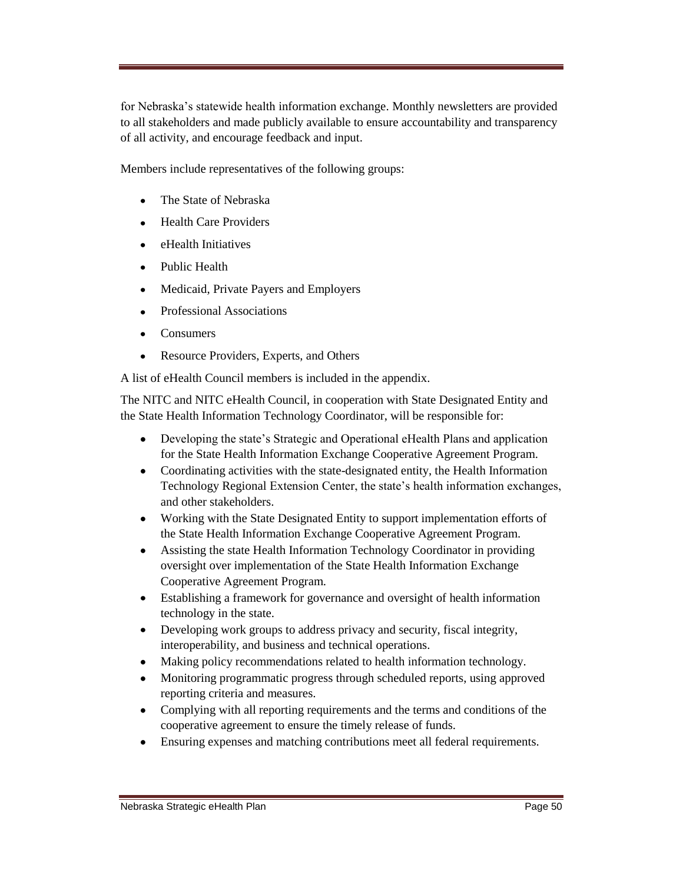for Nebraska's statewide health information exchange. Monthly newsletters are provided to all stakeholders and made publicly available to ensure accountability and transparency of all activity, and encourage feedback and input.

Members include representatives of the following groups:

- The State of Nebraska
- Health Care Providers
- eHealth Initiatives
- Public Health
- Medicaid, Private Payers and Employers
- Professional Associations
- Consumers
- Resource Providers, Experts, and Others

A list of eHealth Council members is included in the appendix.

The NITC and NITC eHealth Council, in cooperation with State Designated Entity and the State Health Information Technology Coordinator, will be responsible for:

- Developing the state's Strategic and Operational eHealth Plans and application for the State Health Information Exchange Cooperative Agreement Program.
- Coordinating activities with the state-designated entity, the Health Information Technology Regional Extension Center, the state's health information exchanges, and other stakeholders.
- Working with the State Designated Entity to support implementation efforts of the State Health Information Exchange Cooperative Agreement Program.
- Assisting the state Health Information Technology Coordinator in providing oversight over implementation of the State Health Information Exchange Cooperative Agreement Program.
- Establishing a framework for governance and oversight of health information technology in the state.
- Developing work groups to address privacy and security, fiscal integrity, interoperability, and business and technical operations.
- Making policy recommendations related to health information technology.
- Monitoring programmatic progress through scheduled reports, using approved reporting criteria and measures.
- Complying with all reporting requirements and the terms and conditions of the cooperative agreement to ensure the timely release of funds.
- Ensuring expenses and matching contributions meet all federal requirements.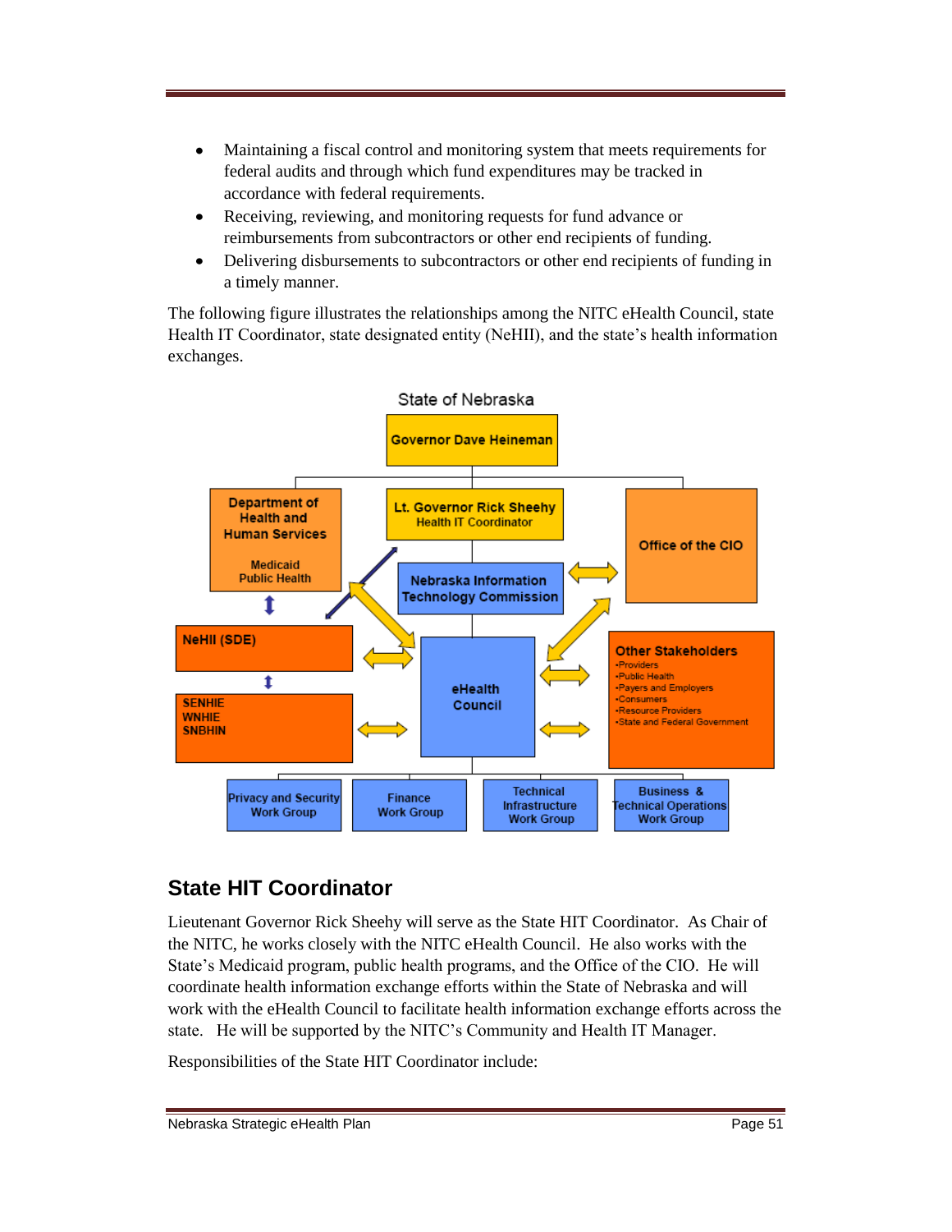- Maintaining a fiscal control and monitoring system that meets requirements for federal audits and through which fund expenditures may be tracked in accordance with federal requirements.
- Receiving, reviewing, and monitoring requests for fund advance or reimbursements from subcontractors or other end recipients of funding.
- Delivering disbursements to subcontractors or other end recipients of funding in a timely manner.

The following figure illustrates the relationships among the NITC eHealth Council, state Health IT Coordinator, state designated entity (NeHII), and the state's health information exchanges.

State of Nebraska

Governor Dave Heineman

Department of Health and Human Services
Medicaid
Public Health

Lt. Governor Rick Sheehy
Health IT Coordinator

Office of the CIO

Nebraska Information Technology Commission

NeHII (SDE)

eHealth Council

Other Stakeholders
- Providers
- Public Health
- Payers and Employers
- Consumers
- Resource Providers
- State and Federal Government

SENHIE
WNHIE
SNBHIN

Privacy and Security Work Group | Finance Work Group | Technical Infrastructure Work Group | Business & Technical Operations Work Group

## State HIT Coordinator

Lieutenant Governor Rick Sheehy will serve as the State HIT Coordinator. As Chair of the NITC, he works closely with the NITC eHealth Council. He also works with the State's Medicaid program, public health programs, and the Office of the CIO. He will coordinate health information exchange efforts within the State of Nebraska and will work with the eHealth Council to facilitate health information exchange efforts across the state. He will be supported by the NITC's Community and Health IT Manager.

Responsibilities of the State HIT Coordinator include: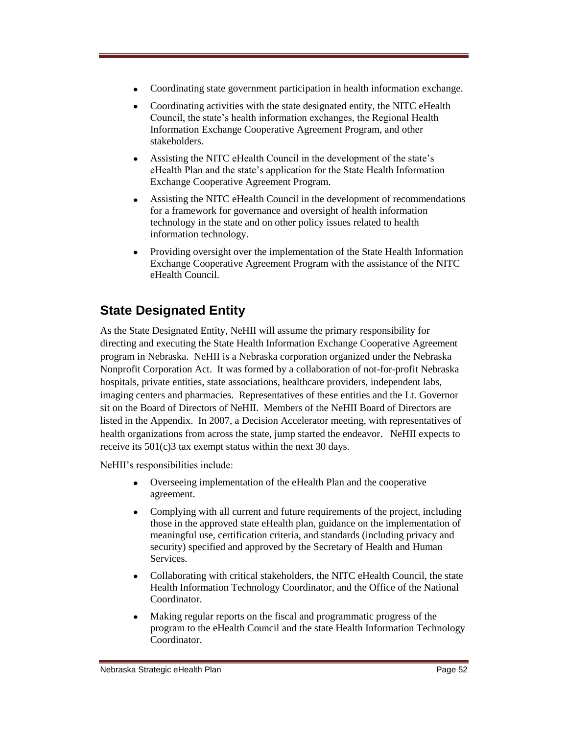- Coordinating state government participation in health information exchange.
- Coordinating activities with the state designated entity, the NITC eHealth Council, the state's health information exchanges, the Regional Health Information Exchange Cooperative Agreement Program, and other stakeholders.
- Assisting the NITC eHealth Council in the development of the state's eHealth Plan and the state's application for the State Health Information Exchange Cooperative Agreement Program.
- Assisting the NITC eHealth Council in the development of recommendations for a framework for governance and oversight of health information technology in the state and on other policy issues related to health information technology.
- Providing oversight over the implementation of the State Health Information Exchange Cooperative Agreement Program with the assistance of the NITC eHealth Council.

## State Designated Entity

As the State Designated Entity, NeHII will assume the primary responsibility for directing and executing the State Health Information Exchange Cooperative Agreement program in Nebraska. NeHII is a Nebraska corporation organized under the Nebraska Nonprofit Corporation Act. It was formed by a collaboration of not-for-profit Nebraska hospitals, private entities, state associations, healthcare providers, independent labs, imaging centers and pharmacies. Representatives of these entities and the Lt. Governor sit on the Board of Directors of NeHII. Members of the NeHII Board of Directors are listed in the Appendix. In 2007, a Decision Accelerator meeting, with representatives of health organizations from across the state, jump started the endeavor. NeHII expects to receive its 501(c)3 tax exempt status within the next 30 days.

NeHII's responsibilities include:

- Overseeing implementation of the eHealth Plan and the cooperative agreement.
- Complying with all current and future requirements of the project, including those in the approved state eHealth plan, guidance on the implementation of meaningful use, certification criteria, and standards (including privacy and security) specified and approved by the Secretary of Health and Human Services.
- Collaborating with critical stakeholders, the NITC eHealth Council, the state Health Information Technology Coordinator, and the Office of the National Coordinator.
- Making regular reports on the fiscal and programmatic progress of the program to the eHealth Council and the state Health Information Technology Coordinator.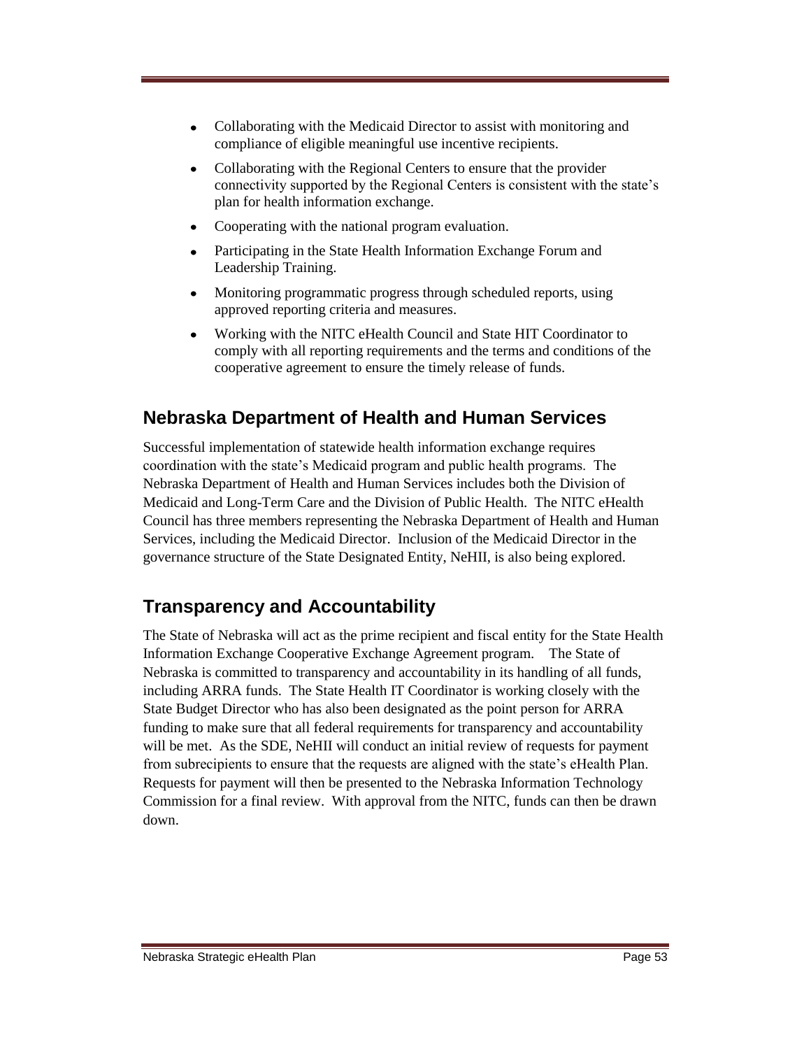- Collaborating with the Medicaid Director to assist with monitoring and compliance of eligible meaningful use incentive recipients.
- Collaborating with the Regional Centers to ensure that the provider connectivity supported by the Regional Centers is consistent with the state's plan for health information exchange.
- Cooperating with the national program evaluation.
- Participating in the State Health Information Exchange Forum and Leadership Training.
- Monitoring programmatic progress through scheduled reports, using approved reporting criteria and measures.
- Working with the NITC eHealth Council and State HIT Coordinator to comply with all reporting requirements and the terms and conditions of the cooperative agreement to ensure the timely release of funds.

## Nebraska Department of Health and Human Services

Successful implementation of statewide health information exchange requires coordination with the state's Medicaid program and public health programs. The Nebraska Department of Health and Human Services includes both the Division of Medicaid and Long-Term Care and the Division of Public Health. The NITC eHealth Council has three members representing the Nebraska Department of Health and Human Services, including the Medicaid Director. Inclusion of the Medicaid Director in the governance structure of the State Designated Entity, NeHII, is also being explored.

## Transparency and Accountability

The State of Nebraska will act as the prime recipient and fiscal entity for the State Health Information Exchange Cooperative Exchange Agreement program. The State of Nebraska is committed to transparency and accountability in its handling of all funds, including ARRA funds. The State Health IT Coordinator is working closely with the State Budget Director who has also been designated as the point person for ARRA funding to make sure that all federal requirements for transparency and accountability will be met. As the SDE, NeHII will conduct an initial review of requests for payment from subrecipients to ensure that the requests are aligned with the state's eHealth Plan. Requests for payment will then be presented to the Nebraska Information Technology Commission for a final review. With approval from the NITC, funds can then be drawn down.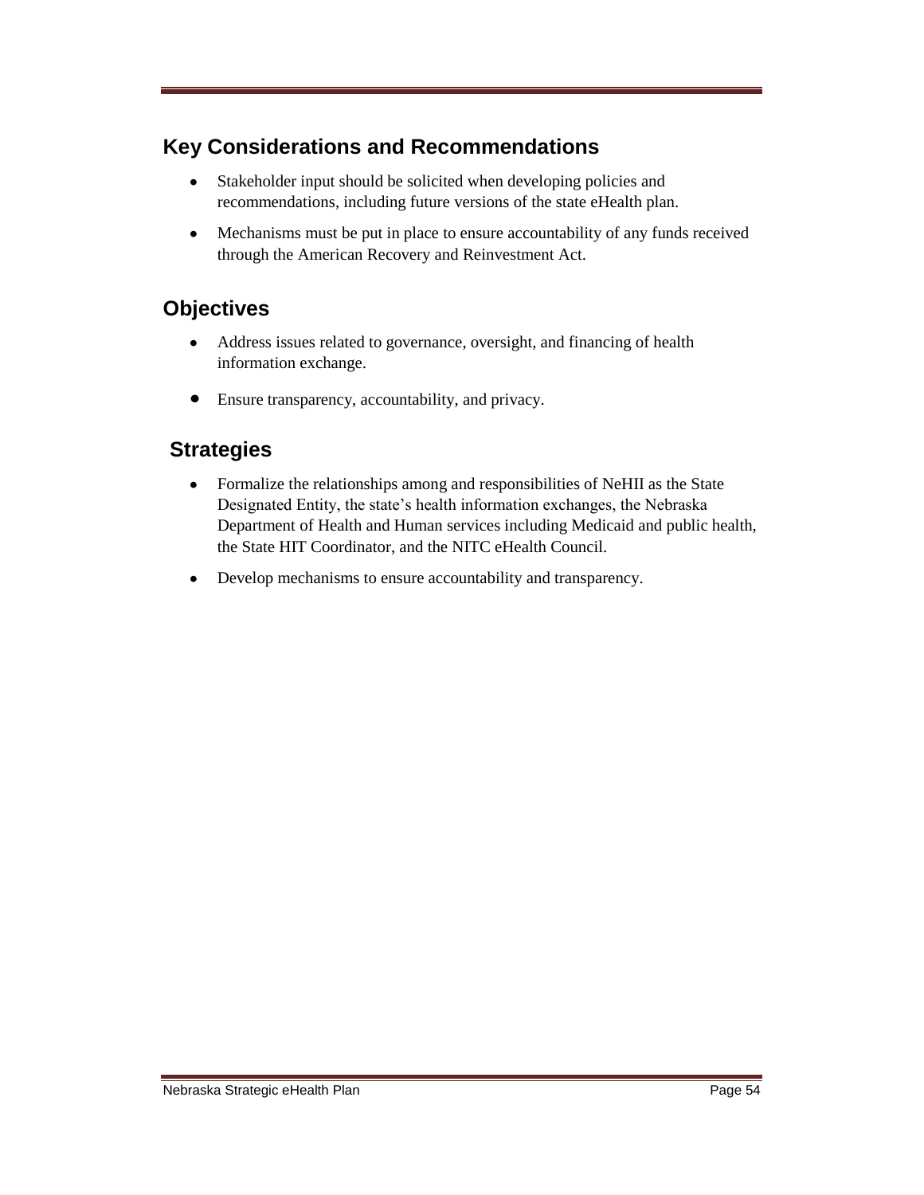## Key Considerations and Recommendations

- Stakeholder input should be solicited when developing policies and recommendations, including future versions of the state eHealth plan.
- Mechanisms must be put in place to ensure accountability of any funds received through the American Recovery and Reinvestment Act.

## Objectives

- Address issues related to governance, oversight, and financing of health information exchange.
- Ensure transparency, accountability, and privacy.

## Strategies

- Formalize the relationships among and responsibilities of NeHII as the State Designated Entity, the state's health information exchanges, the Nebraska Department of Health and Human services including Medicaid and public health, the State HIT Coordinator, and the NITC eHealth Council.
- Develop mechanisms to ensure accountability and transparency.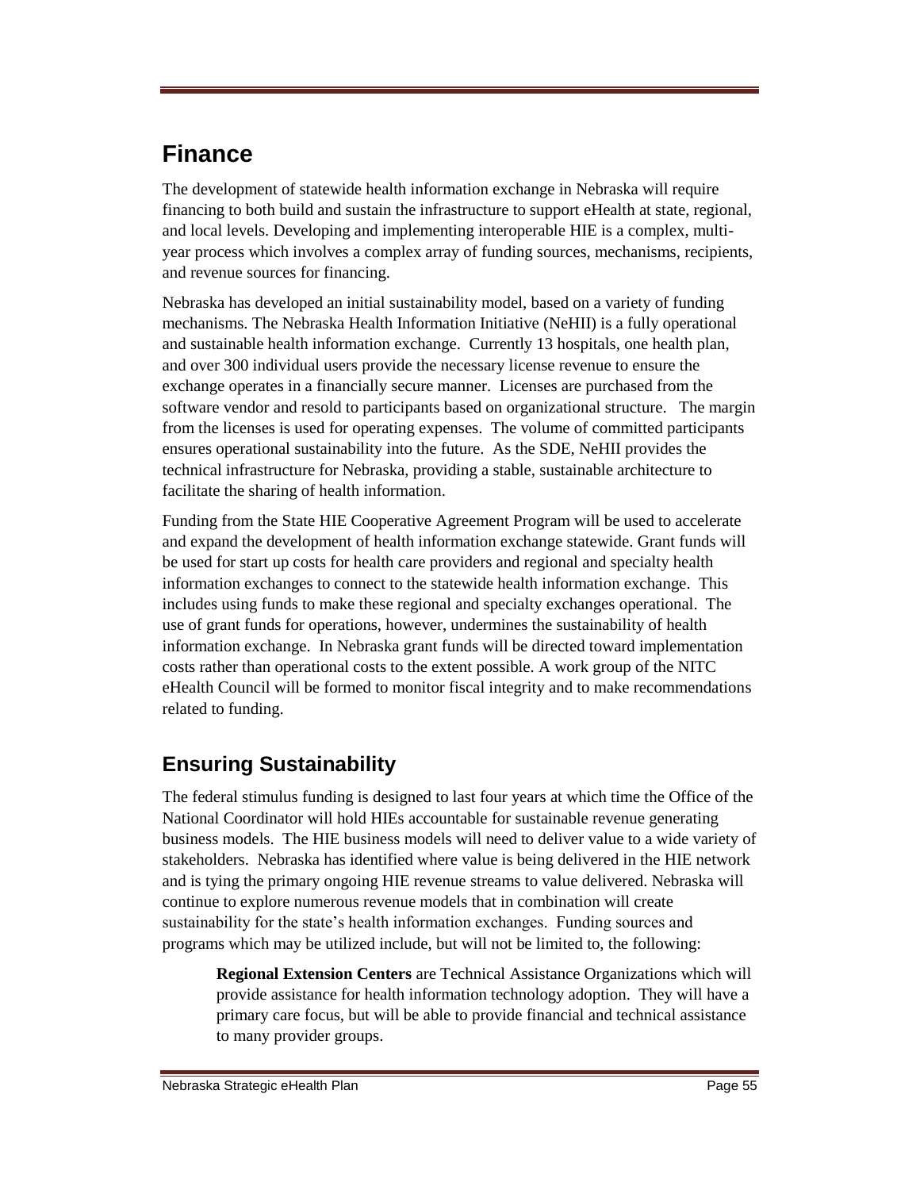# Finance

The development of statewide health information exchange in Nebraska will require financing to both build and sustain the infrastructure to support eHealth at state, regional, and local levels. Developing and implementing interoperable HIE is a complex, multi-year process which involves a complex array of funding sources, mechanisms, recipients, and revenue sources for financing.

Nebraska has developed an initial sustainability model, based on a variety of funding mechanisms. The Nebraska Health Information Initiative (NeHII) is a fully operational and sustainable health information exchange. Currently 13 hospitals, one health plan, and over 300 individual users provide the necessary license revenue to ensure the exchange operates in a financially secure manner. Licenses are purchased from the software vendor and resold to participants based on organizational structure. The margin from the licenses is used for operating expenses. The volume of committed participants ensures operational sustainability into the future. As the SDE, NeHII provides the technical infrastructure for Nebraska, providing a stable, sustainable architecture to facilitate the sharing of health information.

Funding from the State HIE Cooperative Agreement Program will be used to accelerate and expand the development of health information exchange statewide. Grant funds will be used for start up costs for health care providers and regional and specialty health information exchanges to connect to the statewide health information exchange. This includes using funds to make these regional and specialty exchanges operational. The use of grant funds for operations, however, undermines the sustainability of health information exchange. In Nebraska grant funds will be directed toward implementation costs rather than operational costs to the extent possible. A work group of the NITC eHealth Council will be formed to monitor fiscal integrity and to make recommendations related to funding.

## Ensuring Sustainability

The federal stimulus funding is designed to last four years at which time the Office of the National Coordinator will hold HIEs accountable for sustainable revenue generating business models. The HIE business models will need to deliver value to a wide variety of stakeholders. Nebraska has identified where value is being delivered in the HIE network and is tying the primary ongoing HIE revenue streams to value delivered. Nebraska will continue to explore numerous revenue models that in combination will create sustainability for the state's health information exchanges. Funding sources and programs which may be utilized include, but will not be limited to, the following:

**Regional Extension Centers** are Technical Assistance Organizations which will provide assistance for health information technology adoption. They will have a primary care focus, but will be able to provide financial and technical assistance to many provider groups.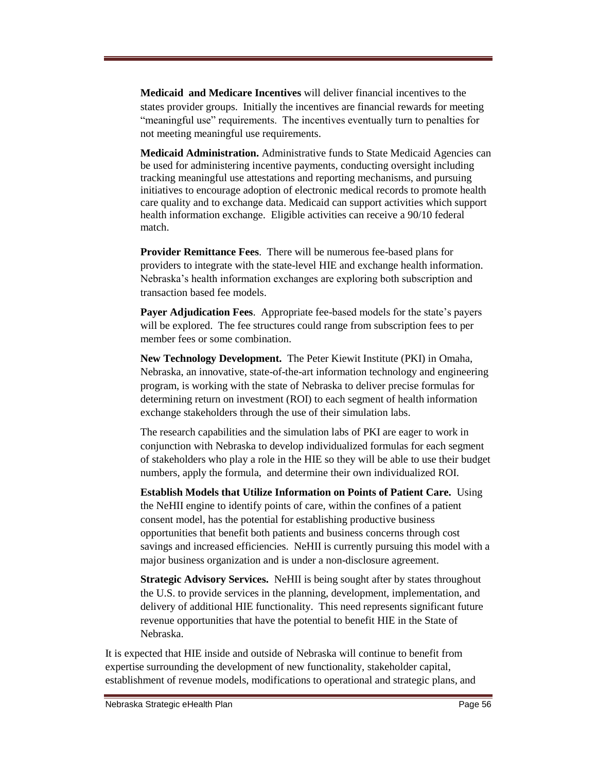**Medicaid and Medicare Incentives** will deliver financial incentives to the states provider groups. Initially the incentives are financial rewards for meeting "meaningful use" requirements. The incentives eventually turn to penalties for not meeting meaningful use requirements.

**Medicaid Administration.** Administrative funds to State Medicaid Agencies can be used for administering incentive payments, conducting oversight including tracking meaningful use attestations and reporting mechanisms, and pursuing initiatives to encourage adoption of electronic medical records to promote health care quality and to exchange data. Medicaid can support activities which support health information exchange. Eligible activities can receive a 90/10 federal match.

**Provider Remittance Fees**. There will be numerous fee-based plans for providers to integrate with the state-level HIE and exchange health information. Nebraska's health information exchanges are exploring both subscription and transaction based fee models.

**Payer Adjudication Fees**. Appropriate fee-based models for the state's payers will be explored. The fee structures could range from subscription fees to per member fees or some combination.

**New Technology Development.** The Peter Kiewit Institute (PKI) in Omaha, Nebraska, an innovative, state-of-the-art information technology and engineering program, is working with the state of Nebraska to deliver precise formulas for determining return on investment (ROI) to each segment of health information exchange stakeholders through the use of their simulation labs.

The research capabilities and the simulation labs of PKI are eager to work in conjunction with Nebraska to develop individualized formulas for each segment of stakeholders who play a role in the HIE so they will be able to use their budget numbers, apply the formula, and determine their own individualized ROI.

**Establish Models that Utilize Information on Points of Patient Care.** Using the NeHII engine to identify points of care, within the confines of a patient consent model, has the potential for establishing productive business opportunities that benefit both patients and business concerns through cost savings and increased efficiencies. NeHII is currently pursuing this model with a major business organization and is under a non-disclosure agreement.

**Strategic Advisory Services.** NeHII is being sought after by states throughout the U.S. to provide services in the planning, development, implementation, and delivery of additional HIE functionality. This need represents significant future revenue opportunities that have the potential to benefit HIE in the State of Nebraska.

It is expected that HIE inside and outside of Nebraska will continue to benefit from expertise surrounding the development of new functionality, stakeholder capital, establishment of revenue models, modifications to operational and strategic plans, and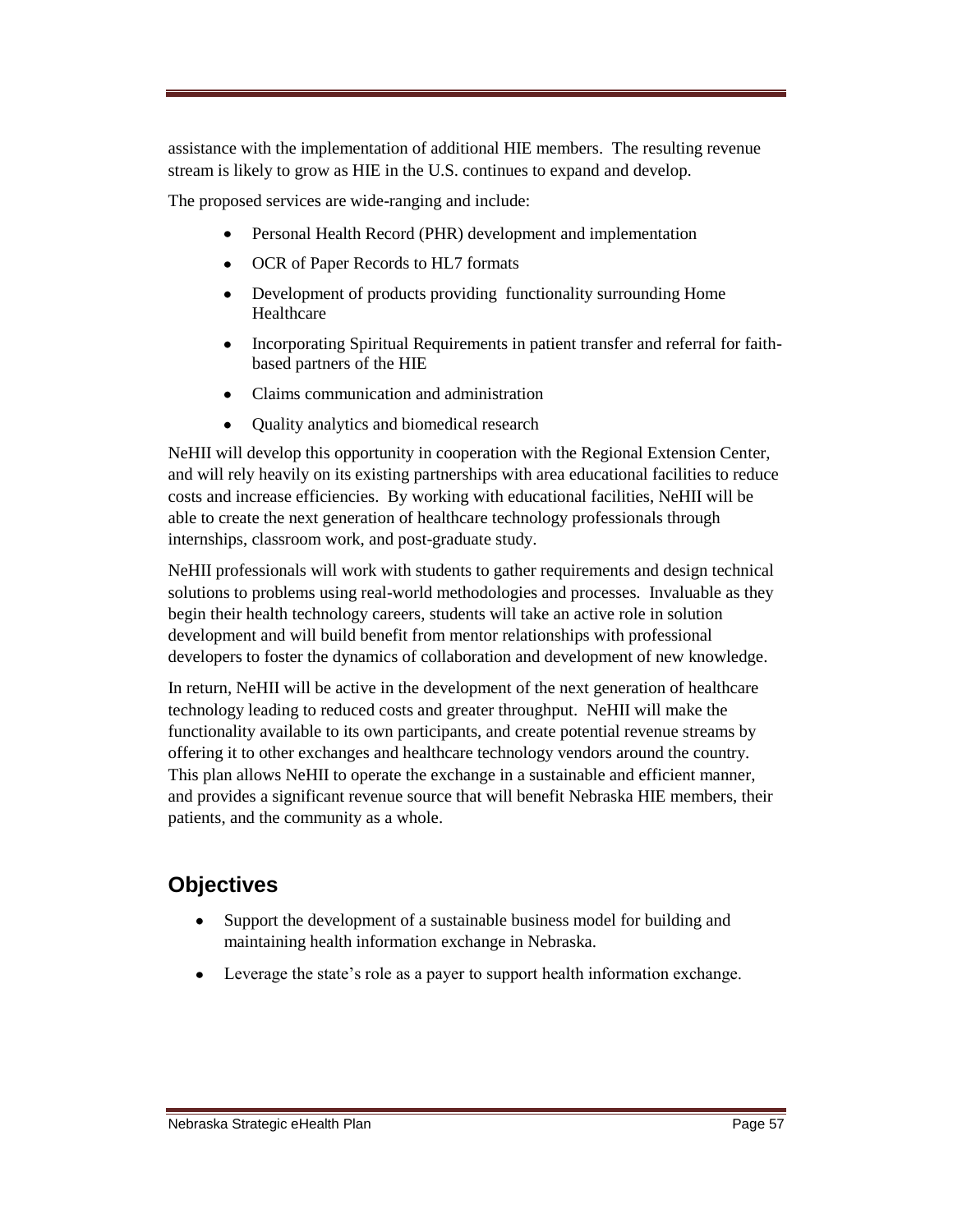assistance with the implementation of additional HIE members. The resulting revenue stream is likely to grow as HIE in the U.S. continues to expand and develop.

The proposed services are wide-ranging and include:

- Personal Health Record (PHR) development and implementation
- OCR of Paper Records to HL7 formats
- Development of products providing functionality surrounding Home Healthcare
- Incorporating Spiritual Requirements in patient transfer and referral for faith-based partners of the HIE
- Claims communication and administration
- Quality analytics and biomedical research

NeHII will develop this opportunity in cooperation with the Regional Extension Center, and will rely heavily on its existing partnerships with area educational facilities to reduce costs and increase efficiencies. By working with educational facilities, NeHII will be able to create the next generation of healthcare technology professionals through internships, classroom work, and post-graduate study.

NeHII professionals will work with students to gather requirements and design technical solutions to problems using real-world methodologies and processes. Invaluable as they begin their health technology careers, students will take an active role in solution development and will build benefit from mentor relationships with professional developers to foster the dynamics of collaboration and development of new knowledge.

In return, NeHII will be active in the development of the next generation of healthcare technology leading to reduced costs and greater throughput. NeHII will make the functionality available to its own participants, and create potential revenue streams by offering it to other exchanges and healthcare technology vendors around the country. This plan allows NeHII to operate the exchange in a sustainable and efficient manner, and provides a significant revenue source that will benefit Nebraska HIE members, their patients, and the community as a whole.

## Objectives

- Support the development of a sustainable business model for building and maintaining health information exchange in Nebraska.
- Leverage the state's role as a payer to support health information exchange.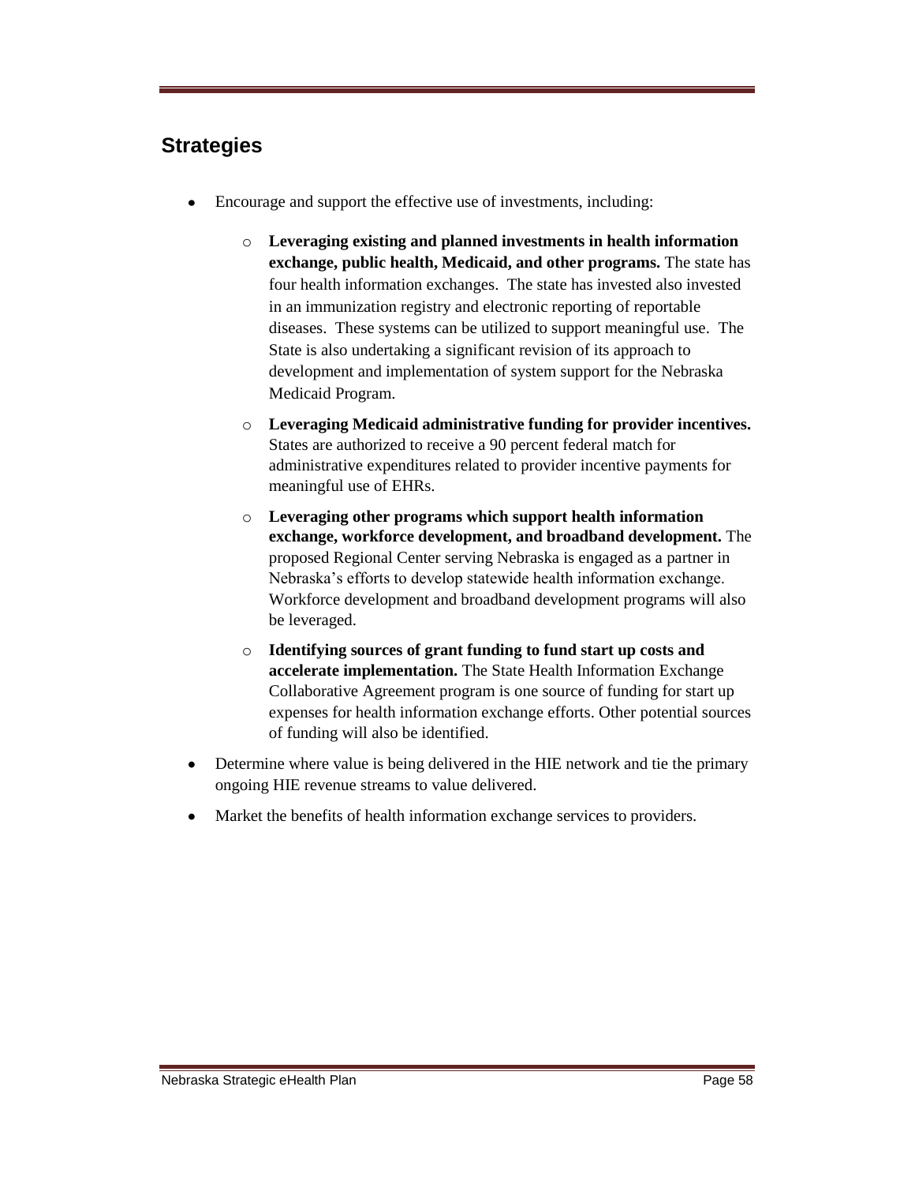## Strategies

- Encourage and support the effective use of investments, including:
  - **Leveraging existing and planned investments in health information exchange, public health, Medicaid, and other programs.** The state has four health information exchanges. The state has invested also invested in an immunization registry and electronic reporting of reportable diseases. These systems can be utilized to support meaningful use. The State is also undertaking a significant revision of its approach to development and implementation of system support for the Nebraska Medicaid Program.
  - **Leveraging Medicaid administrative funding for provider incentives.** States are authorized to receive a 90 percent federal match for administrative expenditures related to provider incentive payments for meaningful use of EHRs.
  - **Leveraging other programs which support health information exchange, workforce development, and broadband development.** The proposed Regional Center serving Nebraska is engaged as a partner in Nebraska's efforts to develop statewide health information exchange. Workforce development and broadband development programs will also be leveraged.
  - **Identifying sources of grant funding to fund start up costs and accelerate implementation.** The State Health Information Exchange Collaborative Agreement program is one source of funding for start up expenses for health information exchange efforts. Other potential sources of funding will also be identified.
- Determine where value is being delivered in the HIE network and tie the primary ongoing HIE revenue streams to value delivered.
- Market the benefits of health information exchange services to providers.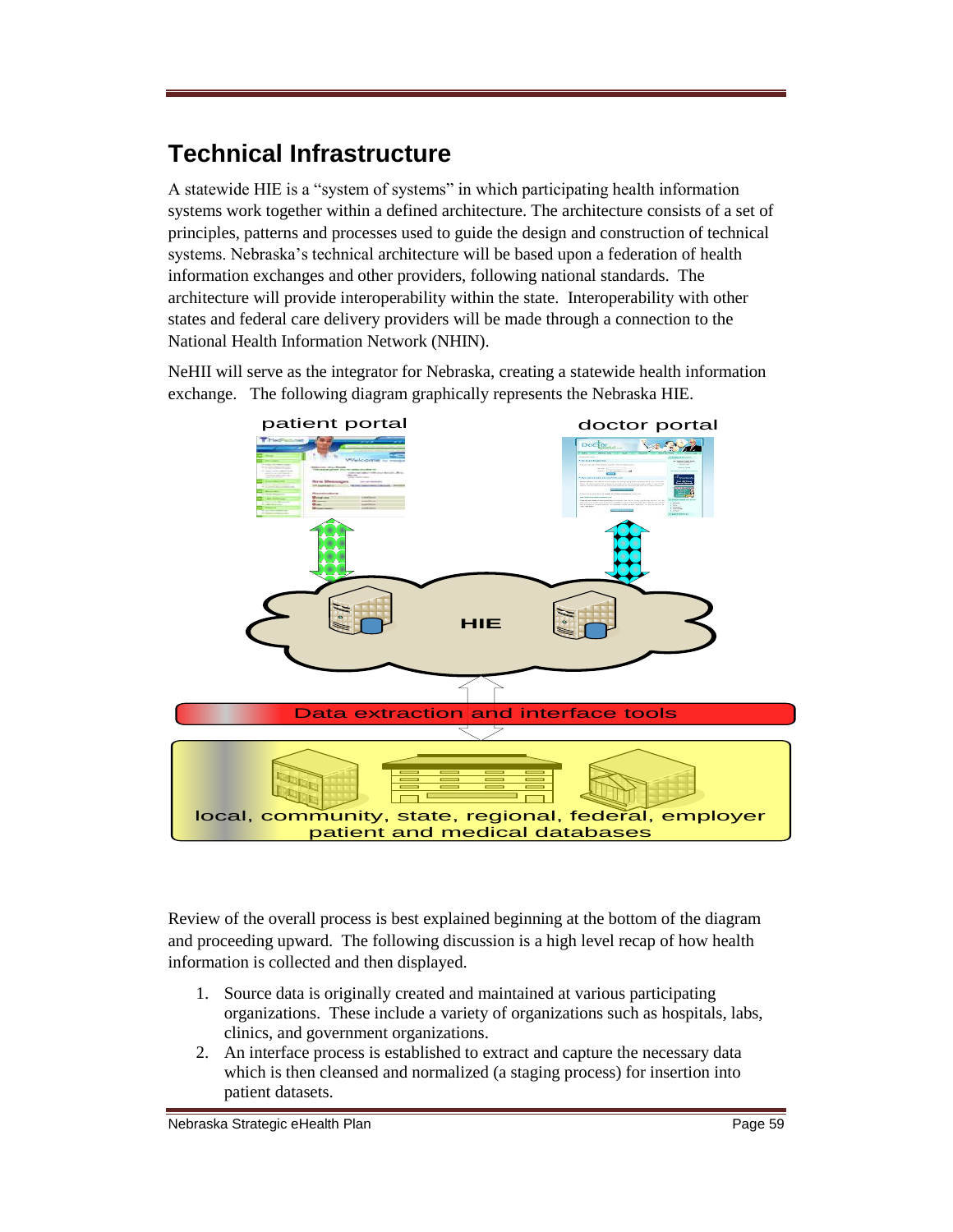# Technical Infrastructure

A statewide HIE is a "system of systems" in which participating health information systems work together within a defined architecture. The architecture consists of a set of principles, patterns and processes used to guide the design and construction of technical systems. Nebraska's technical architecture will be based upon a federation of health information exchanges and other providers, following national standards. The architecture will provide interoperability within the state. Interoperability with other states and federal care delivery providers will be made through a connection to the National Health Information Network (NHIN).

NeHII will serve as the integrator for Nebraska, creating a statewide health information exchange. The following diagram graphically represents the Nebraska HIE.

patient portal

doctor portal

HIE

Data extraction and interface tools

local, community, state, regional, federal, employer patient and medical databases

Review of the overall process is best explained beginning at the bottom of the diagram and proceeding upward. The following discussion is a high level recap of how health information is collected and then displayed.

1. Source data is originally created and maintained at various participating organizations. These include a variety of organizations such as hospitals, labs, clinics, and government organizations.
2. An interface process is established to extract and capture the necessary data which is then cleansed and normalized (a staging process) for insertion into patient datasets.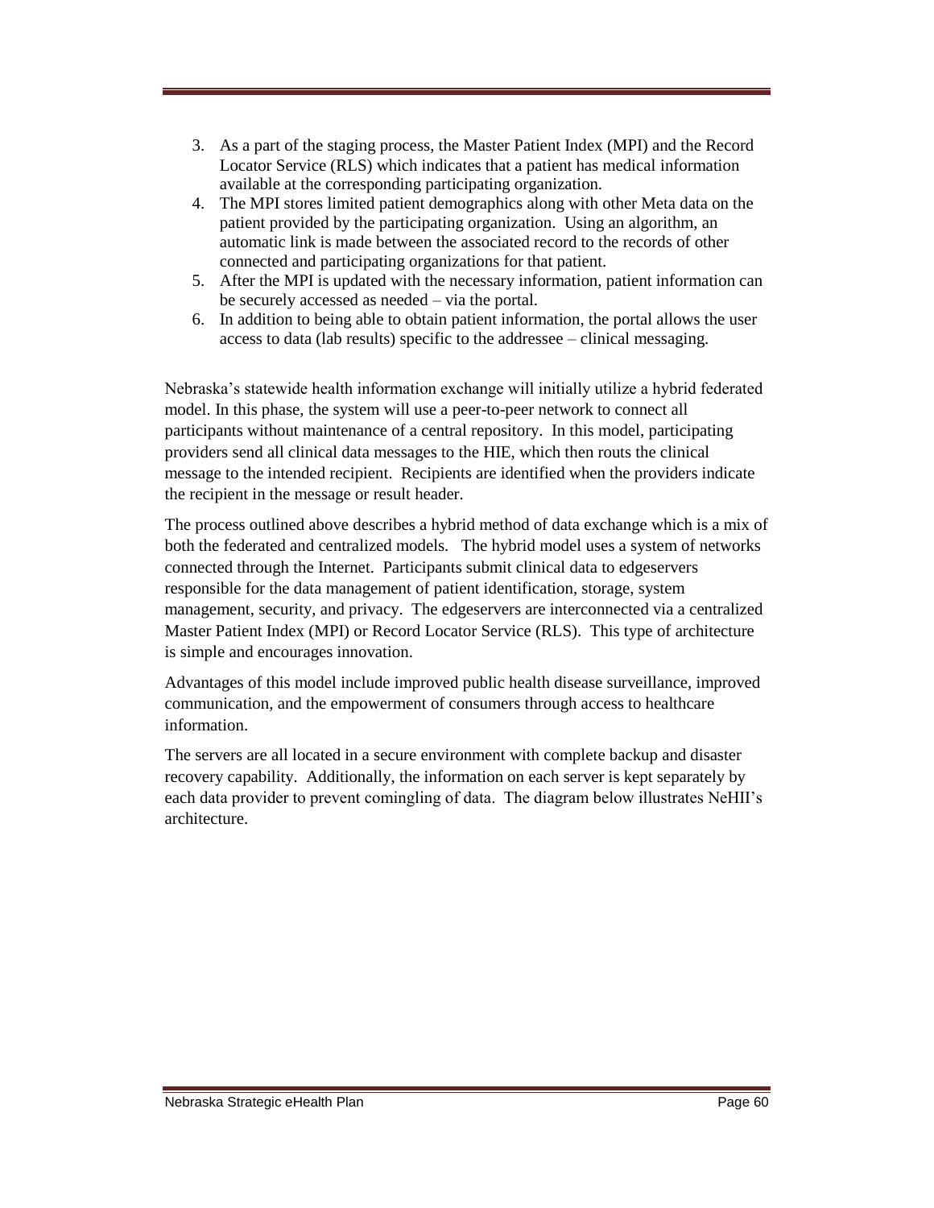3. As a part of the staging process, the Master Patient Index (MPI) and the Record Locator Service (RLS) which indicates that a patient has medical information available at the corresponding participating organization.
4. The MPI stores limited patient demographics along with other Meta data on the patient provided by the participating organization. Using an algorithm, an automatic link is made between the associated record to the records of other connected and participating organizations for that patient.
5. After the MPI is updated with the necessary information, patient information can be securely accessed as needed – via the portal.
6. In addition to being able to obtain patient information, the portal allows the user access to data (lab results) specific to the addressee – clinical messaging.

Nebraska's statewide health information exchange will initially utilize a hybrid federated model. In this phase, the system will use a peer-to-peer network to connect all participants without maintenance of a central repository. In this model, participating providers send all clinical data messages to the HIE, which then routs the clinical message to the intended recipient. Recipients are identified when the providers indicate the recipient in the message or result header.

The process outlined above describes a hybrid method of data exchange which is a mix of both the federated and centralized models. The hybrid model uses a system of networks connected through the Internet. Participants submit clinical data to edgeservers responsible for the data management of patient identification, storage, system management, security, and privacy. The edgeservers are interconnected via a centralized Master Patient Index (MPI) or Record Locator Service (RLS). This type of architecture is simple and encourages innovation.

Advantages of this model include improved public health disease surveillance, improved communication, and the empowerment of consumers through access to healthcare information.

The servers are all located in a secure environment with complete backup and disaster recovery capability. Additionally, the information on each server is kept separately by each data provider to prevent comingling of data. The diagram below illustrates NeHII's architecture.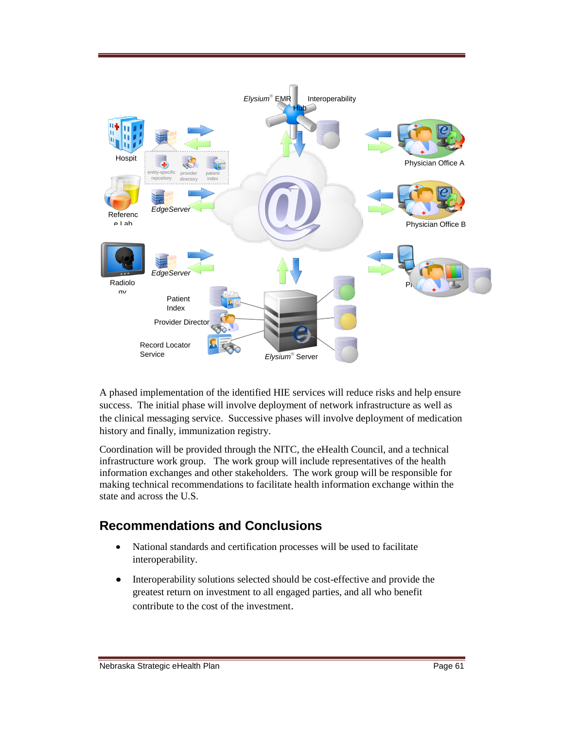A phased implementation of the identified HIE services will reduce risks and help ensure success. The initial phase will involve deployment of network infrastructure as well as the clinical messaging service. Successive phases will involve deployment of medication history and finally, immunization registry.

Coordination will be provided through the NITC, the eHealth Council, and a technical infrastructure work group. The work group will include representatives of the health information exchanges and other stakeholders. The work group will be responsible for making technical recommendations to facilitate health information exchange within the state and across the U.S.

## Recommendations and Conclusions

- National standards and certification processes will be used to facilitate interoperability.
- Interoperability solutions selected should be cost-effective and provide the greatest return on investment to all engaged parties, and all who benefit contribute to the cost of the investment.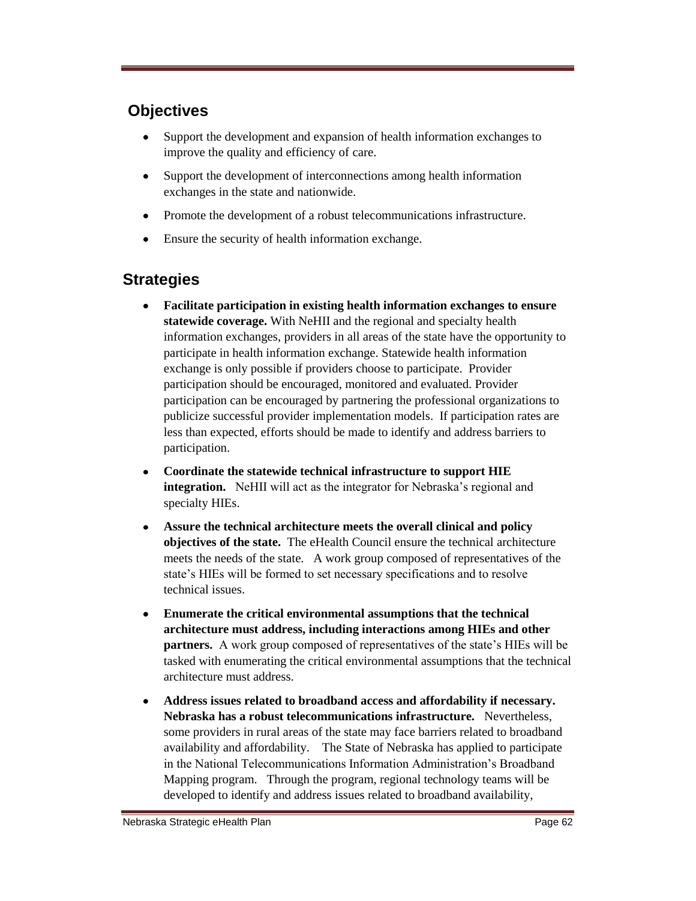## Objectives

- Support the development and expansion of health information exchanges to improve the quality and efficiency of care.
- Support the development of interconnections among health information exchanges in the state and nationwide.
- Promote the development of a robust telecommunications infrastructure.
- Ensure the security of health information exchange.

## Strategies

- **Facilitate participation in existing health information exchanges to ensure statewide coverage.** With NeHII and the regional and specialty health information exchanges, providers in all areas of the state have the opportunity to participate in health information exchange. Statewide health information exchange is only possible if providers choose to participate. Provider participation should be encouraged, monitored and evaluated. Provider participation can be encouraged by partnering the professional organizations to publicize successful provider implementation models. If participation rates are less than expected, efforts should be made to identify and address barriers to participation.
- **Coordinate the statewide technical infrastructure to support HIE integration.** NeHII will act as the integrator for Nebraska's regional and specialty HIEs.
- **Assure the technical architecture meets the overall clinical and policy objectives of the state.** The eHealth Council ensure the technical architecture meets the needs of the state. A work group composed of representatives of the state's HIEs will be formed to set necessary specifications and to resolve technical issues.
- **Enumerate the critical environmental assumptions that the technical architecture must address, including interactions among HIEs and other partners.** A work group composed of representatives of the state's HIEs will be tasked with enumerating the critical environmental assumptions that the technical architecture must address.
- **Address issues related to broadband access and affordability if necessary. Nebraska has a robust telecommunications infrastructure.** Nevertheless, some providers in rural areas of the state may face barriers related to broadband availability and affordability. The State of Nebraska has applied to participate in the National Telecommunications Information Administration's Broadband Mapping program. Through the program, regional technology teams will be developed to identify and address issues related to broadband availability,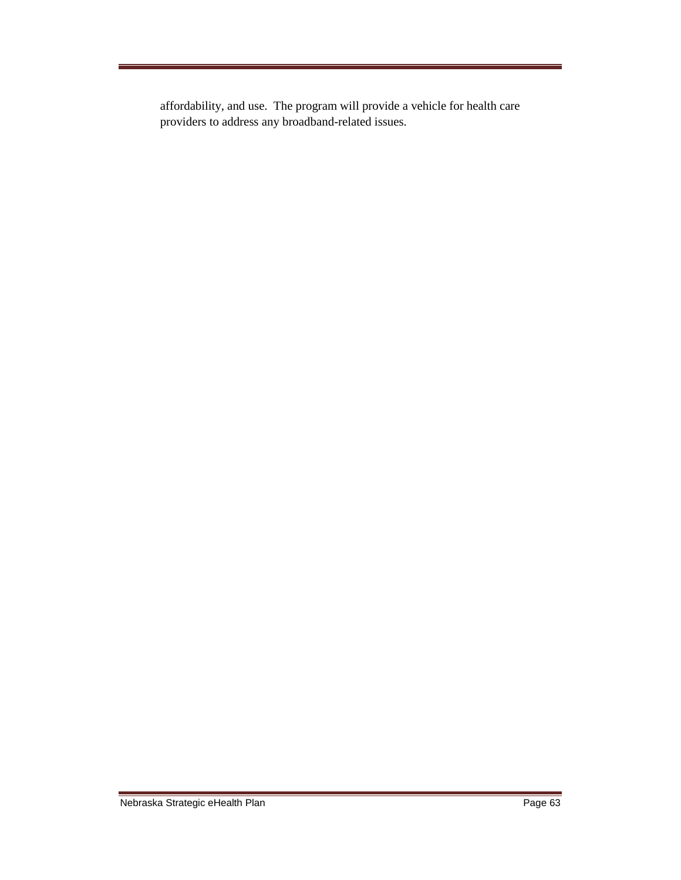affordability, and use. The program will provide a vehicle for health care providers to address any broadband-related issues.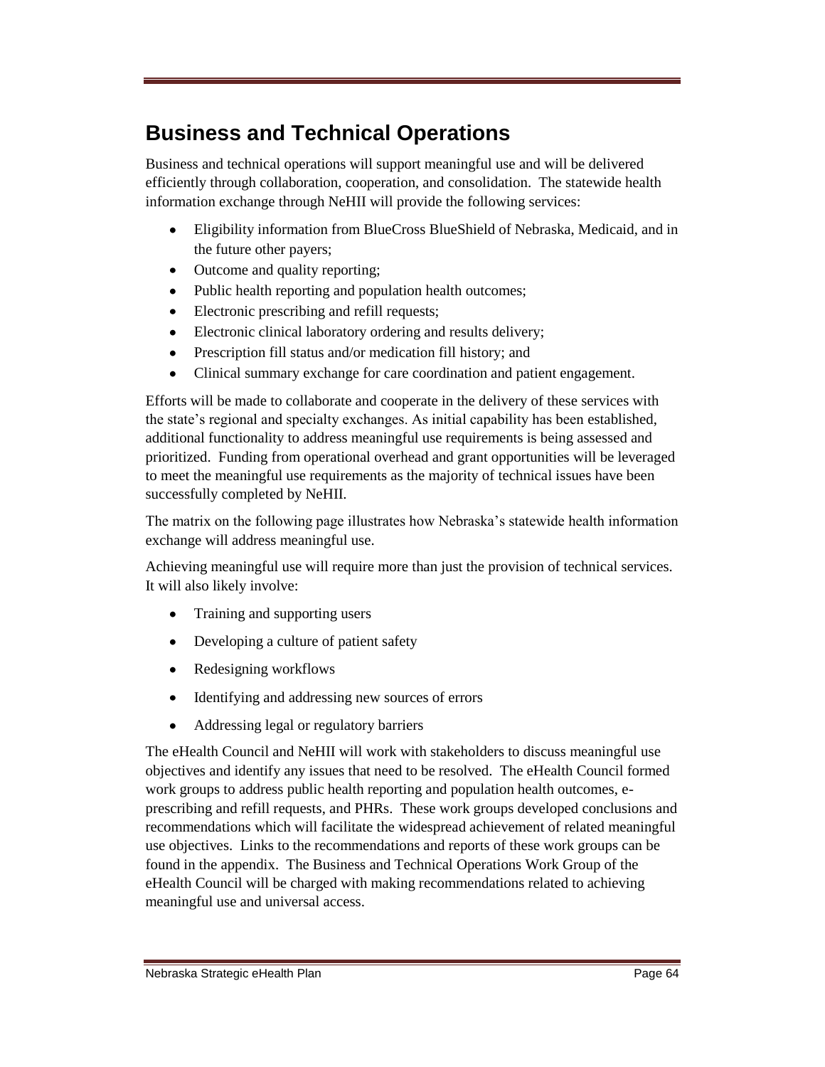## Business and Technical Operations

Business and technical operations will support meaningful use and will be delivered efficiently through collaboration, cooperation, and consolidation. The statewide health information exchange through NeHII will provide the following services:

- Eligibility information from BlueCross BlueShield of Nebraska, Medicaid, and in the future other payers;
- Outcome and quality reporting;
- Public health reporting and population health outcomes;
- Electronic prescribing and refill requests;
- Electronic clinical laboratory ordering and results delivery;
- Prescription fill status and/or medication fill history; and
- Clinical summary exchange for care coordination and patient engagement.

Efforts will be made to collaborate and cooperate in the delivery of these services with the state's regional and specialty exchanges. As initial capability has been established, additional functionality to address meaningful use requirements is being assessed and prioritized. Funding from operational overhead and grant opportunities will be leveraged to meet the meaningful use requirements as the majority of technical issues have been successfully completed by NeHII.

The matrix on the following page illustrates how Nebraska's statewide health information exchange will address meaningful use.

Achieving meaningful use will require more than just the provision of technical services. It will also likely involve:

- Training and supporting users
- Developing a culture of patient safety
- Redesigning workflows
- Identifying and addressing new sources of errors
- Addressing legal or regulatory barriers

The eHealth Council and NeHII will work with stakeholders to discuss meaningful use objectives and identify any issues that need to be resolved. The eHealth Council formed work groups to address public health reporting and population health outcomes, e-prescribing and refill requests, and PHRs. These work groups developed conclusions and recommendations which will facilitate the widespread achievement of related meaningful use objectives. Links to the recommendations and reports of these work groups can be found in the appendix. The Business and Technical Operations Work Group of the eHealth Council will be charged with making recommendations related to achieving meaningful use and universal access.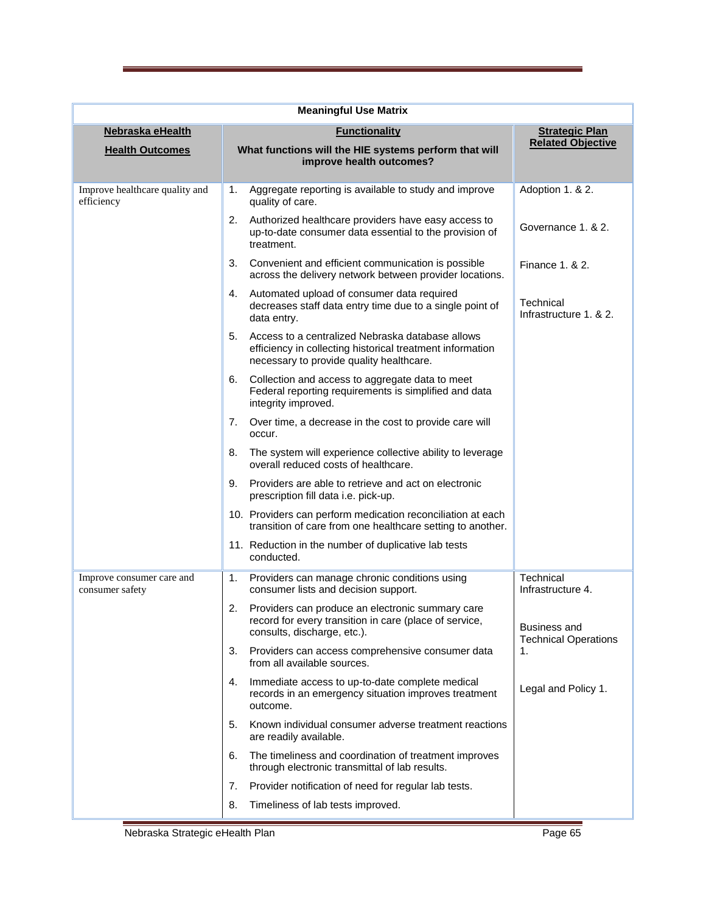| Meaningful Use Matrix | | |
|---|---|---|
| **Nebraska eHealth Health Outcomes** | **Functionality** What functions will the HIE systems perform that will improve health outcomes? | **Strategic Plan Related Objective** |
| Improve healthcare quality and efficiency | 1. Aggregate reporting is available to study and improve quality of care. | Adoption 1. & 2. |
| | 2. Authorized healthcare providers have easy access to up-to-date consumer data essential to the provision of treatment. | Governance 1. & 2. |
| | 3. Convenient and efficient communication is possible across the delivery network between provider locations. | Finance 1. & 2. |
| | 4. Automated upload of consumer data required decreases staff data entry time due to a single point of data entry. | Technical Infrastructure 1. & 2. |
| | 5. Access to a centralized Nebraska database allows efficiency in collecting historical treatment information necessary to provide quality healthcare. | |
| | 6. Collection and access to aggregate data to meet Federal reporting requirements is simplified and data integrity improved. | |
| | 7. Over time, a decrease in the cost to provide care will occur. | |
| | 8. The system will experience collective ability to leverage overall reduced costs of healthcare. | |
| | 9. Providers are able to retrieve and act on electronic prescription fill data i.e. pick-up. | |
| | 10. Providers can perform medication reconciliation at each transition of care from one healthcare setting to another. | |
| | 11. Reduction in the number of duplicative lab tests conducted. | |
| Improve consumer care and consumer safety | 1. Providers can manage chronic conditions using consumer lists and decision support. | Technical Infrastructure 4. |
| | 2. Providers can produce an electronic summary care record for every transition in care (place of service, consults, discharge, etc.). | Business and Technical Operations 1. |
| | 3. Providers can access comprehensive consumer data from all available sources. | |
| | 4. Immediate access to up-to-date complete medical records in an emergency situation improves treatment outcome. | Legal and Policy 1. |
| | 5. Known individual consumer adverse treatment reactions are readily available. | |
| | 6. The timeliness and coordination of treatment improves through electronic transmittal of lab results. | |
| | 7. Provider notification of need for regular lab tests. | |
| | 8. Timeliness of lab tests improved. | |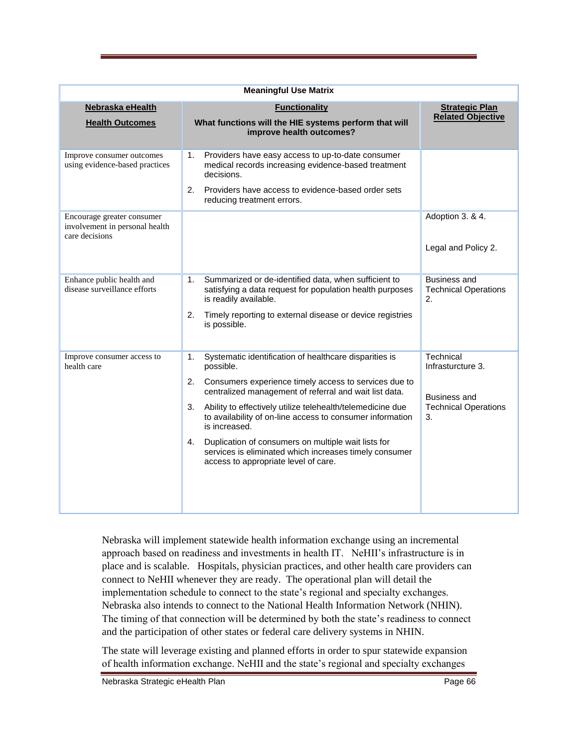| Meaningful Use Matrix | | |
|---|---|---|
| **Nebraska eHealth Health Outcomes** | **Functionality** What functions will the HIE systems perform that will improve health outcomes? | **Strategic Plan Related Objective** |
| Improve consumer outcomes using evidence-based practices | 1. Providers have easy access to up-to-date consumer medical records increasing evidence-based treatment decisions.<br>2. Providers have access to evidence-based order sets reducing treatment errors. | |
| Encourage greater consumer involvement in personal health care decisions | | Adoption 3. & 4.<br><br>Legal and Policy 2. |
| Enhance public health and disease surveillance efforts | 1. Summarized or de-identified data, when sufficient to satisfying a data request for population health purposes is readily available.<br>2. Timely reporting to external disease or device registries is possible. | Business and Technical Operations 2. |
| Improve consumer access to health care | 1. Systematic identification of healthcare disparities is possible.<br>2. Consumers experience timely access to services due to centralized management of referral and wait list data.<br>3. Ability to effectively utilize telehealth/telemedicine due to availability of on-line access to consumer information is increased.<br>4. Duplication of consumers on multiple wait lists for services is eliminated which increases timely consumer access to appropriate level of care. | Technical Infrasturcture 3.<br><br>Business and Technical Operations 3. |

Nebraska will implement statewide health information exchange using an incremental approach based on readiness and investments in health IT. NeHII's infrastructure is in place and is scalable. Hospitals, physician practices, and other health care providers can connect to NeHII whenever they are ready. The operational plan will detail the implementation schedule to connect to the state's regional and specialty exchanges. Nebraska also intends to connect to the National Health Information Network (NHIN). The timing of that connection will be determined by both the state's readiness to connect and the participation of other states or federal care delivery systems in NHIN.

The state will leverage existing and planned efforts in order to spur statewide expansion of health information exchange. NeHII and the state's regional and specialty exchanges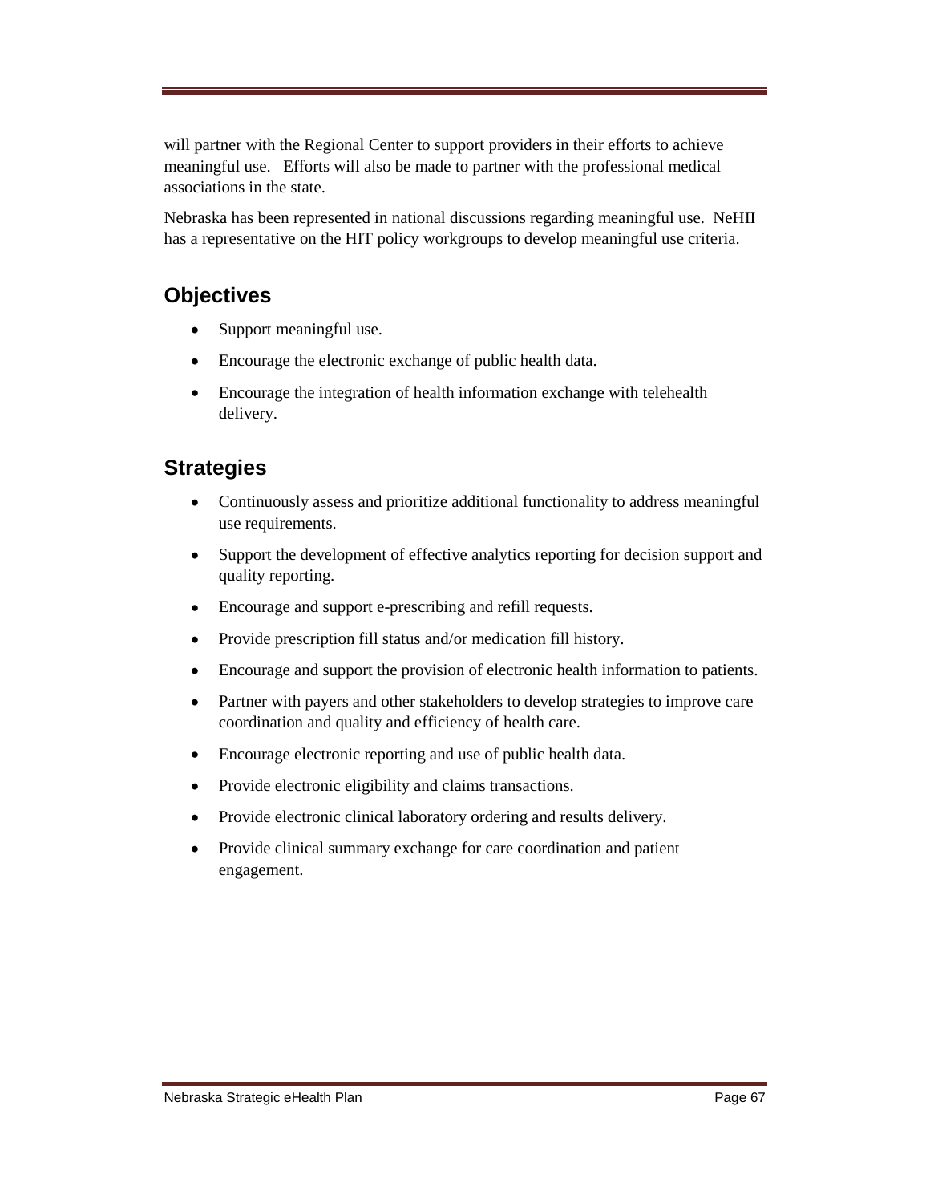will partner with the Regional Center to support providers in their efforts to achieve meaningful use. Efforts will also be made to partner with the professional medical associations in the state.

Nebraska has been represented in national discussions regarding meaningful use. NeHII has a representative on the HIT policy workgroups to develop meaningful use criteria.

## Objectives

- Support meaningful use.
- Encourage the electronic exchange of public health data.
- Encourage the integration of health information exchange with telehealth delivery.

## Strategies

- Continuously assess and prioritize additional functionality to address meaningful use requirements.
- Support the development of effective analytics reporting for decision support and quality reporting.
- Encourage and support e-prescribing and refill requests.
- Provide prescription fill status and/or medication fill history.
- Encourage and support the provision of electronic health information to patients.
- Partner with payers and other stakeholders to develop strategies to improve care coordination and quality and efficiency of health care.
- Encourage electronic reporting and use of public health data.
- Provide electronic eligibility and claims transactions.
- Provide electronic clinical laboratory ordering and results delivery.
- Provide clinical summary exchange for care coordination and patient engagement.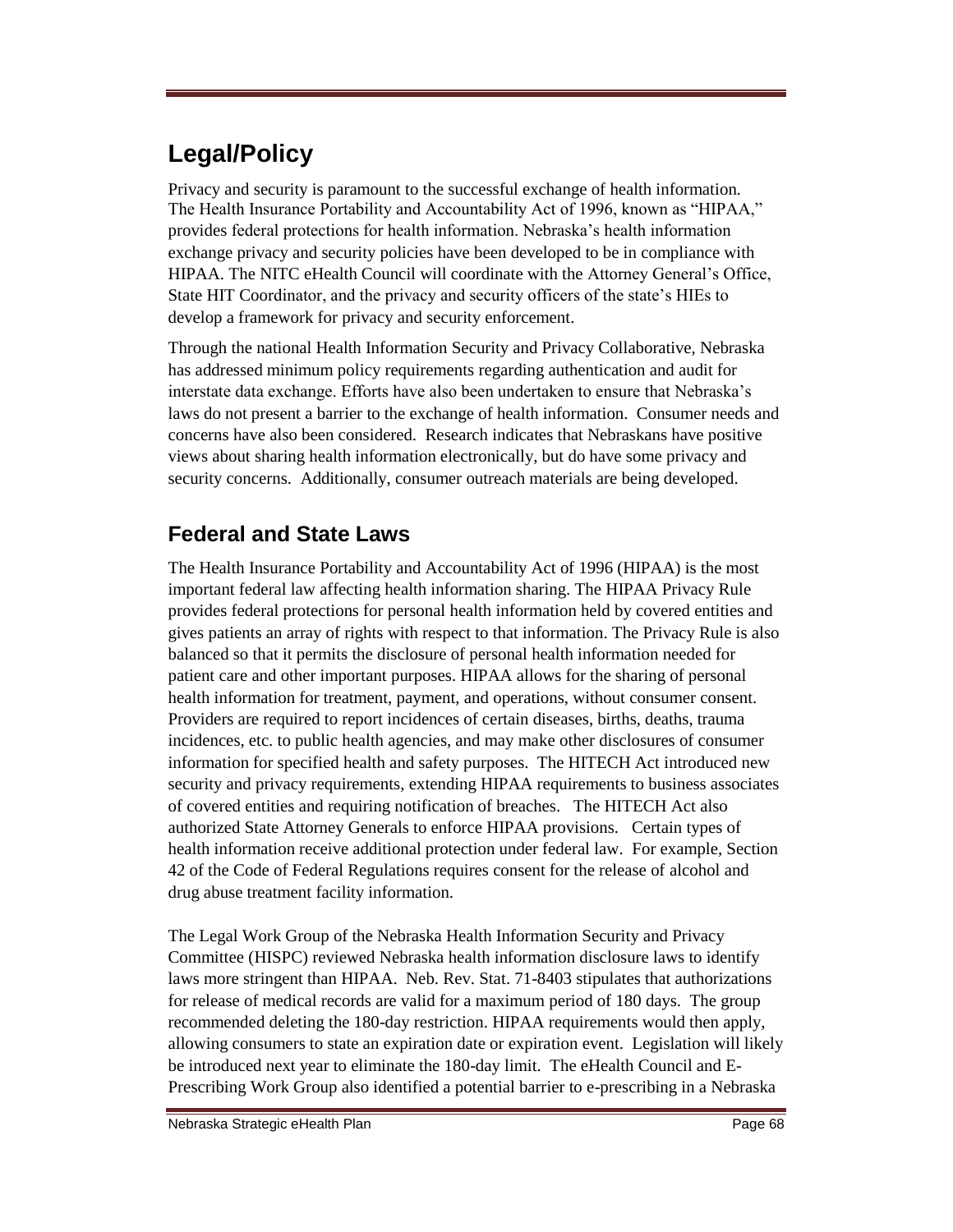# Legal/Policy

Privacy and security is paramount to the successful exchange of health information. The Health Insurance Portability and Accountability Act of 1996, known as "HIPAA," provides federal protections for health information. Nebraska's health information exchange privacy and security policies have been developed to be in compliance with HIPAA. The NITC eHealth Council will coordinate with the Attorney General's Office, State HIT Coordinator, and the privacy and security officers of the state's HIEs to develop a framework for privacy and security enforcement.

Through the national Health Information Security and Privacy Collaborative, Nebraska has addressed minimum policy requirements regarding authentication and audit for interstate data exchange. Efforts have also been undertaken to ensure that Nebraska's laws do not present a barrier to the exchange of health information. Consumer needs and concerns have also been considered. Research indicates that Nebraskans have positive views about sharing health information electronically, but do have some privacy and security concerns. Additionally, consumer outreach materials are being developed.

## Federal and State Laws

The Health Insurance Portability and Accountability Act of 1996 (HIPAA) is the most important federal law affecting health information sharing. The HIPAA Privacy Rule provides federal protections for personal health information held by covered entities and gives patients an array of rights with respect to that information. The Privacy Rule is also balanced so that it permits the disclosure of personal health information needed for patient care and other important purposes. HIPAA allows for the sharing of personal health information for treatment, payment, and operations, without consumer consent. Providers are required to report incidences of certain diseases, births, deaths, trauma incidences, etc. to public health agencies, and may make other disclosures of consumer information for specified health and safety purposes. The HITECH Act introduced new security and privacy requirements, extending HIPAA requirements to business associates of covered entities and requiring notification of breaches. The HITECH Act also authorized State Attorney Generals to enforce HIPAA provisions. Certain types of health information receive additional protection under federal law. For example, Section 42 of the Code of Federal Regulations requires consent for the release of alcohol and drug abuse treatment facility information.

The Legal Work Group of the Nebraska Health Information Security and Privacy Committee (HISPC) reviewed Nebraska health information disclosure laws to identify laws more stringent than HIPAA. Neb. Rev. Stat. 71-8403 stipulates that authorizations for release of medical records are valid for a maximum period of 180 days. The group recommended deleting the 180-day restriction. HIPAA requirements would then apply, allowing consumers to state an expiration date or expiration event. Legislation will likely be introduced next year to eliminate the 180-day limit. The eHealth Council and E-Prescribing Work Group also identified a potential barrier to e-prescribing in a Nebraska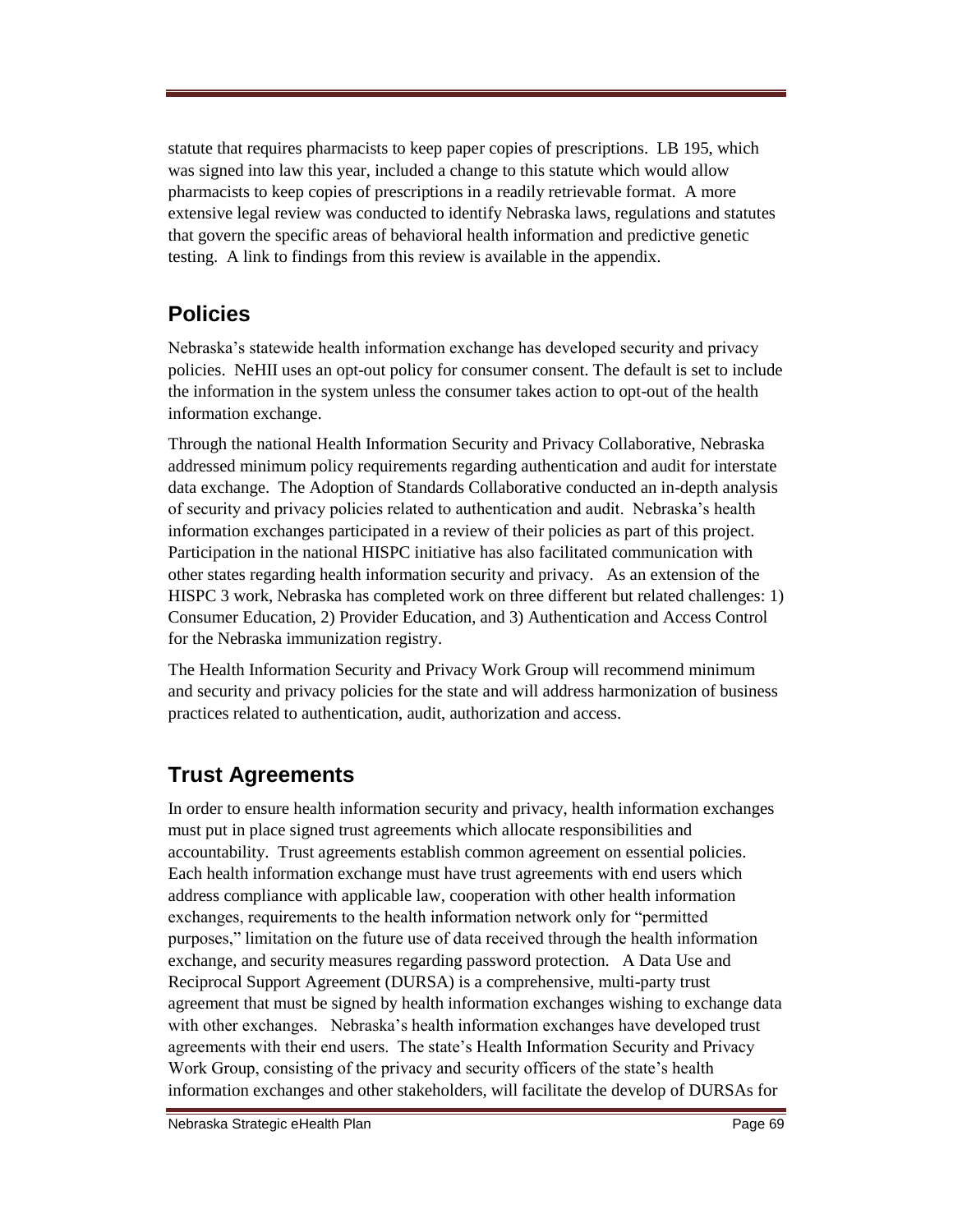statute that requires pharmacists to keep paper copies of prescriptions. LB 195, which was signed into law this year, included a change to this statute which would allow pharmacists to keep copies of prescriptions in a readily retrievable format. A more extensive legal review was conducted to identify Nebraska laws, regulations and statutes that govern the specific areas of behavioral health information and predictive genetic testing. A link to findings from this review is available in the appendix.

## Policies

Nebraska's statewide health information exchange has developed security and privacy policies. NeHII uses an opt-out policy for consumer consent. The default is set to include the information in the system unless the consumer takes action to opt-out of the health information exchange.

Through the national Health Information Security and Privacy Collaborative, Nebraska addressed minimum policy requirements regarding authentication and audit for interstate data exchange. The Adoption of Standards Collaborative conducted an in-depth analysis of security and privacy policies related to authentication and audit. Nebraska's health information exchanges participated in a review of their policies as part of this project. Participation in the national HISPC initiative has also facilitated communication with other states regarding health information security and privacy. As an extension of the HISPC 3 work, Nebraska has completed work on three different but related challenges: 1) Consumer Education, 2) Provider Education, and 3) Authentication and Access Control for the Nebraska immunization registry.

The Health Information Security and Privacy Work Group will recommend minimum and security and privacy policies for the state and will address harmonization of business practices related to authentication, audit, authorization and access.

## Trust Agreements

In order to ensure health information security and privacy, health information exchanges must put in place signed trust agreements which allocate responsibilities and accountability. Trust agreements establish common agreement on essential policies. Each health information exchange must have trust agreements with end users which address compliance with applicable law, cooperation with other health information exchanges, requirements to the health information network only for "permitted purposes," limitation on the future use of data received through the health information exchange, and security measures regarding password protection. A Data Use and Reciprocal Support Agreement (DURSA) is a comprehensive, multi-party trust agreement that must be signed by health information exchanges wishing to exchange data with other exchanges. Nebraska's health information exchanges have developed trust agreements with their end users. The state's Health Information Security and Privacy Work Group, consisting of the privacy and security officers of the state's health information exchanges and other stakeholders, will facilitate the develop of DURSAs for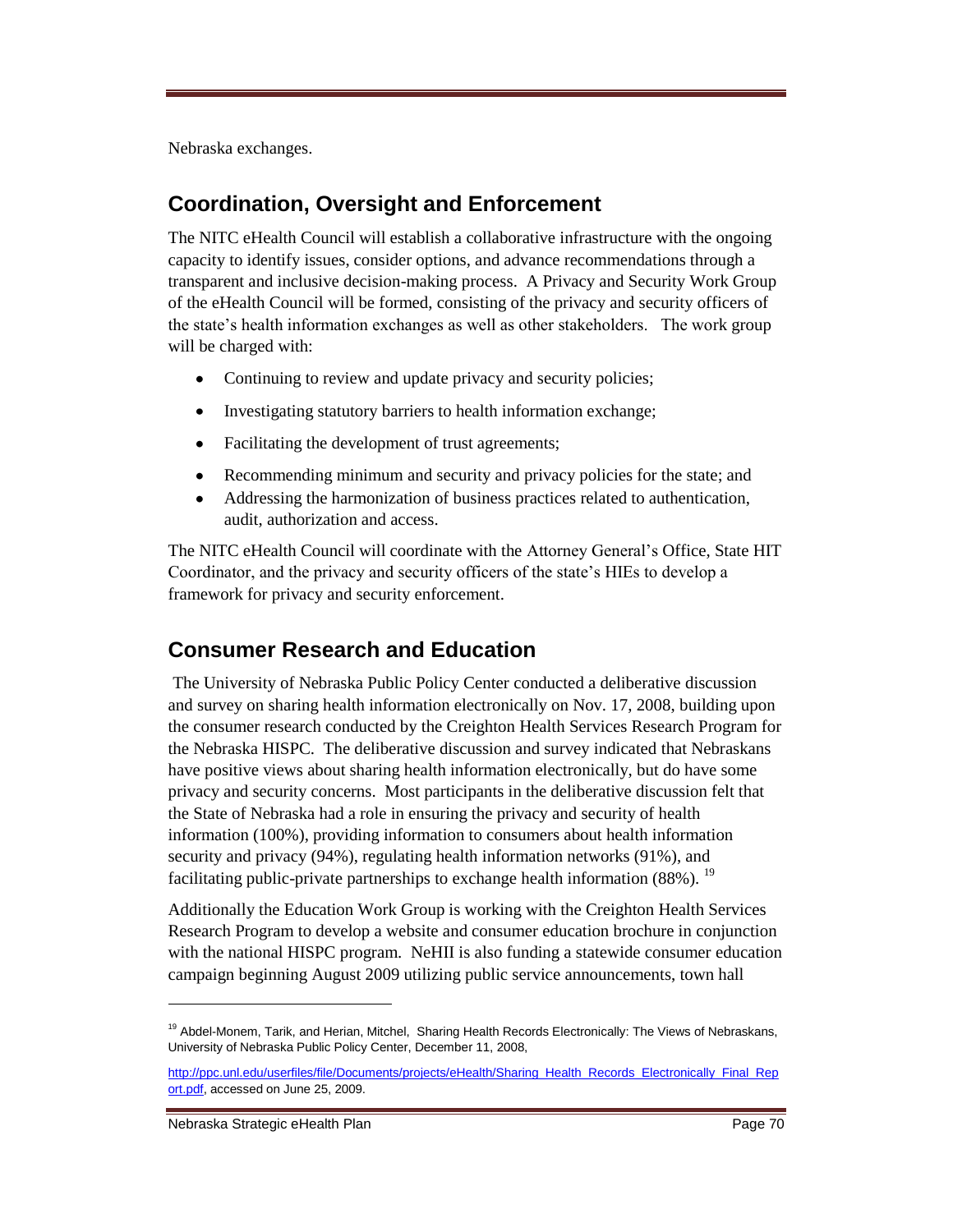Nebraska exchanges.

## Coordination, Oversight and Enforcement

The NITC eHealth Council will establish a collaborative infrastructure with the ongoing capacity to identify issues, consider options, and advance recommendations through a transparent and inclusive decision-making process. A Privacy and Security Work Group of the eHealth Council will be formed, consisting of the privacy and security officers of the state's health information exchanges as well as other stakeholders. The work group will be charged with:

- Continuing to review and update privacy and security policies;
- Investigating statutory barriers to health information exchange;
- Facilitating the development of trust agreements;
- Recommending minimum and security and privacy policies for the state; and
- Addressing the harmonization of business practices related to authentication, audit, authorization and access.

The NITC eHealth Council will coordinate with the Attorney General's Office, State HIT Coordinator, and the privacy and security officers of the state's HIEs to develop a framework for privacy and security enforcement.

## Consumer Research and Education

The University of Nebraska Public Policy Center conducted a deliberative discussion and survey on sharing health information electronically on Nov. 17, 2008, building upon the consumer research conducted by the Creighton Health Services Research Program for the Nebraska HISPC. The deliberative discussion and survey indicated that Nebraskans have positive views about sharing health information electronically, but do have some privacy and security concerns. Most participants in the deliberative discussion felt that the State of Nebraska had a role in ensuring the privacy and security of health information (100%), providing information to consumers about health information security and privacy (94%), regulating health information networks (91%), and facilitating public-private partnerships to exchange health information (88%). [19]

Additionally the Education Work Group is working with the Creighton Health Services Research Program to develop a website and consumer education brochure in conjunction with the national HISPC program. NeHII is also funding a statewide consumer education campaign beginning August 2009 utilizing public service announcements, town hall

---

[19] Abdel-Monem, Tarik, and Herian, Mitchel, Sharing Health Records Electronically: The Views of Nebraskans, University of Nebraska Public Policy Center, December 11, 2008,

http://ppc.unl.edu/userfiles/file/Documents/projects/eHealth/Sharing_Health_Records_Electronically_Final_Report.pdf, accessed on June 25, 2009.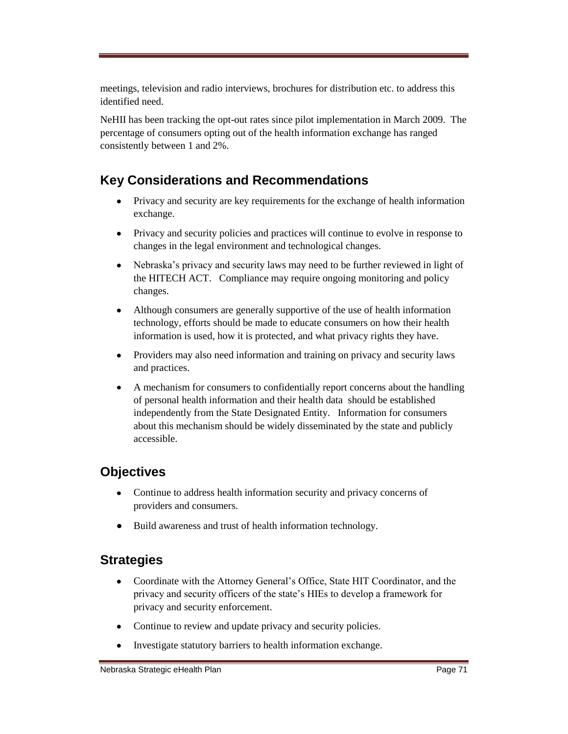meetings, television and radio interviews, brochures for distribution etc. to address this identified need.

NeHII has been tracking the opt-out rates since pilot implementation in March 2009. The percentage of consumers opting out of the health information exchange has ranged consistently between 1 and 2%.

## Key Considerations and Recommendations

- Privacy and security are key requirements for the exchange of health information exchange.
- Privacy and security policies and practices will continue to evolve in response to changes in the legal environment and technological changes.
- Nebraska's privacy and security laws may need to be further reviewed in light of the HITECH ACT. Compliance may require ongoing monitoring and policy changes.
- Although consumers are generally supportive of the use of health information technology, efforts should be made to educate consumers on how their health information is used, how it is protected, and what privacy rights they have.
- Providers may also need information and training on privacy and security laws and practices.
- A mechanism for consumers to confidentially report concerns about the handling of personal health information and their health data should be established independently from the State Designated Entity. Information for consumers about this mechanism should be widely disseminated by the state and publicly accessible.

## Objectives

- Continue to address health information security and privacy concerns of providers and consumers.
- Build awareness and trust of health information technology.

## Strategies

- Coordinate with the Attorney General's Office, State HIT Coordinator, and the privacy and security officers of the state's HIEs to develop a framework for privacy and security enforcement.
- Continue to review and update privacy and security policies.
- Investigate statutory barriers to health information exchange.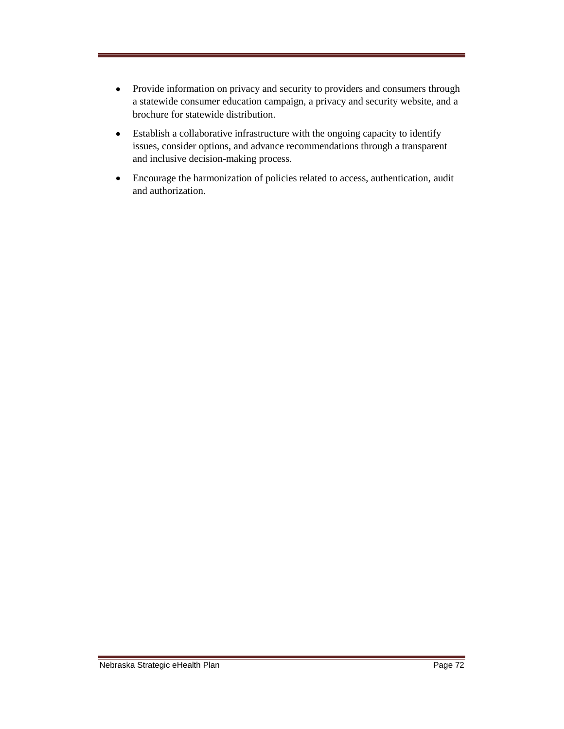- Provide information on privacy and security to providers and consumers through a statewide consumer education campaign, a privacy and security website, and a brochure for statewide distribution.
- Establish a collaborative infrastructure with the ongoing capacity to identify issues, consider options, and advance recommendations through a transparent and inclusive decision-making process.
- Encourage the harmonization of policies related to access, authentication, audit and authorization.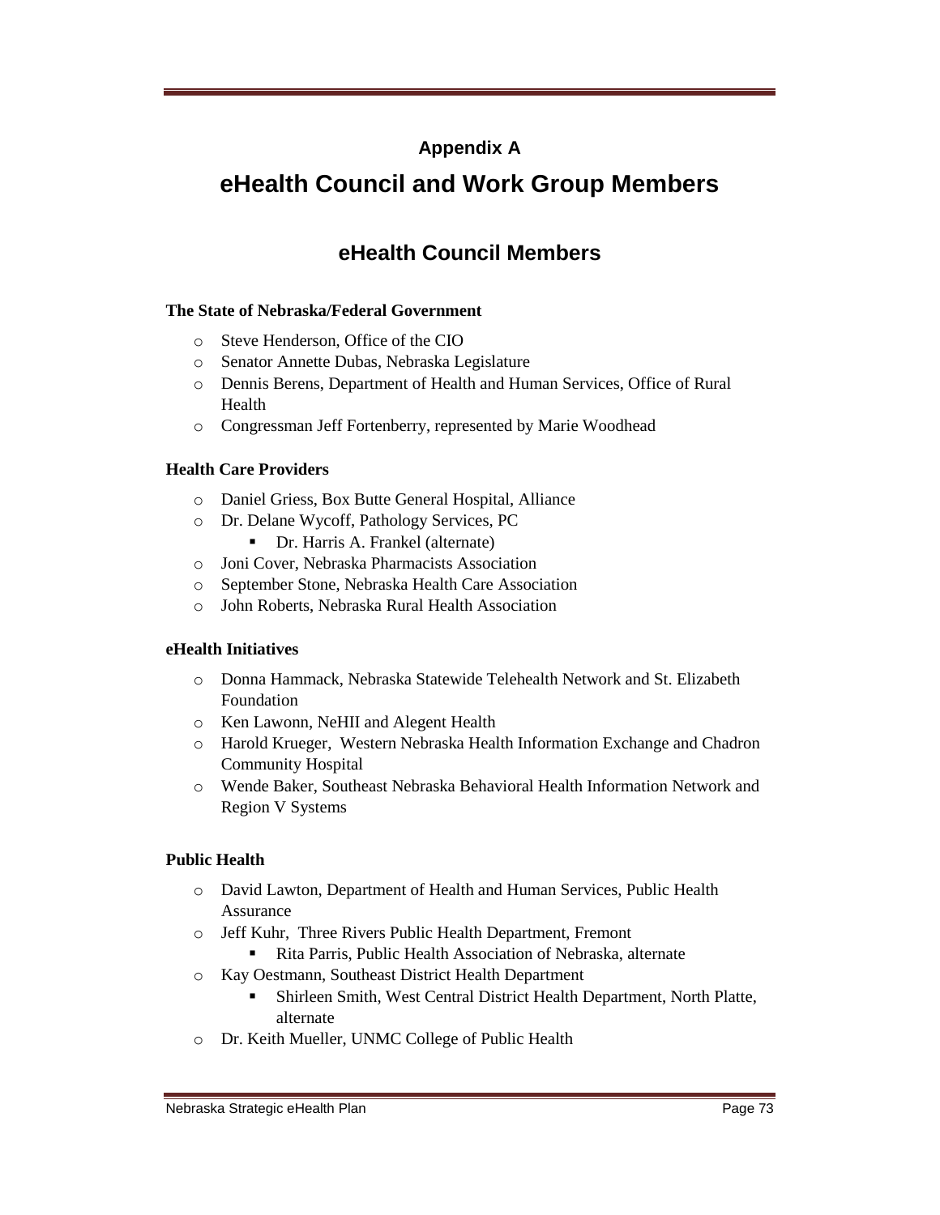## Appendix A

# eHealth Council and Work Group Members

## eHealth Council Members

**The State of Nebraska/Federal Government**

- Steve Henderson, Office of the CIO
- Senator Annette Dubas, Nebraska Legislature
- Dennis Berens, Department of Health and Human Services, Office of Rural Health
- Congressman Jeff Fortenberry, represented by Marie Woodhead

**Health Care Providers**

- Daniel Griess, Box Butte General Hospital, Alliance
- Dr. Delane Wycoff, Pathology Services, PC
  - Dr. Harris A. Frankel (alternate)
- Joni Cover, Nebraska Pharmacists Association
- September Stone, Nebraska Health Care Association
- John Roberts, Nebraska Rural Health Association

**eHealth Initiatives**

- Donna Hammack, Nebraska Statewide Telehealth Network and St. Elizabeth Foundation
- Ken Lawonn, NeHII and Alegent Health
- Harold Krueger, Western Nebraska Health Information Exchange and Chadron Community Hospital
- Wende Baker, Southeast Nebraska Behavioral Health Information Network and Region V Systems

**Public Health**

- David Lawton, Department of Health and Human Services, Public Health Assurance
- Jeff Kuhr, Three Rivers Public Health Department, Fremont
  - Rita Parris, Public Health Association of Nebraska, alternate
- Kay Oestmann, Southeast District Health Department
  - Shirleen Smith, West Central District Health Department, North Platte, alternate
- Dr. Keith Mueller, UNMC College of Public Health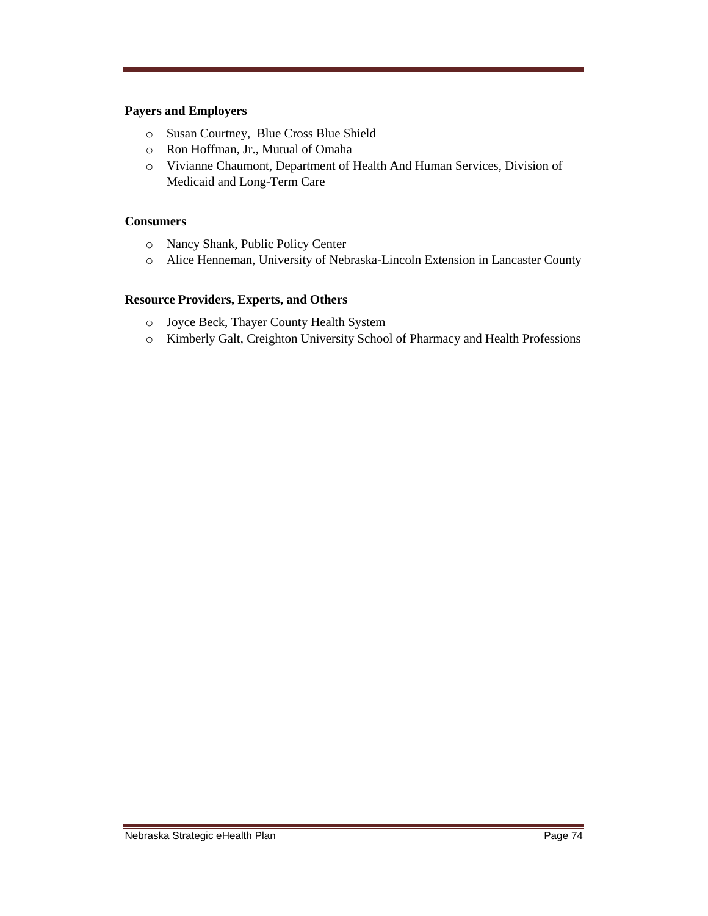**Payers and Employers**

- Susan Courtney, Blue Cross Blue Shield
- Ron Hoffman, Jr., Mutual of Omaha
- Vivianne Chaumont, Department of Health And Human Services, Division of Medicaid and Long-Term Care

**Consumers**

- Nancy Shank, Public Policy Center
- Alice Henneman, University of Nebraska-Lincoln Extension in Lancaster County

**Resource Providers, Experts, and Others**

- Joyce Beck, Thayer County Health System
- Kimberly Galt, Creighton University School of Pharmacy and Health Professions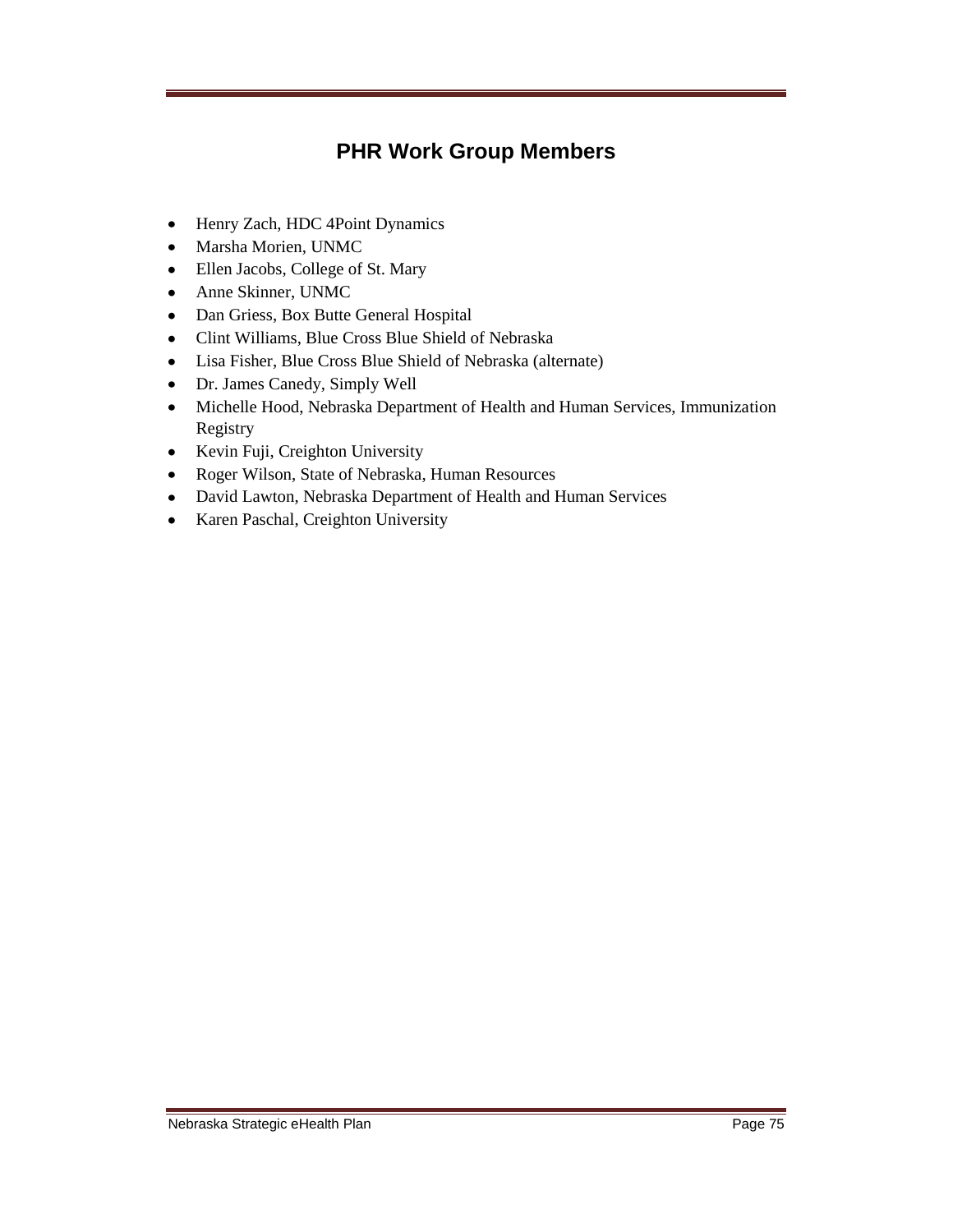# PHR Work Group Members

- Henry Zach, HDC 4Point Dynamics
- Marsha Morien, UNMC
- Ellen Jacobs, College of St. Mary
- Anne Skinner, UNMC
- Dan Griess, Box Butte General Hospital
- Clint Williams, Blue Cross Blue Shield of Nebraska
- Lisa Fisher, Blue Cross Blue Shield of Nebraska (alternate)
- Dr. James Canedy, Simply Well
- Michelle Hood, Nebraska Department of Health and Human Services, Immunization Registry
- Kevin Fuji, Creighton University
- Roger Wilson, State of Nebraska, Human Resources
- David Lawton, Nebraska Department of Health and Human Services
- Karen Paschal, Creighton University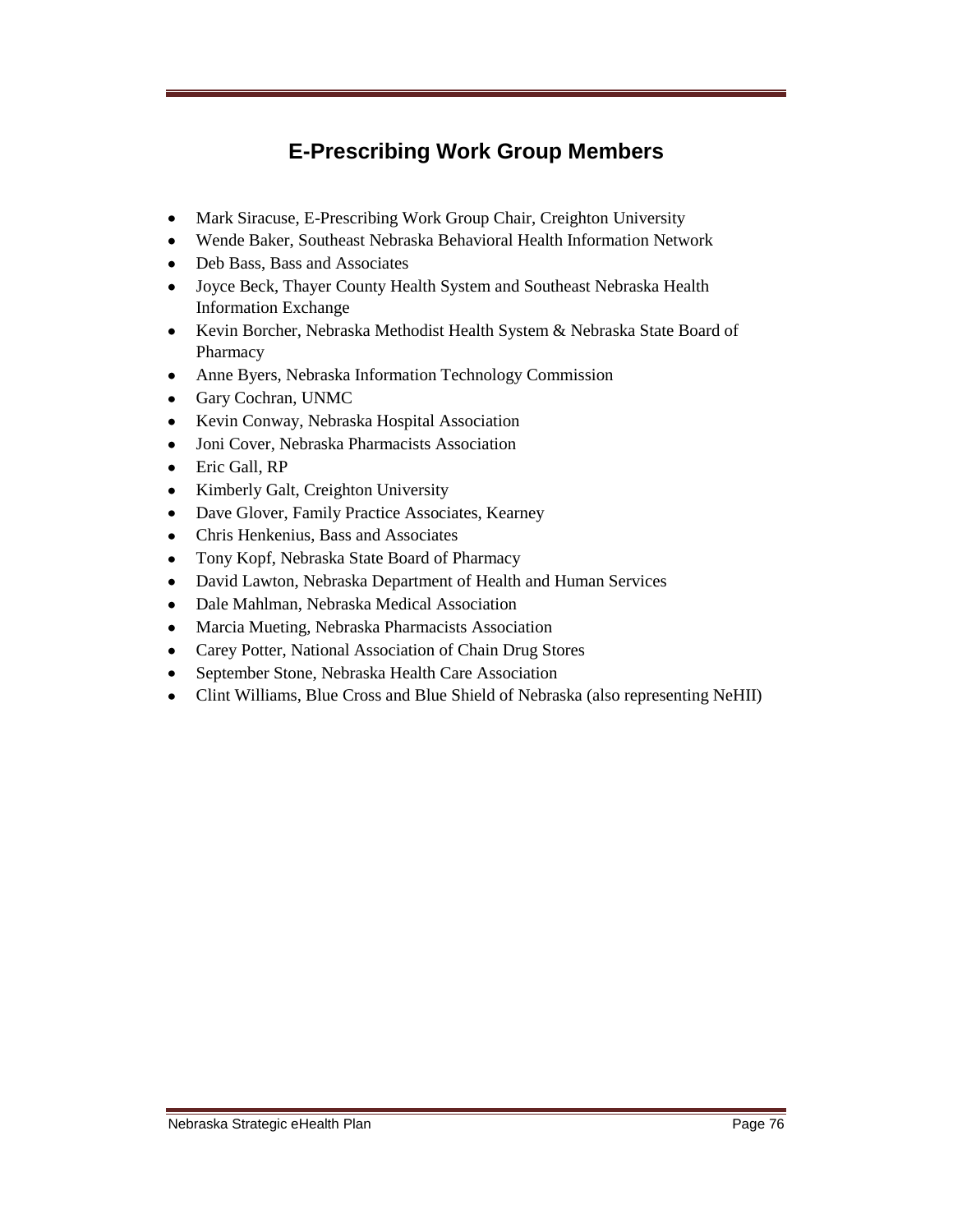## E-Prescribing Work Group Members

- Mark Siracuse, E-Prescribing Work Group Chair, Creighton University
- Wende Baker, Southeast Nebraska Behavioral Health Information Network
- Deb Bass, Bass and Associates
- Joyce Beck, Thayer County Health System and Southeast Nebraska Health Information Exchange
- Kevin Borcher, Nebraska Methodist Health System & Nebraska State Board of Pharmacy
- Anne Byers, Nebraska Information Technology Commission
- Gary Cochran, UNMC
- Kevin Conway, Nebraska Hospital Association
- Joni Cover, Nebraska Pharmacists Association
- Eric Gall, RP
- Kimberly Galt, Creighton University
- Dave Glover, Family Practice Associates, Kearney
- Chris Henkenius, Bass and Associates
- Tony Kopf, Nebraska State Board of Pharmacy
- David Lawton, Nebraska Department of Health and Human Services
- Dale Mahlman, Nebraska Medical Association
- Marcia Mueting, Nebraska Pharmacists Association
- Carey Potter, National Association of Chain Drug Stores
- September Stone, Nebraska Health Care Association
- Clint Williams, Blue Cross and Blue Shield of Nebraska (also representing NeHII)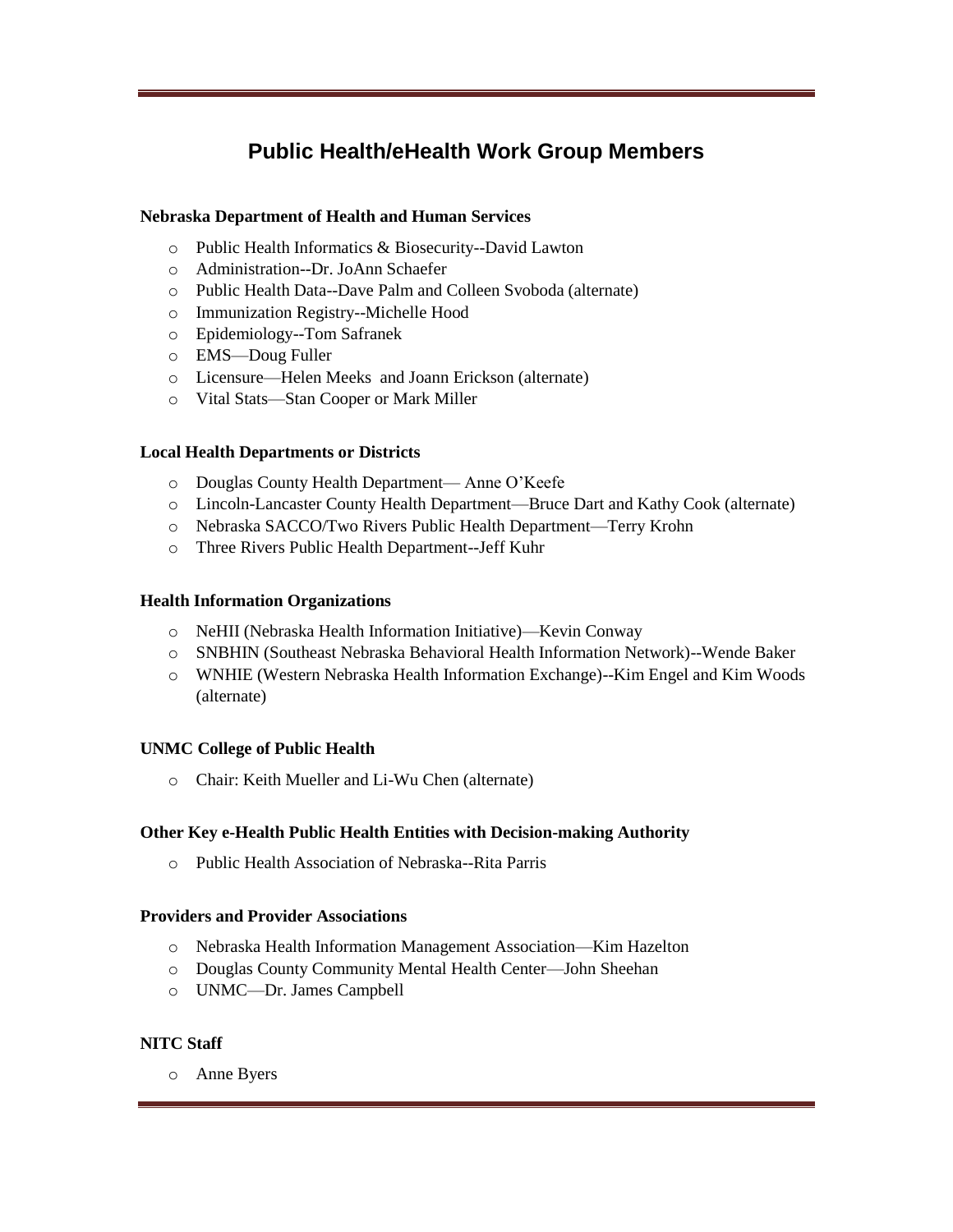# Public Health/eHealth Work Group Members

**Nebraska Department of Health and Human Services**

- Public Health Informatics & Biosecurity--David Lawton
- Administration--Dr. JoAnn Schaefer
- Public Health Data--Dave Palm and Colleen Svoboda (alternate)
- Immunization Registry--Michelle Hood
- Epidemiology--Tom Safranek
- EMS—Doug Fuller
- Licensure—Helen Meeks and Joann Erickson (alternate)
- Vital Stats—Stan Cooper or Mark Miller

**Local Health Departments or Districts**

- Douglas County Health Department— Anne O'Keefe
- Lincoln-Lancaster County Health Department—Bruce Dart and Kathy Cook (alternate)
- Nebraska SACCO/Two Rivers Public Health Department—Terry Krohn
- Three Rivers Public Health Department--Jeff Kuhr

**Health Information Organizations**

- NeHII (Nebraska Health Information Initiative)—Kevin Conway
- SNBHIN (Southeast Nebraska Behavioral Health Information Network)--Wende Baker
- WNHIE (Western Nebraska Health Information Exchange)--Kim Engel and Kim Woods (alternate)

**UNMC College of Public Health**

- Chair: Keith Mueller and Li-Wu Chen (alternate)

**Other Key e-Health Public Health Entities with Decision-making Authority**

- Public Health Association of Nebraska--Rita Parris

**Providers and Provider Associations**

- Nebraska Health Information Management Association—Kim Hazelton
- Douglas County Community Mental Health Center—John Sheehan
- UNMC—Dr. James Campbell

**NITC Staff**

- Anne Byers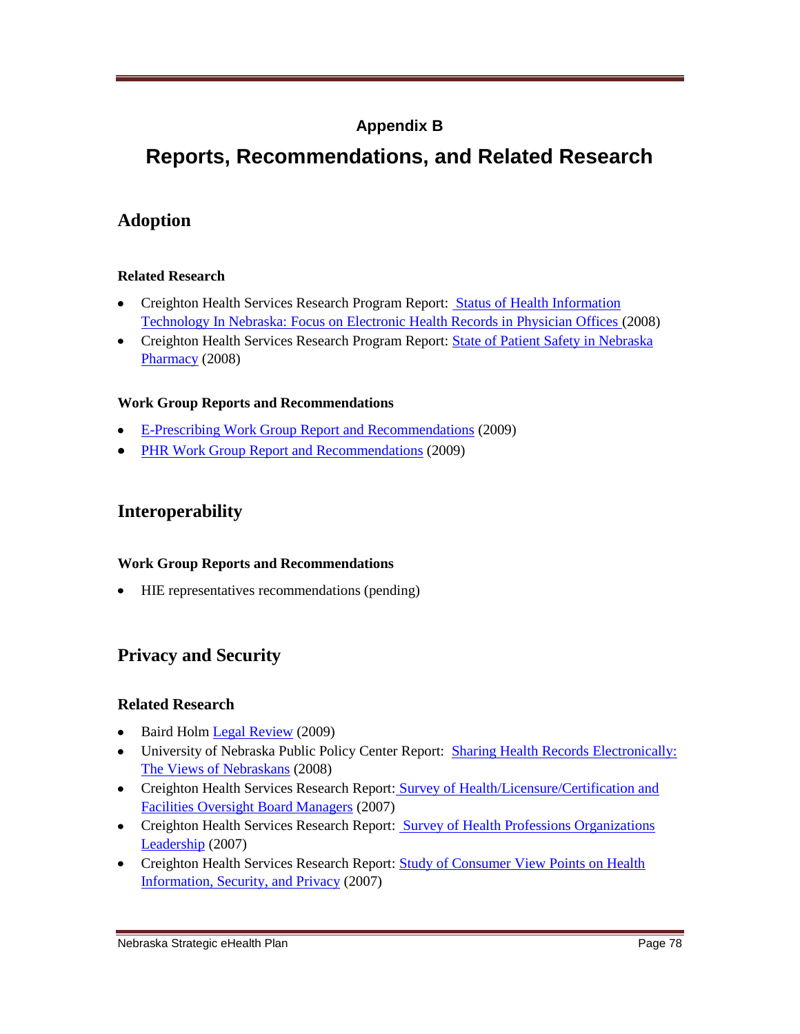## Appendix B

# Reports, Recommendations, and Related Research

## Adoption

### Related Research

- Creighton Health Services Research Program Report: Status of Health Information Technology In Nebraska: Focus on Electronic Health Records in Physician Offices (2008)
- Creighton Health Services Research Program Report: State of Patient Safety in Nebraska Pharmacy (2008)

### Work Group Reports and Recommendations

- E-Prescribing Work Group Report and Recommendations (2009)
- PHR Work Group Report and Recommendations (2009)

## Interoperability

### Work Group Reports and Recommendations

- HIE representatives recommendations (pending)

## Privacy and Security

### Related Research

- Baird Holm Legal Review (2009)
- University of Nebraska Public Policy Center Report: Sharing Health Records Electronically: The Views of Nebraskans (2008)
- Creighton Health Services Research Report: Survey of Health/Licensure/Certification and Facilities Oversight Board Managers (2007)
- Creighton Health Services Research Report: Survey of Health Professions Organizations Leadership (2007)
- Creighton Health Services Research Report: Study of Consumer View Points on Health Information, Security, and Privacy (2007)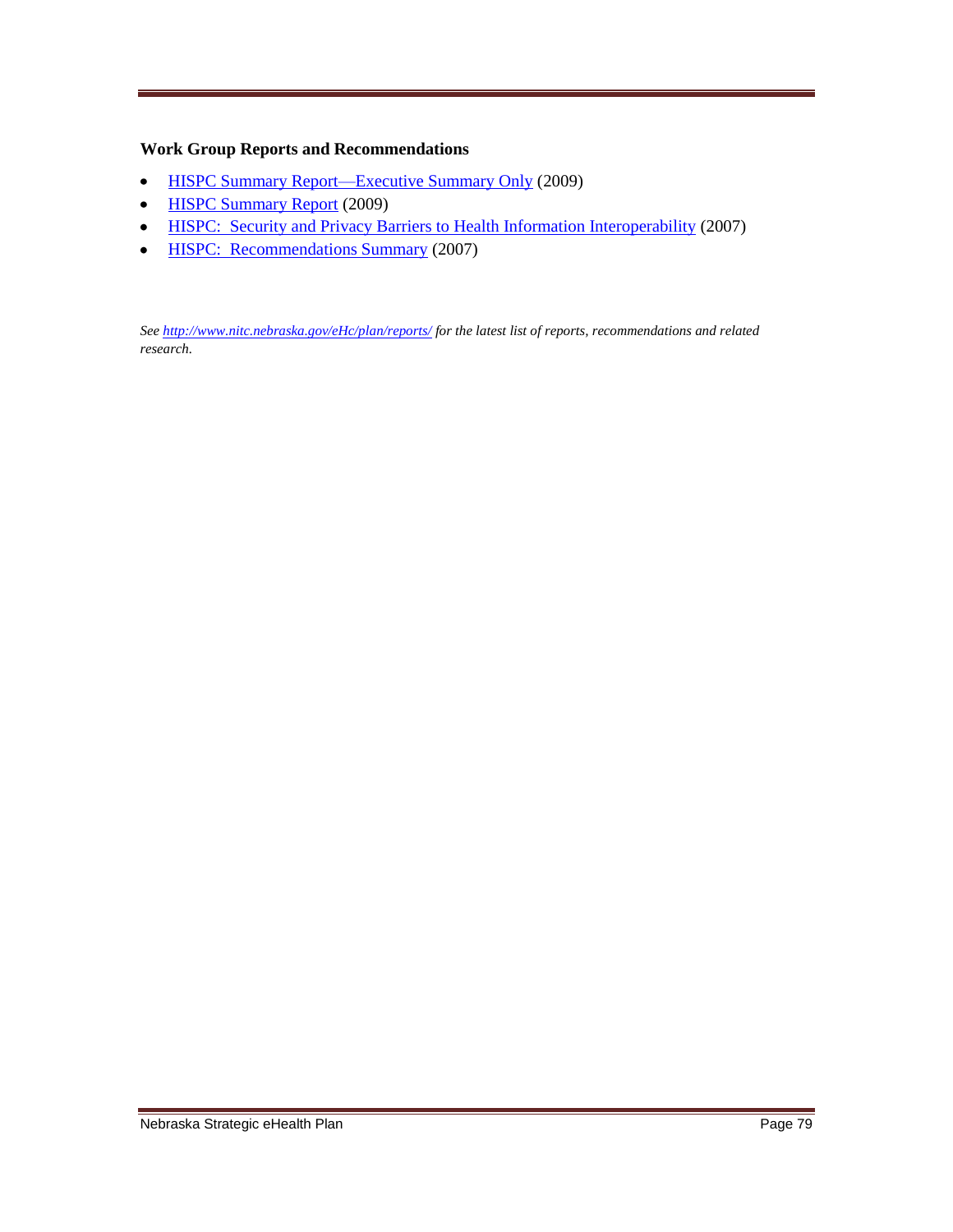**Work Group Reports and Recommendations**

- HISPC Summary Report—Executive Summary Only (2009)
- HISPC Summary Report (2009)
- HISPC:  Security and Privacy Barriers to Health Information Interoperability (2007)
- HISPC:  Recommendations Summary (2007)

*See http://www.nitc.nebraska.gov/eHc/plan/reports/ for the latest list of reports, recommendations and related research.*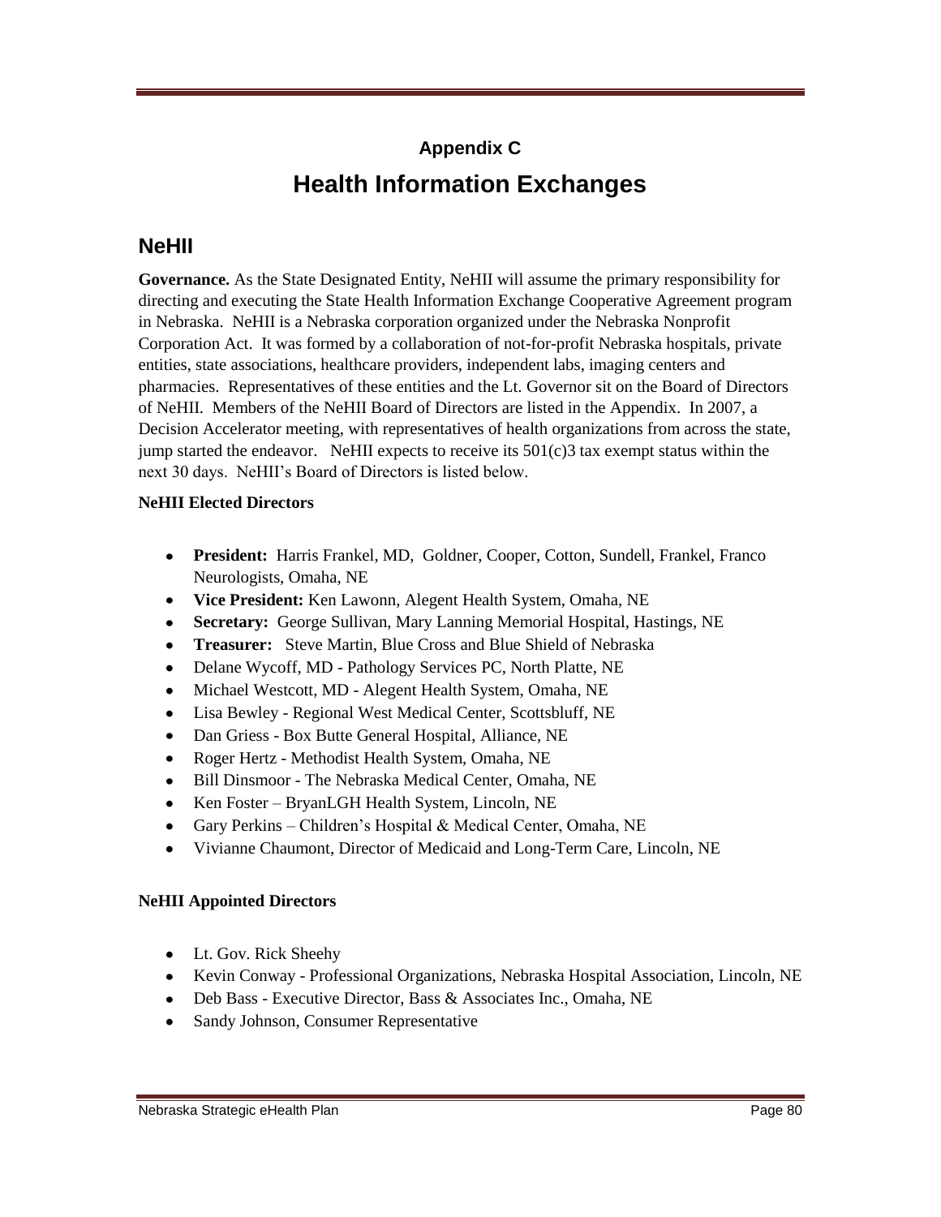## Appendix C

# Health Information Exchanges

## NeHII

**Governance.** As the State Designated Entity, NeHII will assume the primary responsibility for directing and executing the State Health Information Exchange Cooperative Agreement program in Nebraska. NeHII is a Nebraska corporation organized under the Nebraska Nonprofit Corporation Act. It was formed by a collaboration of not-for-profit Nebraska hospitals, private entities, state associations, healthcare providers, independent labs, imaging centers and pharmacies. Representatives of these entities and the Lt. Governor sit on the Board of Directors of NeHII. Members of the NeHII Board of Directors are listed in the Appendix. In 2007, a Decision Accelerator meeting, with representatives of health organizations from across the state, jump started the endeavor. NeHII expects to receive its 501(c)3 tax exempt status within the next 30 days. NeHII's Board of Directors is listed below.

**NeHII Elected Directors**

- **President:** Harris Frankel, MD, Goldner, Cooper, Cotton, Sundell, Frankel, Franco Neurologists, Omaha, NE
- **Vice President:** Ken Lawonn, Alegent Health System, Omaha, NE
- **Secretary:** George Sullivan, Mary Lanning Memorial Hospital, Hastings, NE
- **Treasurer:** Steve Martin, Blue Cross and Blue Shield of Nebraska
- Delane Wycoff, MD - Pathology Services PC, North Platte, NE
- Michael Westcott, MD - Alegent Health System, Omaha, NE
- Lisa Bewley - Regional West Medical Center, Scottsbluff, NE
- Dan Griess - Box Butte General Hospital, Alliance, NE
- Roger Hertz - Methodist Health System, Omaha, NE
- Bill Dinsmoor - The Nebraska Medical Center, Omaha, NE
- Ken Foster – BryanLGH Health System, Lincoln, NE
- Gary Perkins – Children's Hospital & Medical Center, Omaha, NE
- Vivianne Chaumont, Director of Medicaid and Long-Term Care, Lincoln, NE

**NeHII Appointed Directors**

- Lt. Gov. Rick Sheehy
- Kevin Conway - Professional Organizations, Nebraska Hospital Association, Lincoln, NE
- Deb Bass - Executive Director, Bass & Associates Inc., Omaha, NE
- Sandy Johnson, Consumer Representative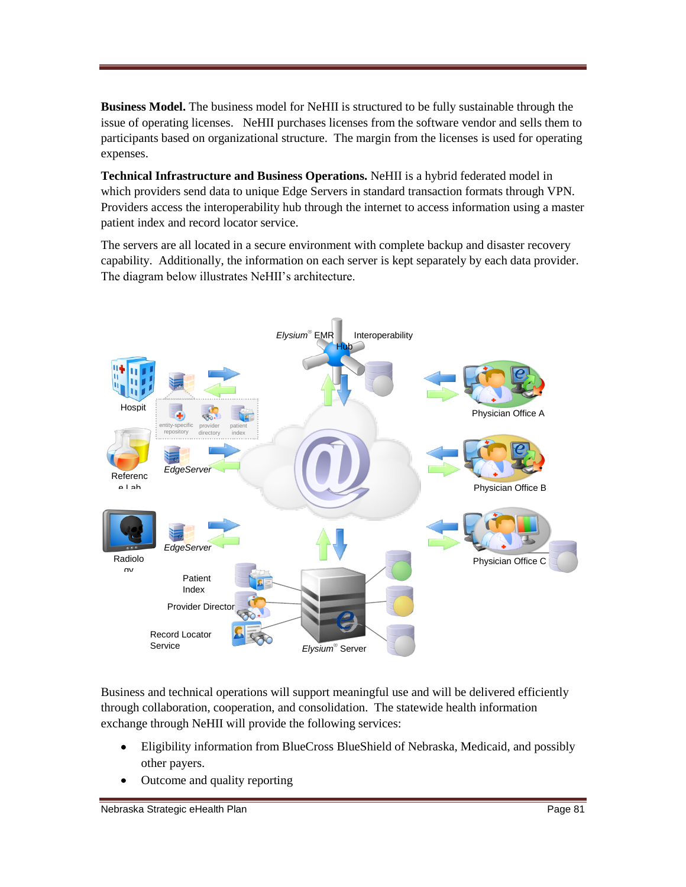**Business Model.** The business model for NeHII is structured to be fully sustainable through the issue of operating licenses. NeHII purchases licenses from the software vendor and sells them to participants based on organizational structure. The margin from the licenses is used for operating expenses.

**Technical Infrastructure and Business Operations.** NeHII is a hybrid federated model in which providers send data to unique Edge Servers in standard transaction formats through VPN. Providers access the interoperability hub through the internet to access information using a master patient index and record locator service.

The servers are all located in a secure environment with complete backup and disaster recovery capability. Additionally, the information on each server is kept separately by each data provider. The diagram below illustrates NeHII's architecture.

Business and technical operations will support meaningful use and will be delivered efficiently through collaboration, cooperation, and consolidation. The statewide health information exchange through NeHII will provide the following services:

- Eligibility information from BlueCross BlueShield of Nebraska, Medicaid, and possibly other payers.
- Outcome and quality reporting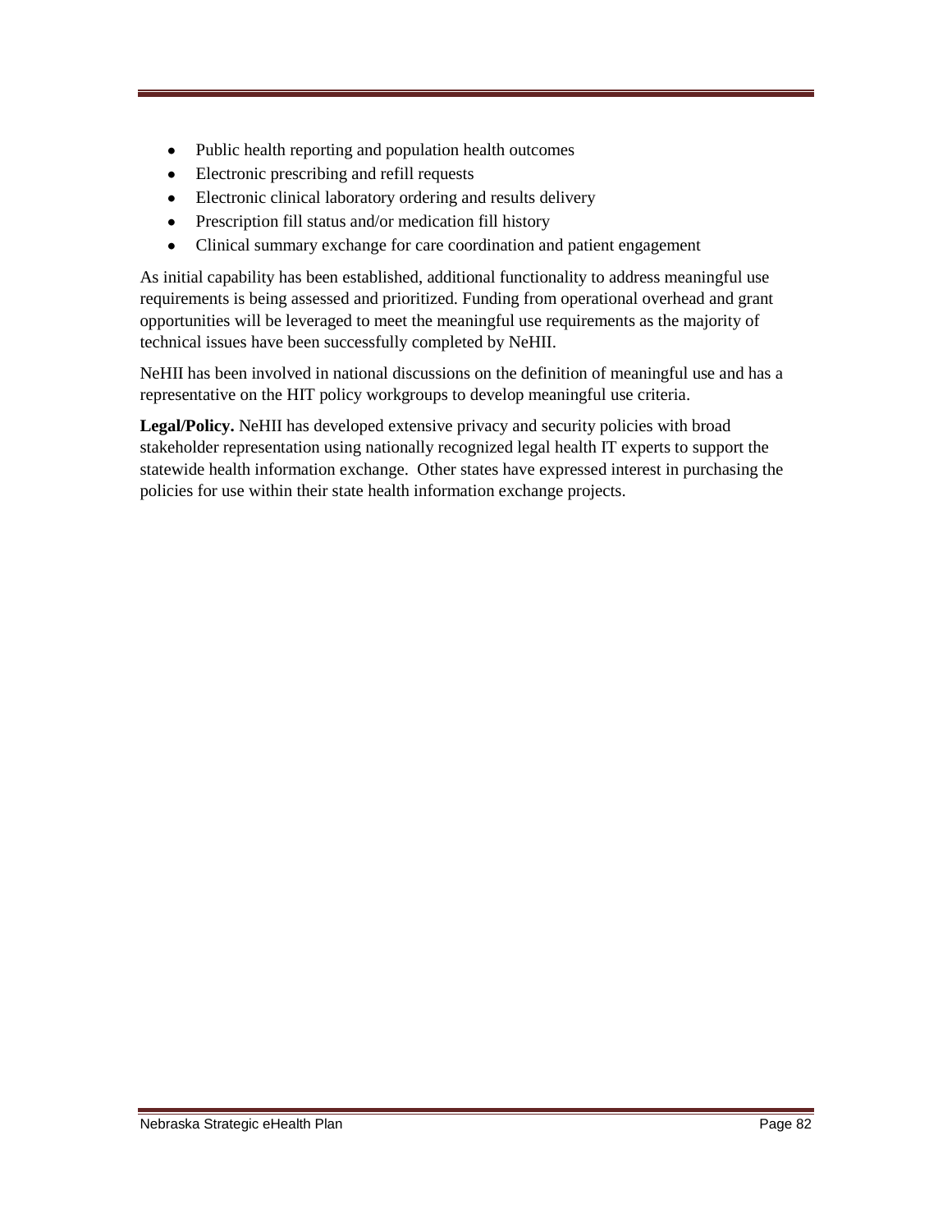- Public health reporting and population health outcomes
- Electronic prescribing and refill requests
- Electronic clinical laboratory ordering and results delivery
- Prescription fill status and/or medication fill history
- Clinical summary exchange for care coordination and patient engagement

As initial capability has been established, additional functionality to address meaningful use requirements is being assessed and prioritized. Funding from operational overhead and grant opportunities will be leveraged to meet the meaningful use requirements as the majority of technical issues have been successfully completed by NeHII.

NeHII has been involved in national discussions on the definition of meaningful use and has a representative on the HIT policy workgroups to develop meaningful use criteria.

**Legal/Policy.** NeHII has developed extensive privacy and security policies with broad stakeholder representation using nationally recognized legal health IT experts to support the statewide health information exchange. Other states have expressed interest in purchasing the policies for use within their state health information exchange projects.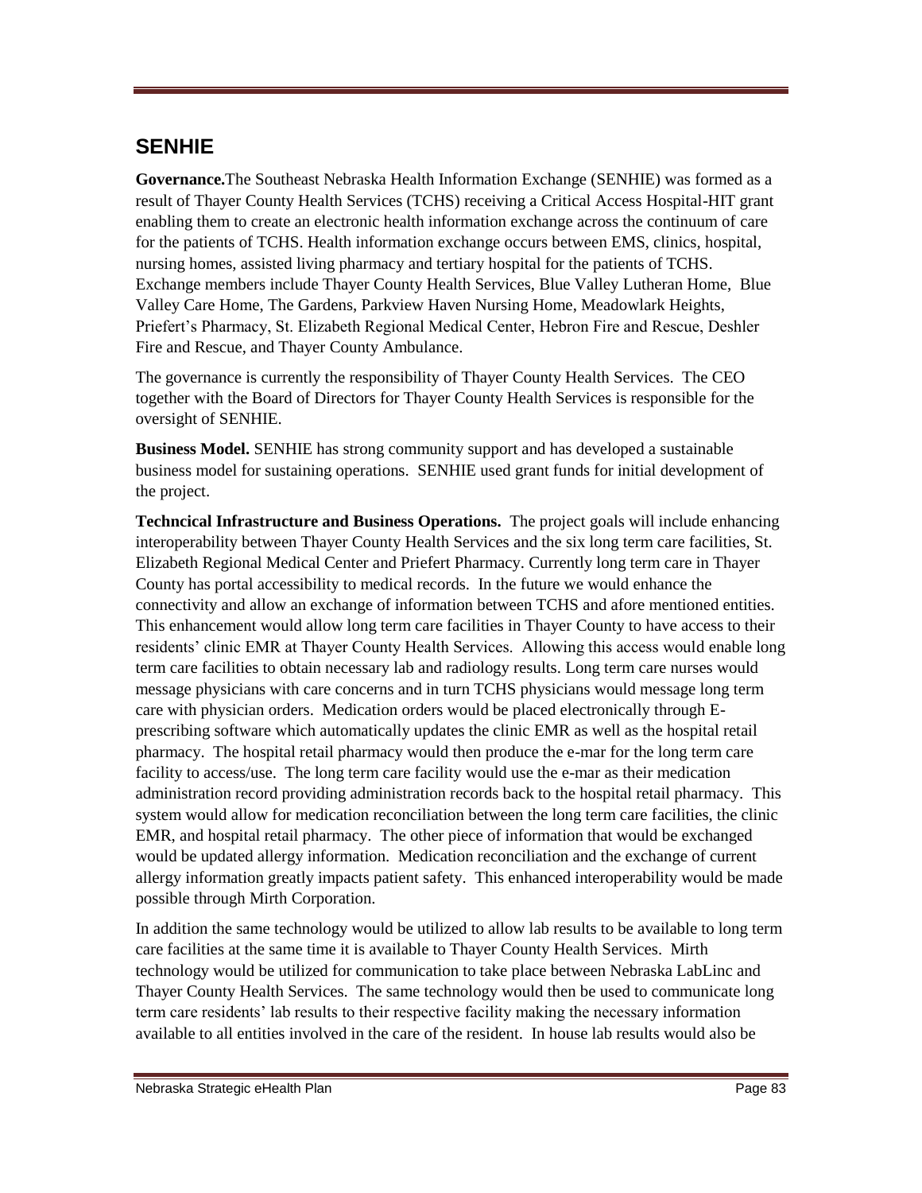## SENHIE

**Governance.**The Southeast Nebraska Health Information Exchange (SENHIE) was formed as a result of Thayer County Health Services (TCHS) receiving a Critical Access Hospital-HIT grant enabling them to create an electronic health information exchange across the continuum of care for the patients of TCHS. Health information exchange occurs between EMS, clinics, hospital, nursing homes, assisted living pharmacy and tertiary hospital for the patients of TCHS. Exchange members include Thayer County Health Services, Blue Valley Lutheran Home, Blue Valley Care Home, The Gardens, Parkview Haven Nursing Home, Meadowlark Heights, Priefert's Pharmacy, St. Elizabeth Regional Medical Center, Hebron Fire and Rescue, Deshler Fire and Rescue, and Thayer County Ambulance.

The governance is currently the responsibility of Thayer County Health Services. The CEO together with the Board of Directors for Thayer County Health Services is responsible for the oversight of SENHIE.

**Business Model.** SENHIE has strong community support and has developed a sustainable business model for sustaining operations. SENHIE used grant funds for initial development of the project.

**Techncical Infrastructure and Business Operations.** The project goals will include enhancing interoperability between Thayer County Health Services and the six long term care facilities, St. Elizabeth Regional Medical Center and Priefert Pharmacy. Currently long term care in Thayer County has portal accessibility to medical records. In the future we would enhance the connectivity and allow an exchange of information between TCHS and afore mentioned entities. This enhancement would allow long term care facilities in Thayer County to have access to their residents' clinic EMR at Thayer County Health Services. Allowing this access would enable long term care facilities to obtain necessary lab and radiology results. Long term care nurses would message physicians with care concerns and in turn TCHS physicians would message long term care with physician orders. Medication orders would be placed electronically through E-prescribing software which automatically updates the clinic EMR as well as the hospital retail pharmacy. The hospital retail pharmacy would then produce the e-mar for the long term care facility to access/use. The long term care facility would use the e-mar as their medication administration record providing administration records back to the hospital retail pharmacy. This system would allow for medication reconciliation between the long term care facilities, the clinic EMR, and hospital retail pharmacy. The other piece of information that would be exchanged would be updated allergy information. Medication reconciliation and the exchange of current allergy information greatly impacts patient safety. This enhanced interoperability would be made possible through Mirth Corporation.

In addition the same technology would be utilized to allow lab results to be available to long term care facilities at the same time it is available to Thayer County Health Services. Mirth technology would be utilized for communication to take place between Nebraska LabLinc and Thayer County Health Services. The same technology would then be used to communicate long term care residents' lab results to their respective facility making the necessary information available to all entities involved in the care of the resident. In house lab results would also be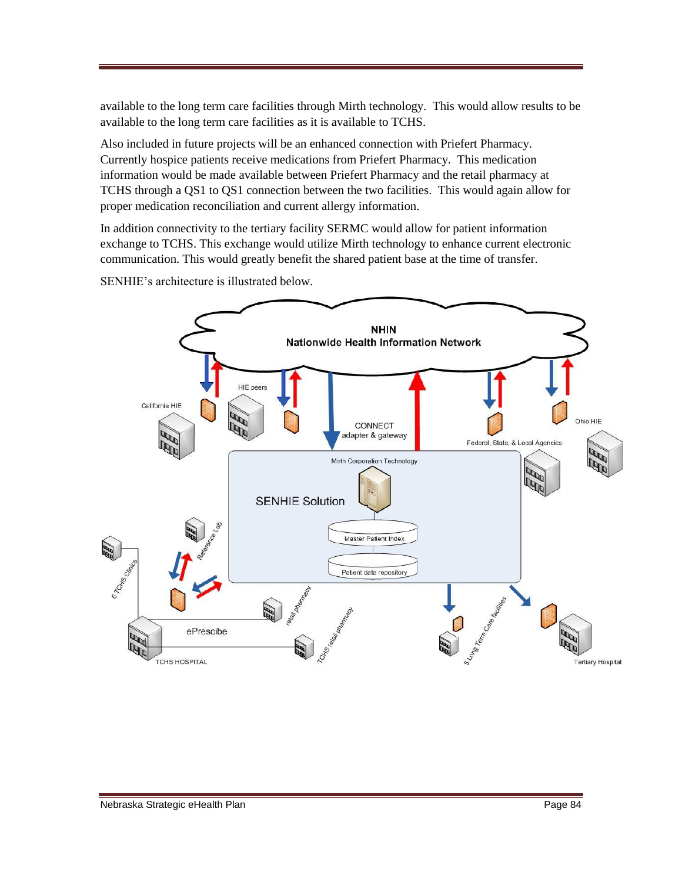available to the long term care facilities through Mirth technology. This would allow results to be available to the long term care facilities as it is available to TCHS.

Also included in future projects will be an enhanced connection with Priefert Pharmacy. Currently hospice patients receive medications from Priefert Pharmacy. This medication information would be made available between Priefert Pharmacy and the retail pharmacy at TCHS through a QS1 to QS1 connection between the two facilities. This would again allow for proper medication reconciliation and current allergy information.

In addition connectivity to the tertiary facility SERMC would allow for patient information exchange to TCHS. This exchange would utilize Mirth technology to enhance current electronic communication. This would greatly benefit the shared patient base at the time of transfer.

SENHIE's architecture is illustrated below.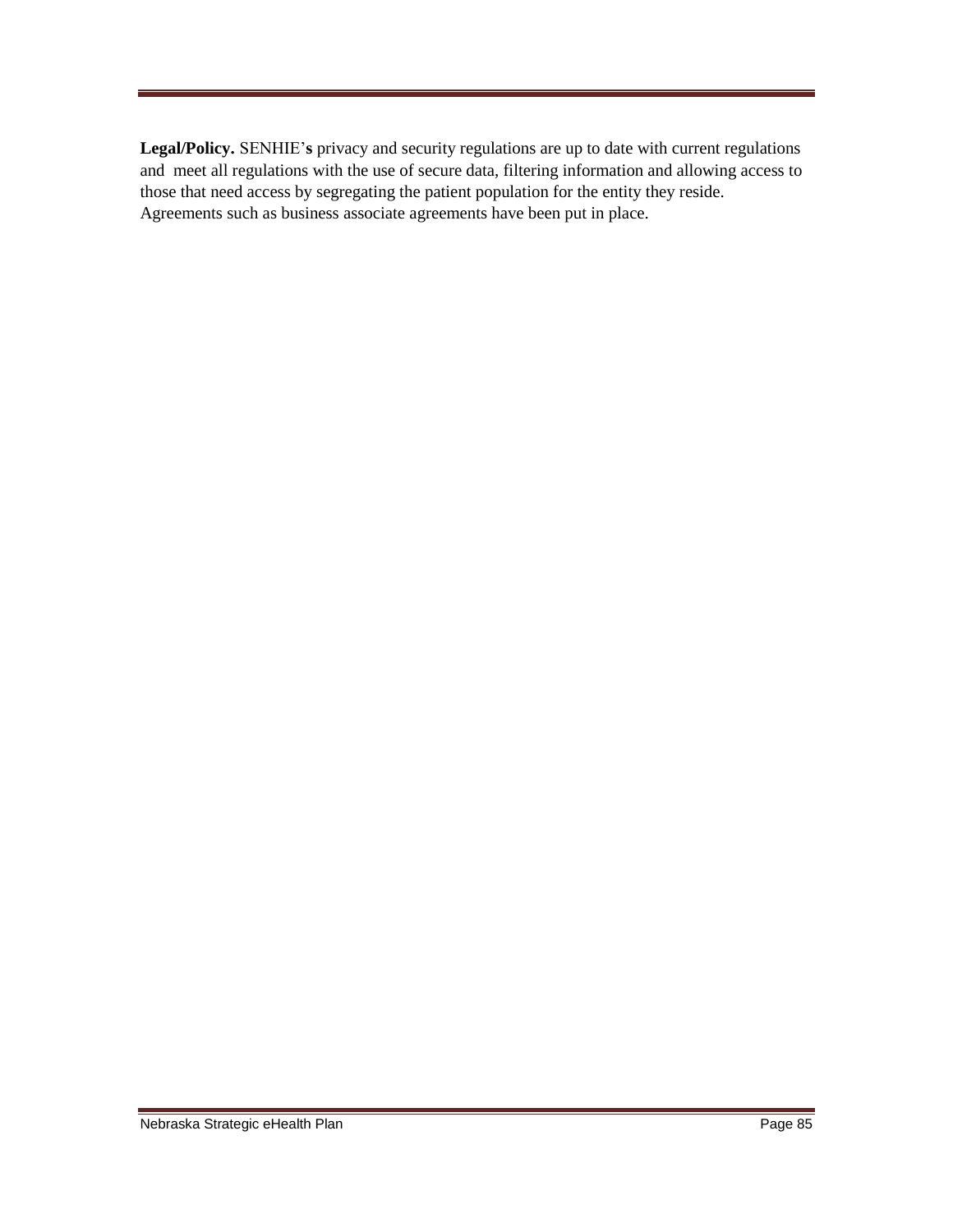**Legal/Policy.** SENHIE's privacy and security regulations are up to date with current regulations and meet all regulations with the use of secure data, filtering information and allowing access to those that need access by segregating the patient population for the entity they reside. Agreements such as business associate agreements have been put in place.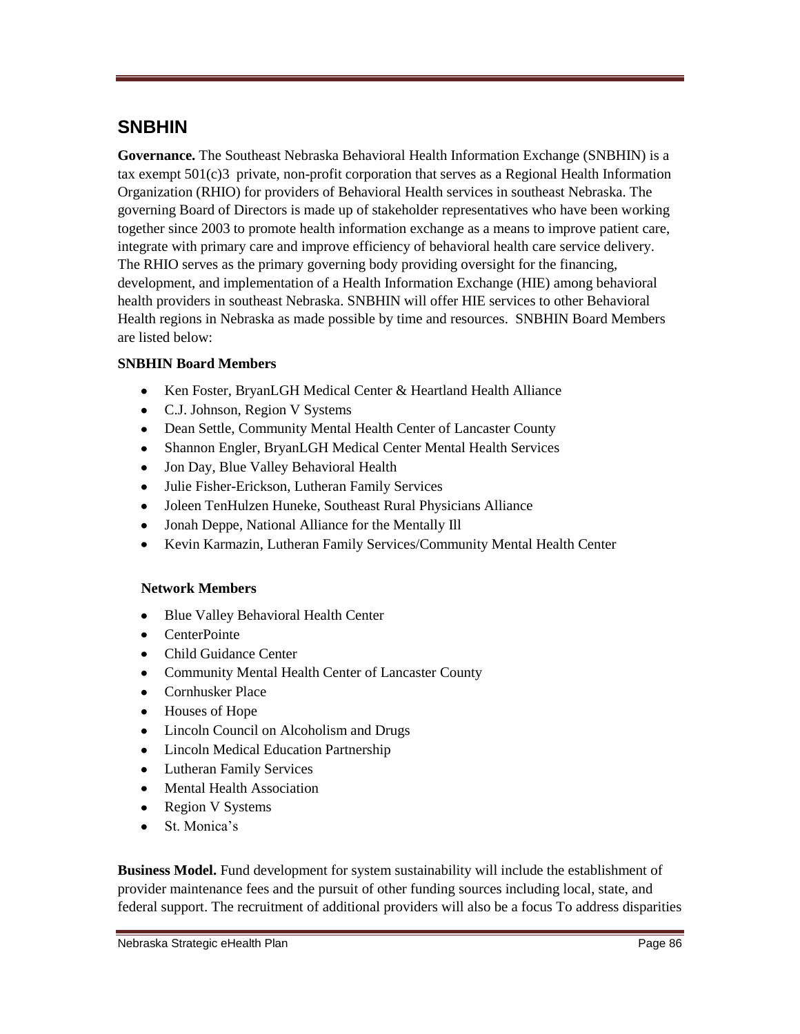## SNBHIN

**Governance.** The Southeast Nebraska Behavioral Health Information Exchange (SNBHIN) is a tax exempt 501(c)3 private, non-profit corporation that serves as a Regional Health Information Organization (RHIO) for providers of Behavioral Health services in southeast Nebraska. The governing Board of Directors is made up of stakeholder representatives who have been working together since 2003 to promote health information exchange as a means to improve patient care, integrate with primary care and improve efficiency of behavioral health care service delivery. The RHIO serves as the primary governing body providing oversight for the financing, development, and implementation of a Health Information Exchange (HIE) among behavioral health providers in southeast Nebraska. SNBHIN will offer HIE services to other Behavioral Health regions in Nebraska as made possible by time and resources. SNBHIN Board Members are listed below:

**SNBHIN Board Members**

- Ken Foster, BryanLGH Medical Center & Heartland Health Alliance
- C.J. Johnson, Region V Systems
- Dean Settle, Community Mental Health Center of Lancaster County
- Shannon Engler, BryanLGH Medical Center Mental Health Services
- Jon Day, Blue Valley Behavioral Health
- Julie Fisher-Erickson, Lutheran Family Services
- Joleen TenHulzen Huneke, Southeast Rural Physicians Alliance
- Jonah Deppe, National Alliance for the Mentally Ill
- Kevin Karmazin, Lutheran Family Services/Community Mental Health Center

**Network Members**

- Blue Valley Behavioral Health Center
- CenterPointe
- Child Guidance Center
- Community Mental Health Center of Lancaster County
- Cornhusker Place
- Houses of Hope
- Lincoln Council on Alcoholism and Drugs
- Lincoln Medical Education Partnership
- Lutheran Family Services
- Mental Health Association
- Region V Systems
- St. Monica's

**Business Model.** Fund development for system sustainability will include the establishment of provider maintenance fees and the pursuit of other funding sources including local, state, and federal support. The recruitment of additional providers will also be a focus To address disparities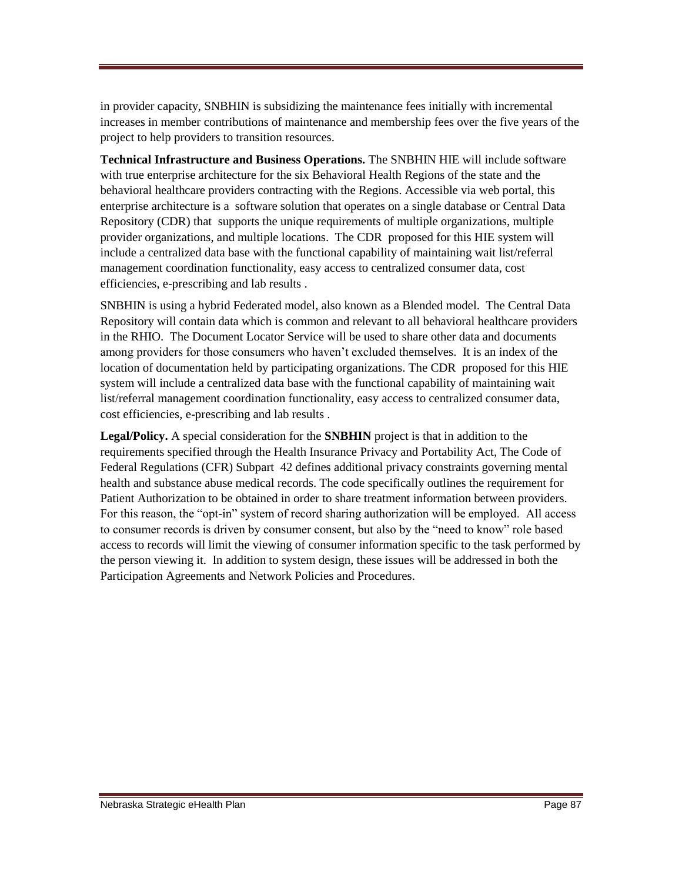in provider capacity, SNBHIN is subsidizing the maintenance fees initially with incremental increases in member contributions of maintenance and membership fees over the five years of the project to help providers to transition resources.

**Technical Infrastructure and Business Operations.** The SNBHIN HIE will include software with true enterprise architecture for the six Behavioral Health Regions of the state and the behavioral healthcare providers contracting with the Regions. Accessible via web portal, this enterprise architecture is a software solution that operates on a single database or Central Data Repository (CDR) that supports the unique requirements of multiple organizations, multiple provider organizations, and multiple locations. The CDR proposed for this HIE system will include a centralized data base with the functional capability of maintaining wait list/referral management coordination functionality, easy access to centralized consumer data, cost efficiencies, e-prescribing and lab results .

SNBHIN is using a hybrid Federated model, also known as a Blended model. The Central Data Repository will contain data which is common and relevant to all behavioral healthcare providers in the RHIO. The Document Locator Service will be used to share other data and documents among providers for those consumers who haven't excluded themselves. It is an index of the location of documentation held by participating organizations. The CDR proposed for this HIE system will include a centralized data base with the functional capability of maintaining wait list/referral management coordination functionality, easy access to centralized consumer data, cost efficiencies, e-prescribing and lab results .

**Legal/Policy.** A special consideration for the **SNBHIN** project is that in addition to the requirements specified through the Health Insurance Privacy and Portability Act, The Code of Federal Regulations (CFR) Subpart 42 defines additional privacy constraints governing mental health and substance abuse medical records. The code specifically outlines the requirement for Patient Authorization to be obtained in order to share treatment information between providers. For this reason, the "opt-in" system of record sharing authorization will be employed. All access to consumer records is driven by consumer consent, but also by the "need to know" role based access to records will limit the viewing of consumer information specific to the task performed by the person viewing it. In addition to system design, these issues will be addressed in both the Participation Agreements and Network Policies and Procedures.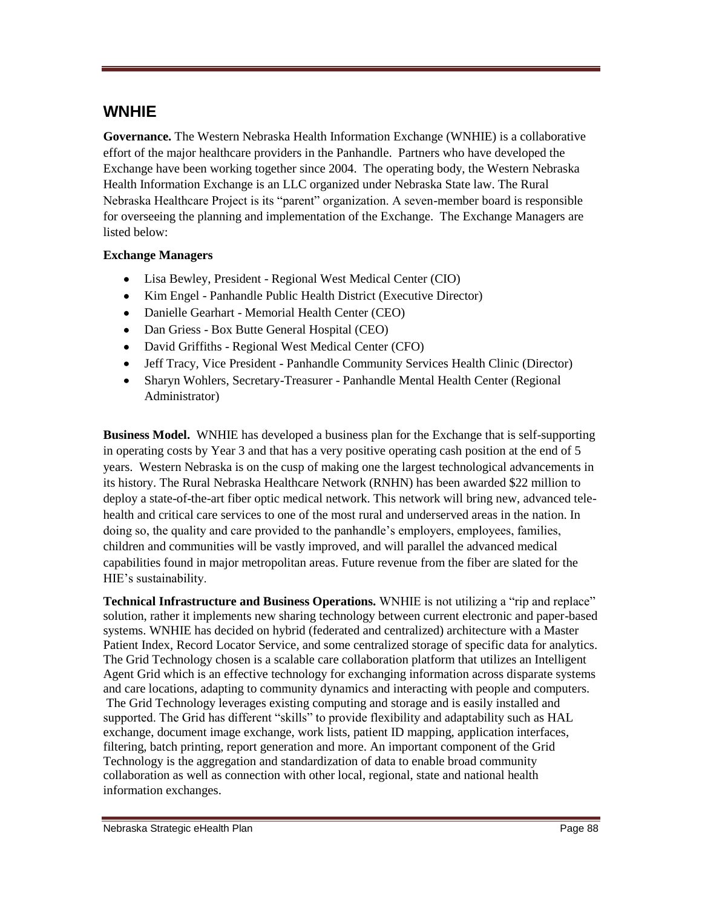## WNHIE

**Governance.** The Western Nebraska Health Information Exchange (WNHIE) is a collaborative effort of the major healthcare providers in the Panhandle. Partners who have developed the Exchange have been working together since 2004. The operating body, the Western Nebraska Health Information Exchange is an LLC organized under Nebraska State law. The Rural Nebraska Healthcare Project is its "parent" organization. A seven-member board is responsible for overseeing the planning and implementation of the Exchange. The Exchange Managers are listed below:

**Exchange Managers**

- Lisa Bewley, President - Regional West Medical Center (CIO)
- Kim Engel - Panhandle Public Health District (Executive Director)
- Danielle Gearhart - Memorial Health Center (CEO)
- Dan Griess - Box Butte General Hospital (CEO)
- David Griffiths - Regional West Medical Center (CFO)
- Jeff Tracy, Vice President - Panhandle Community Services Health Clinic (Director)
- Sharyn Wohlers, Secretary-Treasurer - Panhandle Mental Health Center (Regional Administrator)

**Business Model.** WNHIE has developed a business plan for the Exchange that is self-supporting in operating costs by Year 3 and that has a very positive operating cash position at the end of 5 years. Western Nebraska is on the cusp of making one the largest technological advancements in its history. The Rural Nebraska Healthcare Network (RNHN) has been awarded $22 million to deploy a state-of-the-art fiber optic medical network. This network will bring new, advanced tele-health and critical care services to one of the most rural and underserved areas in the nation. In doing so, the quality and care provided to the panhandle's employers, employees, families, children and communities will be vastly improved, and will parallel the advanced medical capabilities found in major metropolitan areas. Future revenue from the fiber are slated for the HIE's sustainability.

**Technical Infrastructure and Business Operations.** WNHIE is not utilizing a "rip and replace" solution, rather it implements new sharing technology between current electronic and paper-based systems. WNHIE has decided on hybrid (federated and centralized) architecture with a Master Patient Index, Record Locator Service, and some centralized storage of specific data for analytics. The Grid Technology chosen is a scalable care collaboration platform that utilizes an Intelligent Agent Grid which is an effective technology for exchanging information across disparate systems and care locations, adapting to community dynamics and interacting with people and computers. The Grid Technology leverages existing computing and storage and is easily installed and supported. The Grid has different "skills" to provide flexibility and adaptability such as HAL exchange, document image exchange, work lists, patient ID mapping, application interfaces, filtering, batch printing, report generation and more. An important component of the Grid Technology is the aggregation and standardization of data to enable broad community collaboration as well as connection with other local, regional, state and national health information exchanges.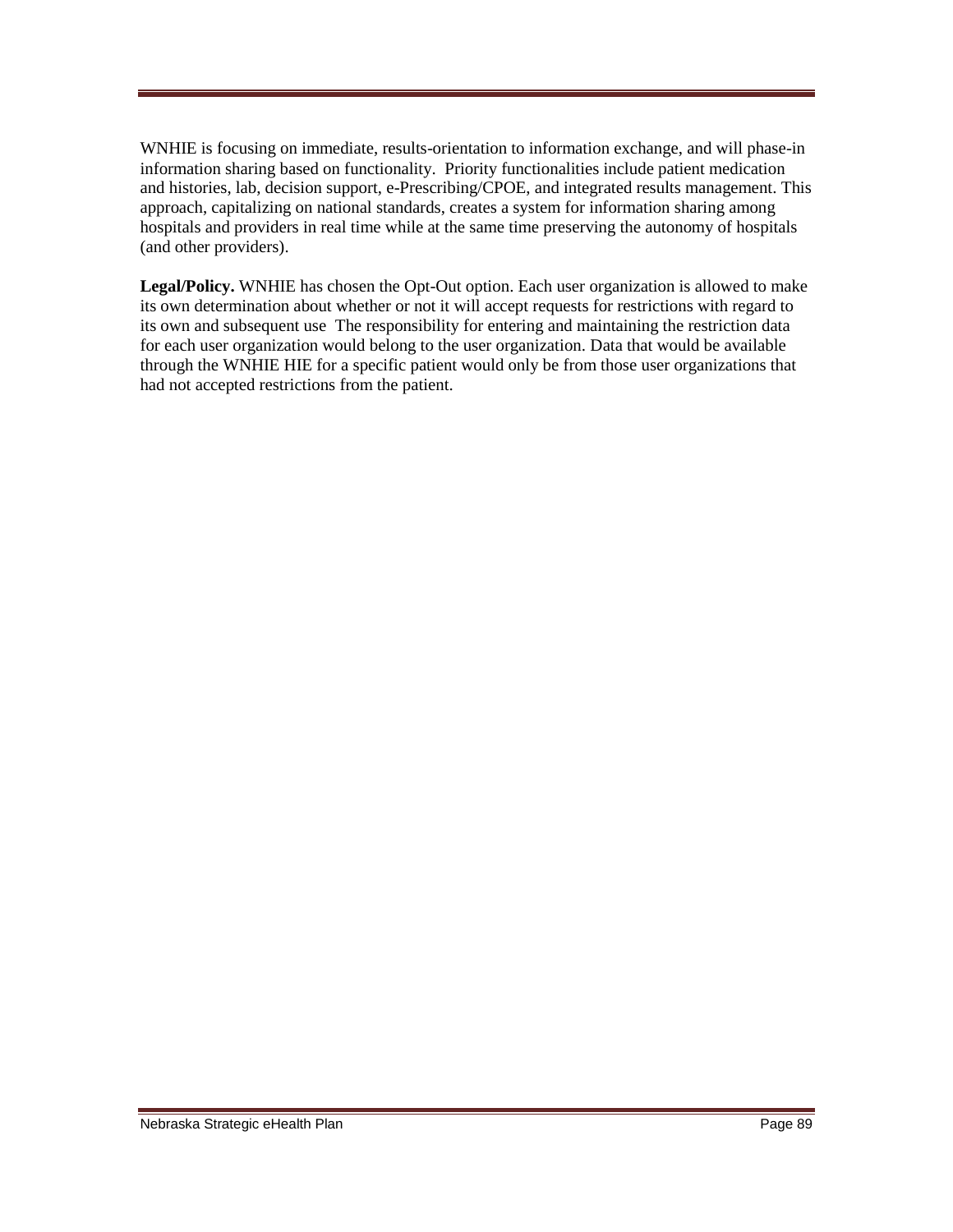WNHIE is focusing on immediate, results-orientation to information exchange, and will phase-in information sharing based on functionality. Priority functionalities include patient medication and histories, lab, decision support, e-Prescribing/CPOE, and integrated results management. This approach, capitalizing on national standards, creates a system for information sharing among hospitals and providers in real time while at the same time preserving the autonomy of hospitals (and other providers).

**Legal/Policy.** WNHIE has chosen the Opt-Out option. Each user organization is allowed to make its own determination about whether or not it will accept requests for restrictions with regard to its own and subsequent use The responsibility for entering and maintaining the restriction data for each user organization would belong to the user organization. Data that would be available through the WNHIE HIE for a specific patient would only be from those user organizations that had not accepted restrictions from the patient.